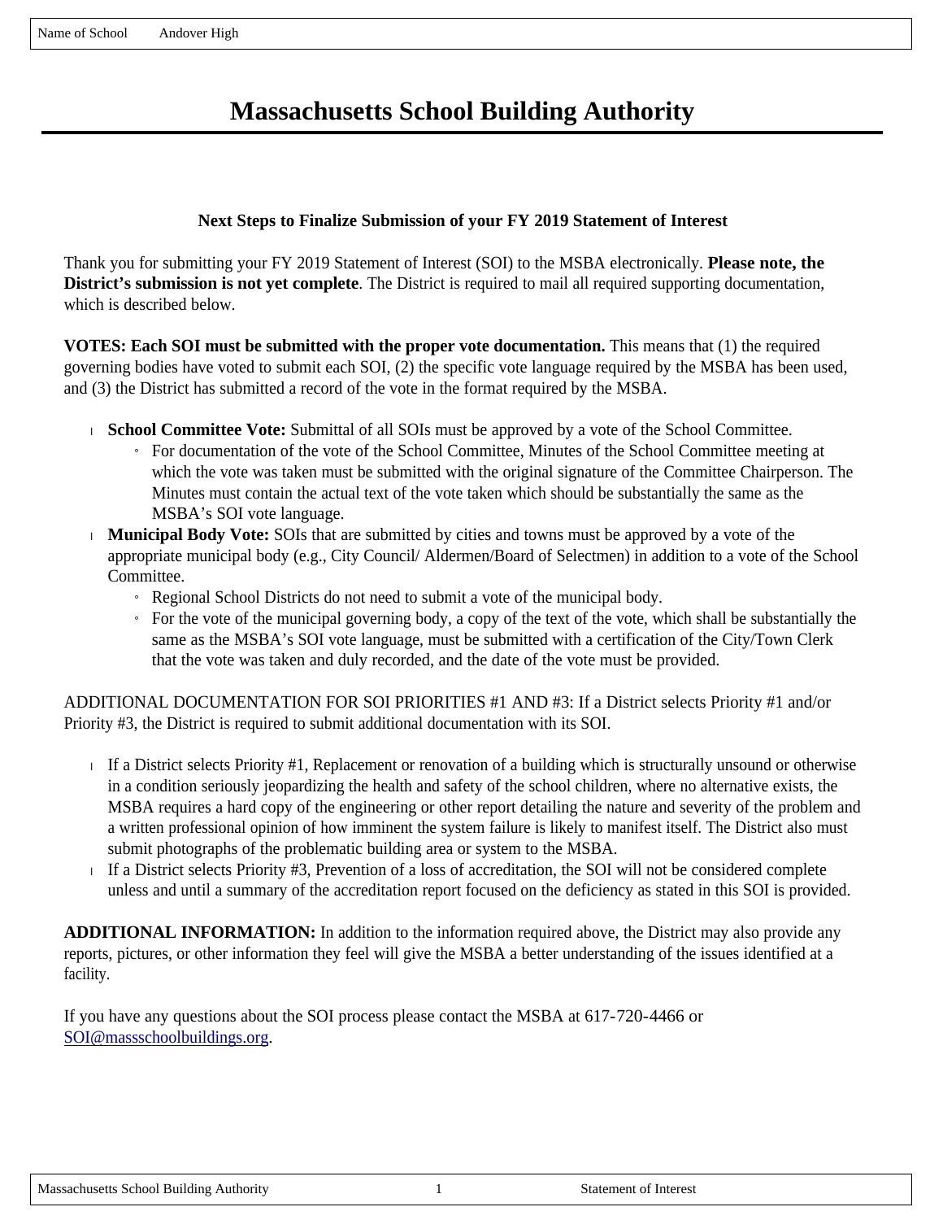Name of School Andover High

# Massachusetts School Building Authority

### Next Steps to Finalize Submission of your FY 2019 Statement of Interest

Thank you for submitting your FY 2019 Statement of Interest (SOI) to the MSBA electronically. **Please note, the District's submission is not yet complete**. The District is required to mail all required supporting documentation, which is described below.

**VOTES: Each SOI must be submitted with the proper vote documentation.** This means that (1) the required governing bodies have voted to submit each SOI, (2) the specific vote language required by the MSBA has been used, and (3) the District has submitted a record of the vote in the format required by the MSBA.

- **School Committee Vote:** Submittal of all SOIs must be approved by a vote of the School Committee.
  - For documentation of the vote of the School Committee, Minutes of the School Committee meeting at which the vote was taken must be submitted with the original signature of the Committee Chairperson. The Minutes must contain the actual text of the vote taken which should be substantially the same as the MSBA's SOI vote language.
- **Municipal Body Vote:** SOIs that are submitted by cities and towns must be approved by a vote of the appropriate municipal body (e.g., City Council/ Aldermen/Board of Selectmen) in addition to a vote of the School Committee.
  - Regional School Districts do not need to submit a vote of the municipal body.
  - For the vote of the municipal governing body, a copy of the text of the vote, which shall be substantially the same as the MSBA's SOI vote language, must be submitted with a certification of the City/Town Clerk that the vote was taken and duly recorded, and the date of the vote must be provided.

ADDITIONAL DOCUMENTATION FOR SOI PRIORITIES #1 AND #3: If a District selects Priority #1 and/or Priority #3, the District is required to submit additional documentation with its SOI.

- If a District selects Priority #1, Replacement or renovation of a building which is structurally unsound or otherwise in a condition seriously jeopardizing the health and safety of the school children, where no alternative exists, the MSBA requires a hard copy of the engineering or other report detailing the nature and severity of the problem and a written professional opinion of how imminent the system failure is likely to manifest itself. The District also must submit photographs of the problematic building area or system to the MSBA.
- If a District selects Priority #3, Prevention of a loss of accreditation, the SOI will not be considered complete unless and until a summary of the accreditation report focused on the deficiency as stated in this SOI is provided.

**ADDITIONAL INFORMATION:** In addition to the information required above, the District may also provide any reports, pictures, or other information they feel will give the MSBA a better understanding of the issues identified at a facility.

If you have any questions about the SOI process please contact the MSBA at 617-720-4466 or SOI@massschoolbuildings.org.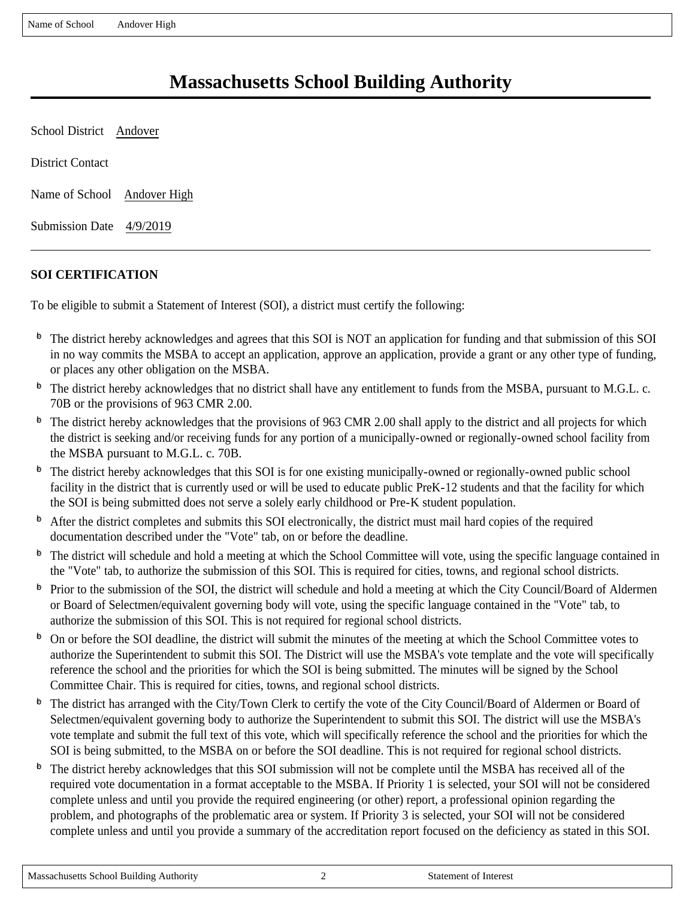# Massachusetts School Building Authority

School District Andover

District Contact

Name of School Andover High

Submission Date 4/9/2019

---

**SOI CERTIFICATION**

To be eligible to submit a Statement of Interest (SOI), a district must certify the following:

- The district hereby acknowledges and agrees that this SOI is NOT an application for funding and that submission of this SOI in no way commits the MSBA to accept an application, approve an application, provide a grant or any other type of funding, or places any other obligation on the MSBA.
- The district hereby acknowledges that no district shall have any entitlement to funds from the MSBA, pursuant to M.G.L. c. 70B or the provisions of 963 CMR 2.00.
- The district hereby acknowledges that the provisions of 963 CMR 2.00 shall apply to the district and all projects for which the district is seeking and/or receiving funds for any portion of a municipally-owned or regionally-owned school facility from the MSBA pursuant to M.G.L. c. 70B.
- The district hereby acknowledges that this SOI is for one existing municipally-owned or regionally-owned public school facility in the district that is currently used or will be used to educate public PreK-12 students and that the facility for which the SOI is being submitted does not serve a solely early childhood or Pre-K student population.
- After the district completes and submits this SOI electronically, the district must mail hard copies of the required documentation described under the "Vote" tab, on or before the deadline.
- The district will schedule and hold a meeting at which the School Committee will vote, using the specific language contained in the "Vote" tab, to authorize the submission of this SOI. This is required for cities, towns, and regional school districts.
- Prior to the submission of the SOI, the district will schedule and hold a meeting at which the City Council/Board of Aldermen or Board of Selectmen/equivalent governing body will vote, using the specific language contained in the "Vote" tab, to authorize the submission of this SOI. This is not required for regional school districts.
- On or before the SOI deadline, the district will submit the minutes of the meeting at which the School Committee votes to authorize the Superintendent to submit this SOI. The District will use the MSBA's vote template and the vote will specifically reference the school and the priorities for which the SOI is being submitted. The minutes will be signed by the School Committee Chair. This is required for cities, towns, and regional school districts.
- The district has arranged with the City/Town Clerk to certify the vote of the City Council/Board of Aldermen or Board of Selectmen/equivalent governing body to authorize the Superintendent to submit this SOI. The district will use the MSBA's vote template and submit the full text of this vote, which will specifically reference the school and the priorities for which the SOI is being submitted, to the MSBA on or before the SOI deadline. This is not required for regional school districts.
- The district hereby acknowledges that this SOI submission will not be complete until the MSBA has received all of the required vote documentation in a format acceptable to the MSBA. If Priority 1 is selected, your SOI will not be considered complete unless and until you provide the required engineering (or other) report, a professional opinion regarding the problem, and photographs of the problematic area or system. If Priority 3 is selected, your SOI will not be considered complete unless and until you provide a summary of the accreditation report focused on the deficiency as stated in this SOI.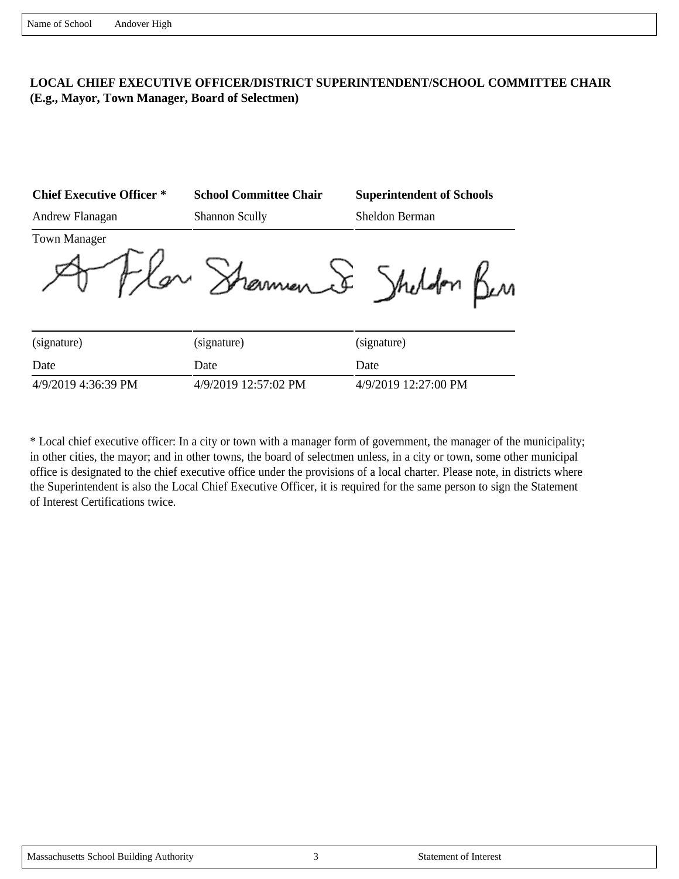Name of School Andover High

**LOCAL CHIEF EXECUTIVE OFFICER/DISTRICT SUPERINTENDENT/SCHOOL COMMITTEE CHAIR (E.g., Mayor, Town Manager, Board of Selectmen)**

| Chief Executive Officer * | School Committee Chair | Superintendent of Schools |
|---|---|---|
| Andrew Flanagan | Shannon Scully | Sheldon Berman |
| Town Manager | | |
| (signature) | (signature) | (signature) |
| Date | Date | Date |
| 4/9/2019 4:36:39 PM | 4/9/2019 12:57:02 PM | 4/9/2019 12:27:00 PM |

* Local chief executive officer: In a city or town with a manager form of government, the manager of the municipality; in other cities, the mayor; and in other towns, the board of selectmen unless, in a city or town, some other municipal office is designated to the chief executive office under the provisions of a local charter. Please note, in districts where the Superintendent is also the Local Chief Executive Officer, it is required for the same person to sign the Statement of Interest Certifications twice.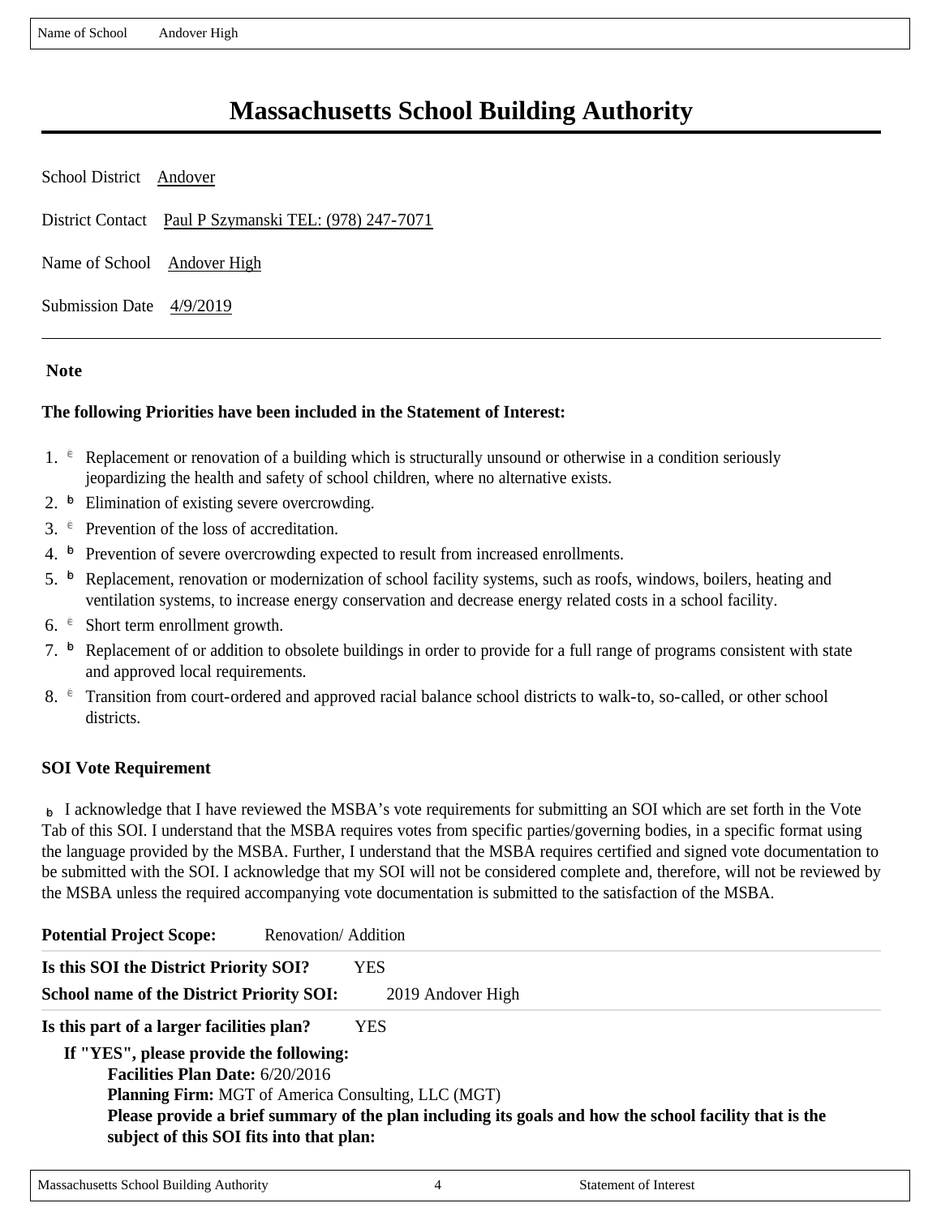# Massachusetts School Building Authority

School District Andover

District Contact Paul P Szymanski TEL: (978) 247-7071

Name of School Andover High

Submission Date 4/9/2019

---

**Note**

**The following Priorities have been included in the Statement of Interest:**

1. ☐ Replacement or renovation of a building which is structurally unsound or otherwise in a condition seriously jeopardizing the health and safety of school children, where no alternative exists.
2. ☑ Elimination of existing severe overcrowding.
3. ☐ Prevention of the loss of accreditation.
4. ☑ Prevention of severe overcrowding expected to result from increased enrollments.
5. ☑ Replacement, renovation or modernization of school facility systems, such as roofs, windows, boilers, heating and ventilation systems, to increase energy conservation and decrease energy related costs in a school facility.
6. ☐ Short term enrollment growth.
7. ☑ Replacement of or addition to obsolete buildings in order to provide for a full range of programs consistent with state and approved local requirements.
8. ☐ Transition from court-ordered and approved racial balance school districts to walk-to, so-called, or other school districts.

**SOI Vote Requirement**

☑ I acknowledge that I have reviewed the MSBA's vote requirements for submitting an SOI which are set forth in the Vote Tab of this SOI. I understand that the MSBA requires votes from specific parties/governing bodies, in a specific format using the language provided by the MSBA. Further, I understand that the MSBA requires certified and signed vote documentation to be submitted with the SOI. I acknowledge that my SOI will not be considered complete and, therefore, will not be reviewed by the MSBA unless the required accompanying vote documentation is submitted to the satisfaction of the MSBA.

**Potential Project Scope:** Renovation/ Addition

**Is this SOI the District Priority SOI?** YES

**School name of the District Priority SOI:** 2019 Andover High

**Is this part of a larger facilities plan?** YES

**If "YES", please provide the following:**

**Facilities Plan Date:** 6/20/2016

**Planning Firm:** MGT of America Consulting, LLC (MGT)

**Please provide a brief summary of the plan including its goals and how the school facility that is the subject of this SOI fits into that plan:**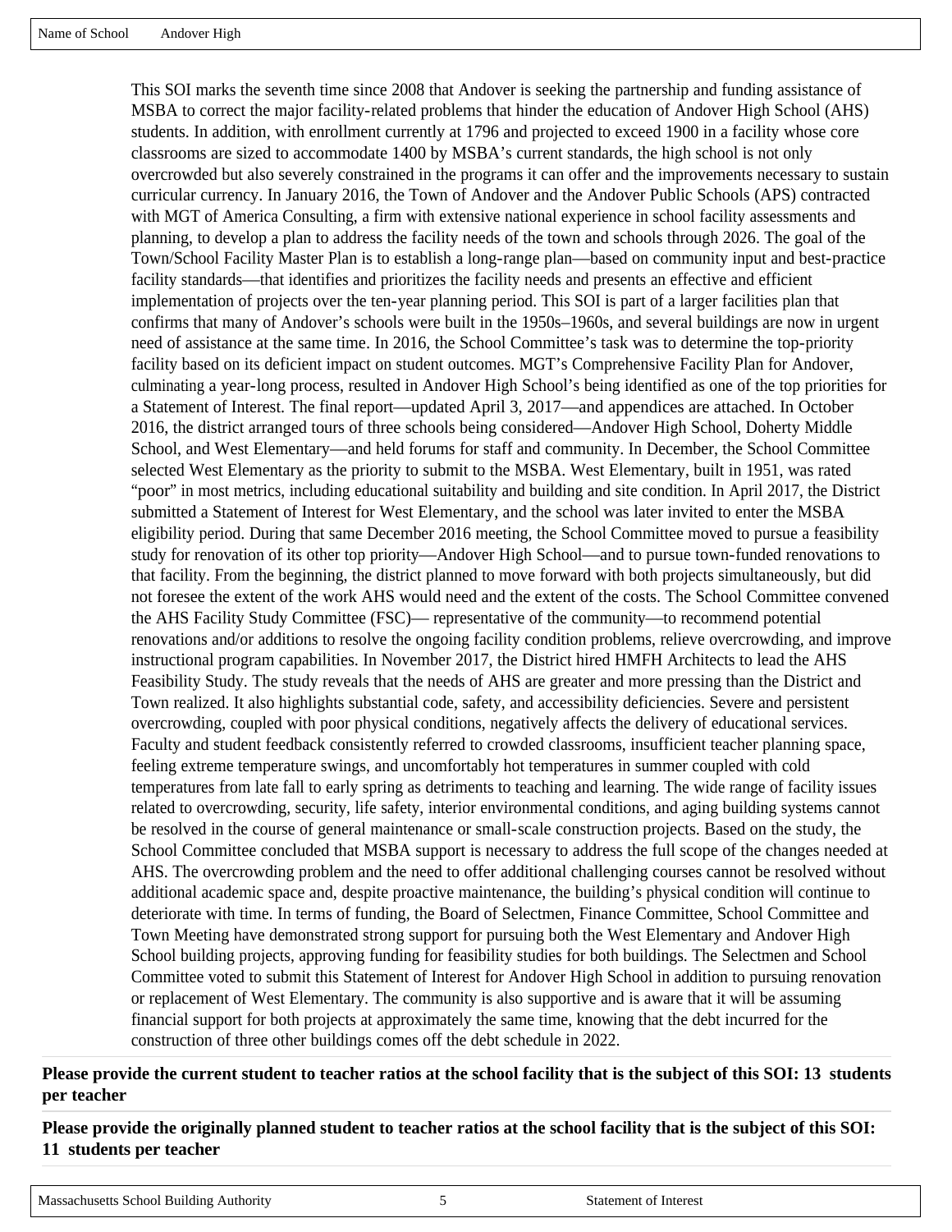Name of School Andover High

This SOI marks the seventh time since 2008 that Andover is seeking the partnership and funding assistance of MSBA to correct the major facility-related problems that hinder the education of Andover High School (AHS) students. In addition, with enrollment currently at 1796 and projected to exceed 1900 in a facility whose core classrooms are sized to accommodate 1400 by MSBA's current standards, the high school is not only overcrowded but also severely constrained in the programs it can offer and the improvements necessary to sustain curricular currency. In January 2016, the Town of Andover and the Andover Public Schools (APS) contracted with MGT of America Consulting, a firm with extensive national experience in school facility assessments and planning, to develop a plan to address the facility needs of the town and schools through 2026. The goal of the Town/School Facility Master Plan is to establish a long-range plan—based on community input and best-practice facility standards—that identifies and prioritizes the facility needs and presents an effective and efficient implementation of projects over the ten-year planning period. This SOI is part of a larger facilities plan that confirms that many of Andover's schools were built in the 1950s–1960s, and several buildings are now in urgent need of assistance at the same time. In 2016, the School Committee's task was to determine the top-priority facility based on its deficient impact on student outcomes. MGT's Comprehensive Facility Plan for Andover, culminating a year-long process, resulted in Andover High School's being identified as one of the top priorities for a Statement of Interest. The final report—updated April 3, 2017—and appendices are attached. In October 2016, the district arranged tours of three schools being considered—Andover High School, Doherty Middle School, and West Elementary—and held forums for staff and community. In December, the School Committee selected West Elementary as the priority to submit to the MSBA. West Elementary, built in 1951, was rated "poor" in most metrics, including educational suitability and building and site condition. In April 2017, the District submitted a Statement of Interest for West Elementary, and the school was later invited to enter the MSBA eligibility period. During that same December 2016 meeting, the School Committee moved to pursue a feasibility study for renovation of its other top priority—Andover High School—and to pursue town-funded renovations to that facility. From the beginning, the district planned to move forward with both projects simultaneously, but did not foresee the extent of the work AHS would need and the extent of the costs. The School Committee convened the AHS Facility Study Committee (FSC)— representative of the community—to recommend potential renovations and/or additions to resolve the ongoing facility condition problems, relieve overcrowding, and improve instructional program capabilities. In November 2017, the District hired HMFH Architects to lead the AHS Feasibility Study. The study reveals that the needs of AHS are greater and more pressing than the District and Town realized. It also highlights substantial code, safety, and accessibility deficiencies. Severe and persistent overcrowding, coupled with poor physical conditions, negatively affects the delivery of educational services. Faculty and student feedback consistently referred to crowded classrooms, insufficient teacher planning space, feeling extreme temperature swings, and uncomfortably hot temperatures in summer coupled with cold temperatures from late fall to early spring as detriments to teaching and learning. The wide range of facility issues related to overcrowding, security, life safety, interior environmental conditions, and aging building systems cannot be resolved in the course of general maintenance or small-scale construction projects. Based on the study, the School Committee concluded that MSBA support is necessary to address the full scope of the changes needed at AHS. The overcrowding problem and the need to offer additional challenging courses cannot be resolved without additional academic space and, despite proactive maintenance, the building's physical condition will continue to deteriorate with time. In terms of funding, the Board of Selectmen, Finance Committee, School Committee and Town Meeting have demonstrated strong support for pursuing both the West Elementary and Andover High School building projects, approving funding for feasibility studies for both buildings. The Selectmen and School Committee voted to submit this Statement of Interest for Andover High School in addition to pursuing renovation or replacement of West Elementary. The community is also supportive and is aware that it will be assuming financial support for both projects at approximately the same time, knowing that the debt incurred for the construction of three other buildings comes off the debt schedule in 2022.

**Please provide the current student to teacher ratios at the school facility that is the subject of this SOI: 13 students per teacher**

**Please provide the originally planned student to teacher ratios at the school facility that is the subject of this SOI: 11 students per teacher**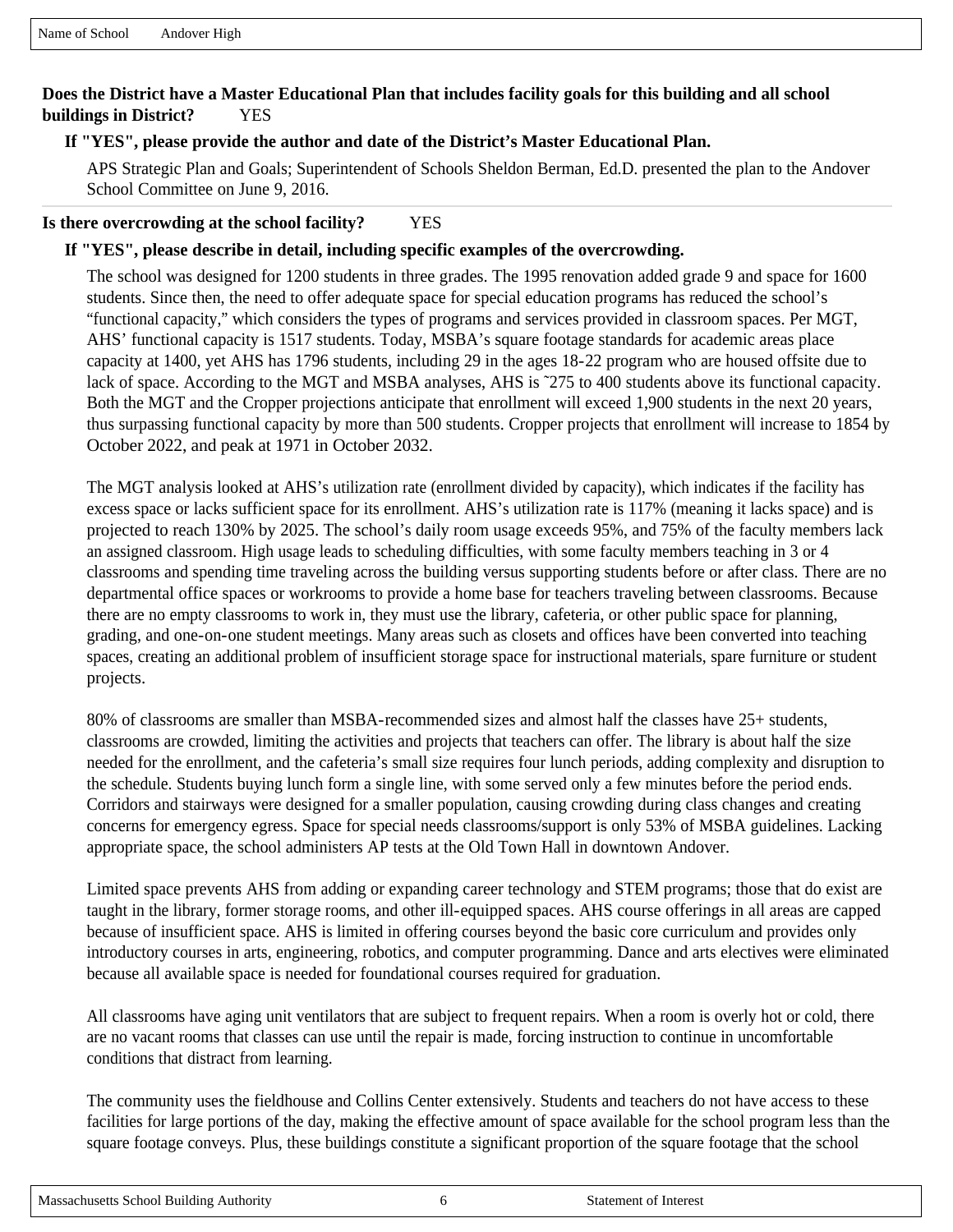Name of School Andover High

**Does the District have a Master Educational Plan that includes facility goals for this building and all school buildings in District?** YES

**If "YES", please provide the author and date of the District's Master Educational Plan.**

APS Strategic Plan and Goals; Superintendent of Schools Sheldon Berman, Ed.D. presented the plan to the Andover School Committee on June 9, 2016.

---

**Is there overcrowding at the school facility?** YES

**If "YES", please describe in detail, including specific examples of the overcrowding.**

The school was designed for 1200 students in three grades. The 1995 renovation added grade 9 and space for 1600 students. Since then, the need to offer adequate space for special education programs has reduced the school's "functional capacity," which considers the types of programs and services provided in classroom spaces. Per MGT, AHS' functional capacity is 1517 students. Today, MSBA's square footage standards for academic areas place capacity at 1400, yet AHS has 1796 students, including 29 in the ages 18-22 program who are housed offsite due to lack of space. According to the MGT and MSBA analyses, AHS is ˜275 to 400 students above its functional capacity. Both the MGT and the Cropper projections anticipate that enrollment will exceed 1,900 students in the next 20 years, thus surpassing functional capacity by more than 500 students. Cropper projects that enrollment will increase to 1854 by October 2022, and peak at 1971 in October 2032.

The MGT analysis looked at AHS's utilization rate (enrollment divided by capacity), which indicates if the facility has excess space or lacks sufficient space for its enrollment. AHS's utilization rate is 117% (meaning it lacks space) and is projected to reach 130% by 2025. The school's daily room usage exceeds 95%, and 75% of the faculty members lack an assigned classroom. High usage leads to scheduling difficulties, with some faculty members teaching in 3 or 4 classrooms and spending time traveling across the building versus supporting students before or after class. There are no departmental office spaces or workrooms to provide a home base for teachers traveling between classrooms. Because there are no empty classrooms to work in, they must use the library, cafeteria, or other public space for planning, grading, and one-on-one student meetings. Many areas such as closets and offices have been converted into teaching spaces, creating an additional problem of insufficient storage space for instructional materials, spare furniture or student projects.

80% of classrooms are smaller than MSBA-recommended sizes and almost half the classes have 25+ students, classrooms are crowded, limiting the activities and projects that teachers can offer. The library is about half the size needed for the enrollment, and the cafeteria's small size requires four lunch periods, adding complexity and disruption to the schedule. Students buying lunch form a single line, with some served only a few minutes before the period ends. Corridors and stairways were designed for a smaller population, causing crowding during class changes and creating concerns for emergency egress. Space for special needs classrooms/support is only 53% of MSBA guidelines. Lacking appropriate space, the school administers AP tests at the Old Town Hall in downtown Andover.

Limited space prevents AHS from adding or expanding career technology and STEM programs; those that do exist are taught in the library, former storage rooms, and other ill-equipped spaces. AHS course offerings in all areas are capped because of insufficient space. AHS is limited in offering courses beyond the basic core curriculum and provides only introductory courses in arts, engineering, robotics, and computer programming. Dance and arts electives were eliminated because all available space is needed for foundational courses required for graduation.

All classrooms have aging unit ventilators that are subject to frequent repairs. When a room is overly hot or cold, there are no vacant rooms that classes can use until the repair is made, forcing instruction to continue in uncomfortable conditions that distract from learning.

The community uses the fieldhouse and Collins Center extensively. Students and teachers do not have access to these facilities for large portions of the day, making the effective amount of space available for the school program less than the square footage conveys. Plus, these buildings constitute a significant proportion of the square footage that the school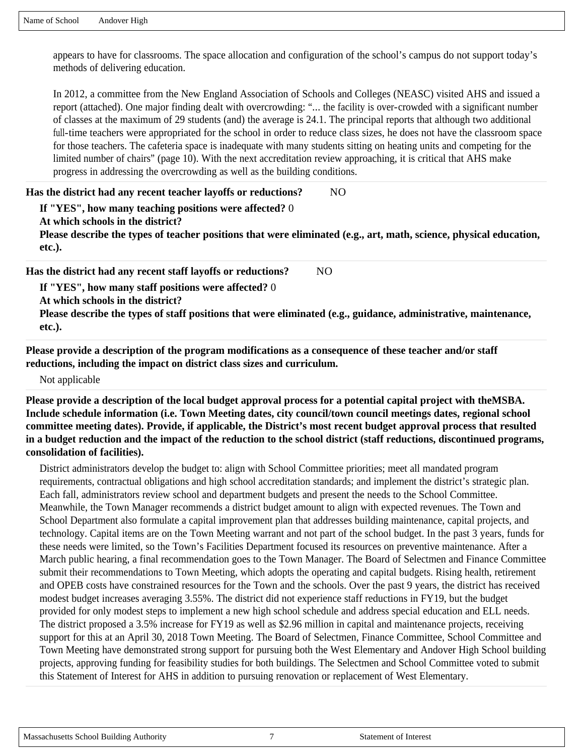appears to have for classrooms. The space allocation and configuration of the school's campus do not support today's methods of delivering education.

In 2012, a committee from the New England Association of Schools and Colleges (NEASC) visited AHS and issued a report (attached). One major finding dealt with overcrowding: "... the facility is over-crowded with a significant number of classes at the maximum of 29 students (and) the average is 24.1. The principal reports that although two additional full-time teachers were appropriated for the school in order to reduce class sizes, he does not have the classroom space for those teachers. The cafeteria space is inadequate with many students sitting on heating units and competing for the limited number of chairs" (page 10). With the next accreditation review approaching, it is critical that AHS make progress in addressing the overcrowding as well as the building conditions.

**Has the district had any recent teacher layoffs or reductions?** NO

**If "YES", how many teaching positions were affected?** 0

**At which schools in the district?**

**Please describe the types of teacher positions that were eliminated (e.g., art, math, science, physical education, etc.).**

**Has the district had any recent staff layoffs or reductions?** NO

**If "YES", how many staff positions were affected?** 0

**At which schools in the district?**

**Please describe the types of staff positions that were eliminated (e.g., guidance, administrative, maintenance, etc.).**

**Please provide a description of the program modifications as a consequence of these teacher and/or staff reductions, including the impact on district class sizes and curriculum.**

Not applicable

**Please provide a description of the local budget approval process for a potential capital project with theMSBA. Include schedule information (i.e. Town Meeting dates, city council/town council meetings dates, regional school committee meeting dates). Provide, if applicable, the District's most recent budget approval process that resulted in a budget reduction and the impact of the reduction to the school district (staff reductions, discontinued programs, consolidation of facilities).**

District administrators develop the budget to: align with School Committee priorities; meet all mandated program requirements, contractual obligations and high school accreditation standards; and implement the district's strategic plan. Each fall, administrators review school and department budgets and present the needs to the School Committee. Meanwhile, the Town Manager recommends a district budget amount to align with expected revenues. The Town and School Department also formulate a capital improvement plan that addresses building maintenance, capital projects, and technology. Capital items are on the Town Meeting warrant and not part of the school budget. In the past 3 years, funds for these needs were limited, so the Town's Facilities Department focused its resources on preventive maintenance. After a March public hearing, a final recommendation goes to the Town Manager. The Board of Selectmen and Finance Committee submit their recommendations to Town Meeting, which adopts the operating and capital budgets. Rising health, retirement and OPEB costs have constrained resources for the Town and the schools. Over the past 9 years, the district has received modest budget increases averaging 3.55%. The district did not experience staff reductions in FY19, but the budget provided for only modest steps to implement a new high school schedule and address special education and ELL needs. The district proposed a 3.5% increase for FY19 as well as $2.96 million in capital and maintenance projects, receiving support for this at an April 30, 2018 Town Meeting. The Board of Selectmen, Finance Committee, School Committee and Town Meeting have demonstrated strong support for pursuing both the West Elementary and Andover High School building projects, approving funding for feasibility studies for both buildings. The Selectmen and School Committee voted to submit this Statement of Interest for AHS in addition to pursuing renovation or replacement of West Elementary.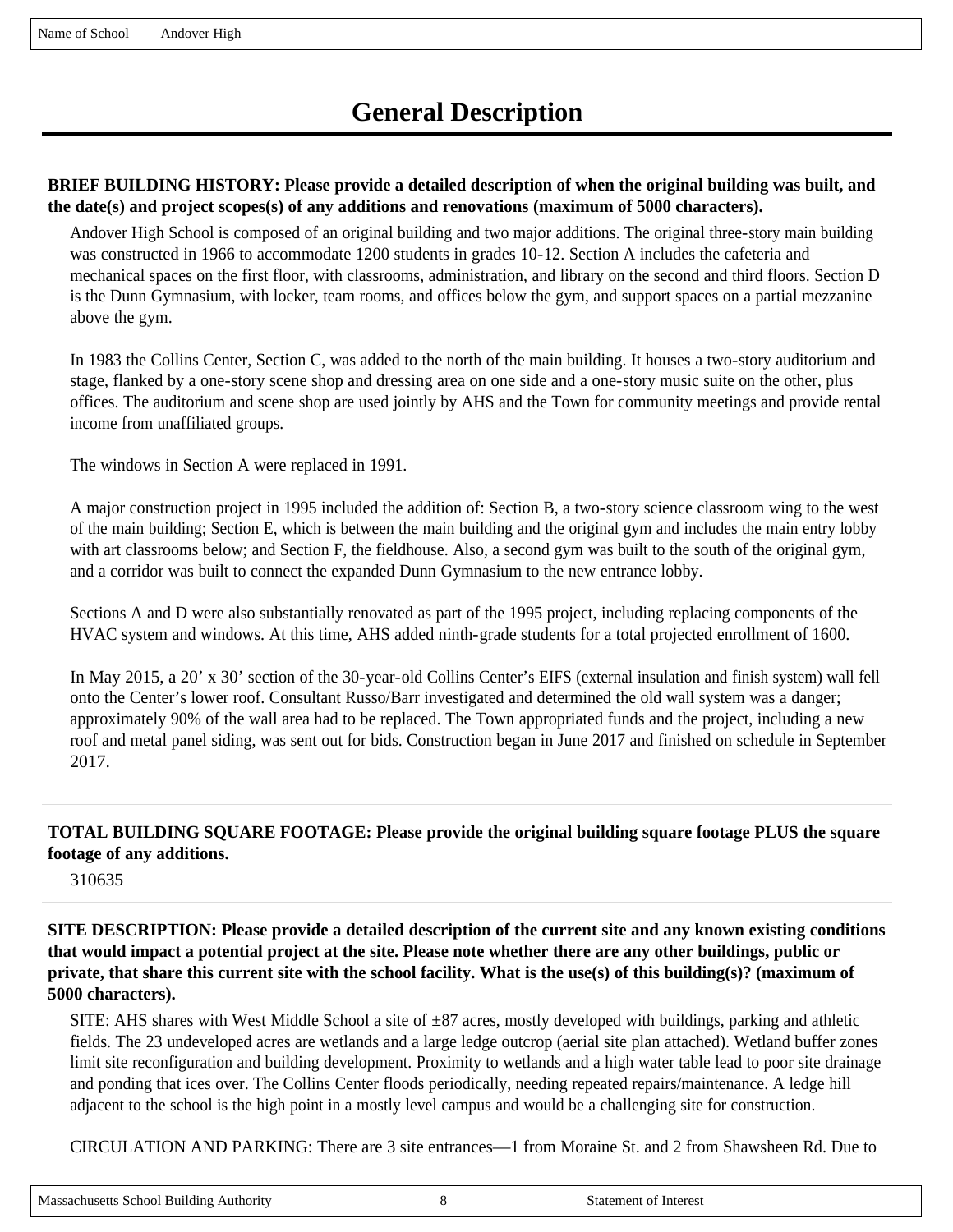# General Description

**BRIEF BUILDING HISTORY: Please provide a detailed description of when the original building was built, and the date(s) and project scopes(s) of any additions and renovations (maximum of 5000 characters).**

Andover High School is composed of an original building and two major additions. The original three-story main building was constructed in 1966 to accommodate 1200 students in grades 10-12. Section A includes the cafeteria and mechanical spaces on the first floor, with classrooms, administration, and library on the second and third floors. Section D is the Dunn Gymnasium, with locker, team rooms, and offices below the gym, and support spaces on a partial mezzanine above the gym.

In 1983 the Collins Center, Section C, was added to the north of the main building. It houses a two-story auditorium and stage, flanked by a one-story scene shop and dressing area on one side and a one-story music suite on the other, plus offices. The auditorium and scene shop are used jointly by AHS and the Town for community meetings and provide rental income from unaffiliated groups.

The windows in Section A were replaced in 1991.

A major construction project in 1995 included the addition of: Section B, a two-story science classroom wing to the west of the main building; Section E, which is between the main building and the original gym and includes the main entry lobby with art classrooms below; and Section F, the fieldhouse. Also, a second gym was built to the south of the original gym, and a corridor was built to connect the expanded Dunn Gymnasium to the new entrance lobby.

Sections A and D were also substantially renovated as part of the 1995 project, including replacing components of the HVAC system and windows. At this time, AHS added ninth-grade students for a total projected enrollment of 1600.

In May 2015, a 20’ x 30’ section of the 30-year-old Collins Center’s EIFS (external insulation and finish system) wall fell onto the Center’s lower roof. Consultant Russo/Barr investigated and determined the old wall system was a danger; approximately 90% of the wall area had to be replaced. The Town appropriated funds and the project, including a new roof and metal panel siding, was sent out for bids. Construction began in June 2017 and finished on schedule in September 2017.

**TOTAL BUILDING SQUARE FOOTAGE: Please provide the original building square footage PLUS the square footage of any additions.**

310635

**SITE DESCRIPTION: Please provide a detailed description of the current site and any known existing conditions that would impact a potential project at the site. Please note whether there are any other buildings, public or private, that share this current site with the school facility. What is the use(s) of this building(s)? (maximum of 5000 characters).**

SITE: AHS shares with West Middle School a site of ±87 acres, mostly developed with buildings, parking and athletic fields. The 23 undeveloped acres are wetlands and a large ledge outcrop (aerial site plan attached). Wetland buffer zones limit site reconfiguration and building development. Proximity to wetlands and a high water table lead to poor site drainage and ponding that ices over. The Collins Center floods periodically, needing repeated repairs/maintenance. A ledge hill adjacent to the school is the high point in a mostly level campus and would be a challenging site for construction.

CIRCULATION AND PARKING: There are 3 site entrances—1 from Moraine St. and 2 from Shawsheen Rd. Due to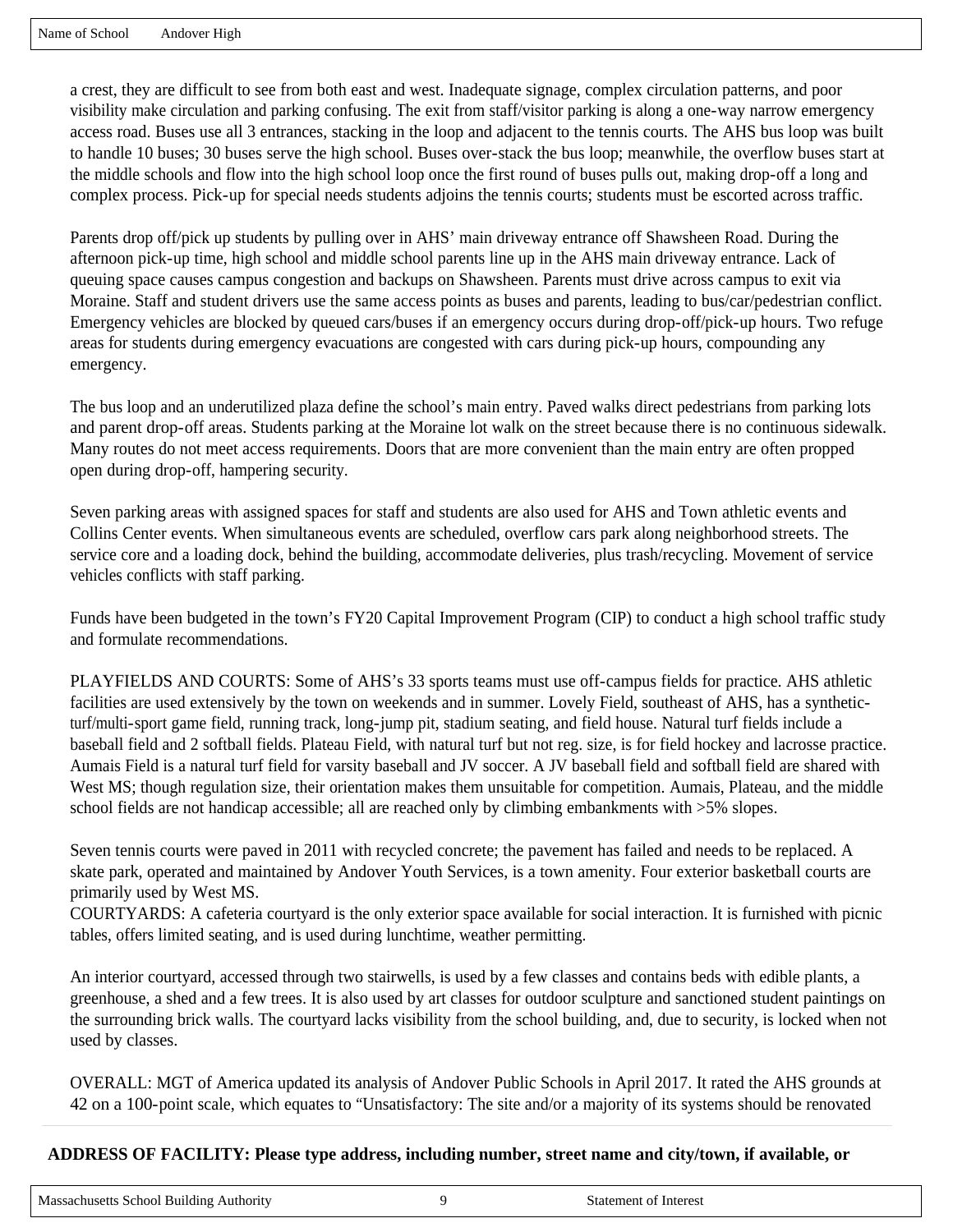a crest, they are difficult to see from both east and west. Inadequate signage, complex circulation patterns, and poor visibility make circulation and parking confusing. The exit from staff/visitor parking is along a one-way narrow emergency access road. Buses use all 3 entrances, stacking in the loop and adjacent to the tennis courts. The AHS bus loop was built to handle 10 buses; 30 buses serve the high school. Buses over-stack the bus loop; meanwhile, the overflow buses start at the middle schools and flow into the high school loop once the first round of buses pulls out, making drop-off a long and complex process. Pick-up for special needs students adjoins the tennis courts; students must be escorted across traffic.

Parents drop off/pick up students by pulling over in AHS' main driveway entrance off Shawsheen Road. During the afternoon pick-up time, high school and middle school parents line up in the AHS main driveway entrance. Lack of queuing space causes campus congestion and backups on Shawsheen. Parents must drive across campus to exit via Moraine. Staff and student drivers use the same access points as buses and parents, leading to bus/car/pedestrian conflict. Emergency vehicles are blocked by queued cars/buses if an emergency occurs during drop-off/pick-up hours. Two refuge areas for students during emergency evacuations are congested with cars during pick-up hours, compounding any emergency.

The bus loop and an underutilized plaza define the school's main entry. Paved walks direct pedestrians from parking lots and parent drop-off areas. Students parking at the Moraine lot walk on the street because there is no continuous sidewalk. Many routes do not meet access requirements. Doors that are more convenient than the main entry are often propped open during drop-off, hampering security.

Seven parking areas with assigned spaces for staff and students are also used for AHS and Town athletic events and Collins Center events. When simultaneous events are scheduled, overflow cars park along neighborhood streets. The service core and a loading dock, behind the building, accommodate deliveries, plus trash/recycling. Movement of service vehicles conflicts with staff parking.

Funds have been budgeted in the town's FY20 Capital Improvement Program (CIP) to conduct a high school traffic study and formulate recommendations.

PLAYFIELDS AND COURTS: Some of AHS's 33 sports teams must use off-campus fields for practice. AHS athletic facilities are used extensively by the town on weekends and in summer. Lovely Field, southeast of AHS, has a synthetic-turf/multi-sport game field, running track, long-jump pit, stadium seating, and field house. Natural turf fields include a baseball field and 2 softball fields. Plateau Field, with natural turf but not reg. size, is for field hockey and lacrosse practice. Aumais Field is a natural turf field for varsity baseball and JV soccer. A JV baseball field and softball field are shared with West MS; though regulation size, their orientation makes them unsuitable for competition. Aumais, Plateau, and the middle school fields are not handicap accessible; all are reached only by climbing embankments with >5% slopes.

Seven tennis courts were paved in 2011 with recycled concrete; the pavement has failed and needs to be replaced. A skate park, operated and maintained by Andover Youth Services, is a town amenity. Four exterior basketball courts are primarily used by West MS.

COURTYARDS: A cafeteria courtyard is the only exterior space available for social interaction. It is furnished with picnic tables, offers limited seating, and is used during lunchtime, weather permitting.

An interior courtyard, accessed through two stairwells, is used by a few classes and contains beds with edible plants, a greenhouse, a shed and a few trees. It is also used by art classes for outdoor sculpture and sanctioned student paintings on the surrounding brick walls. The courtyard lacks visibility from the school building, and, due to security, is locked when not used by classes.

OVERALL: MGT of America updated its analysis of Andover Public Schools in April 2017. It rated the AHS grounds at 42 on a 100-point scale, which equates to "Unsatisfactory: The site and/or a majority of its systems should be renovated

**ADDRESS OF FACILITY: Please type address, including number, street name and city/town, if available, or**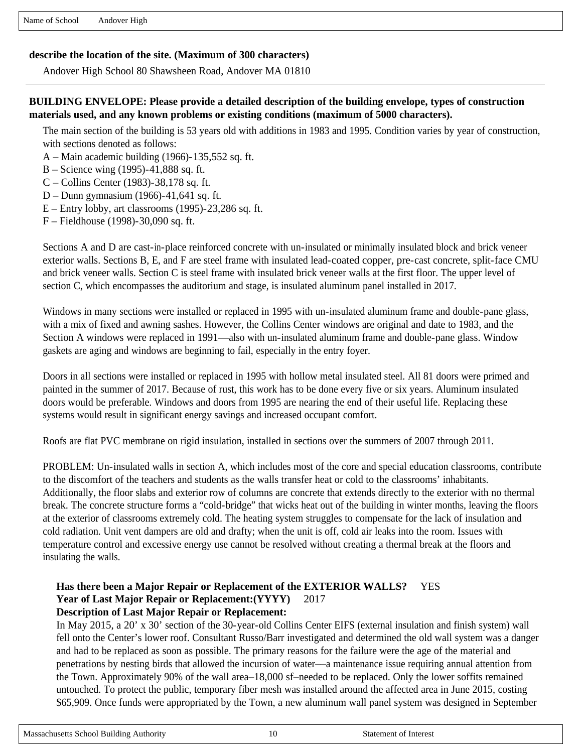Name of School Andover High

**describe the location of the site. (Maximum of 300 characters)**

Andover High School 80 Shawsheen Road, Andover MA 01810

**BUILDING ENVELOPE: Please provide a detailed description of the building envelope, types of construction materials used, and any known problems or existing conditions (maximum of 5000 characters).**

The main section of the building is 53 years old with additions in 1983 and 1995. Condition varies by year of construction, with sections denoted as follows:
A – Main academic building (1966)-135,552 sq. ft.
B – Science wing (1995)-41,888 sq. ft.
C – Collins Center (1983)-38,178 sq. ft.
D – Dunn gymnasium (1966)-41,641 sq. ft.
E – Entry lobby, art classrooms (1995)-23,286 sq. ft.
F – Fieldhouse (1998)-30,090 sq. ft.

Sections A and D are cast-in-place reinforced concrete with un-insulated or minimally insulated block and brick veneer exterior walls. Sections B, E, and F are steel frame with insulated lead-coated copper, pre-cast concrete, split-face CMU and brick veneer walls. Section C is steel frame with insulated brick veneer walls at the first floor. The upper level of section C, which encompasses the auditorium and stage, is insulated aluminum panel installed in 2017.

Windows in many sections were installed or replaced in 1995 with un-insulated aluminum frame and double-pane glass, with a mix of fixed and awning sashes. However, the Collins Center windows are original and date to 1983, and the Section A windows were replaced in 1991—also with un-insulated aluminum frame and double-pane glass. Window gaskets are aging and windows are beginning to fail, especially in the entry foyer.

Doors in all sections were installed or replaced in 1995 with hollow metal insulated steel. All 81 doors were primed and painted in the summer of 2017. Because of rust, this work has to be done every five or six years. Aluminum insulated doors would be preferable. Windows and doors from 1995 are nearing the end of their useful life. Replacing these systems would result in significant energy savings and increased occupant comfort.

Roofs are flat PVC membrane on rigid insulation, installed in sections over the summers of 2007 through 2011.

PROBLEM: Un-insulated walls in section A, which includes most of the core and special education classrooms, contribute to the discomfort of the teachers and students as the walls transfer heat or cold to the classrooms' inhabitants. Additionally, the floor slabs and exterior row of columns are concrete that extends directly to the exterior with no thermal break. The concrete structure forms a "cold-bridge" that wicks heat out of the building in winter months, leaving the floors at the exterior of classrooms extremely cold. The heating system struggles to compensate for the lack of insulation and cold radiation. Unit vent dampers are old and drafty; when the unit is off, cold air leaks into the room. Issues with temperature control and excessive energy use cannot be resolved without creating a thermal break at the floors and insulating the walls.

**Has there been a Major Repair or Replacement of the EXTERIOR WALLS?** YES
**Year of Last Major Repair or Replacement:(YYYY)** 2017
**Description of Last Major Repair or Replacement:**
In May 2015, a 20' x 30' section of the 30-year-old Collins Center EIFS (external insulation and finish system) wall fell onto the Center's lower roof. Consultant Russo/Barr investigated and determined the old wall system was a danger and had to be replaced as soon as possible. The primary reasons for the failure were the age of the material and penetrations by nesting birds that allowed the incursion of water—a maintenance issue requiring annual attention from the Town. Approximately 90% of the wall area–18,000 sf–needed to be replaced. Only the lower soffits remained untouched. To protect the public, temporary fiber mesh was installed around the affected area in June 2015, costing $65,909. Once funds were appropriated by the Town, a new aluminum wall panel system was designed in September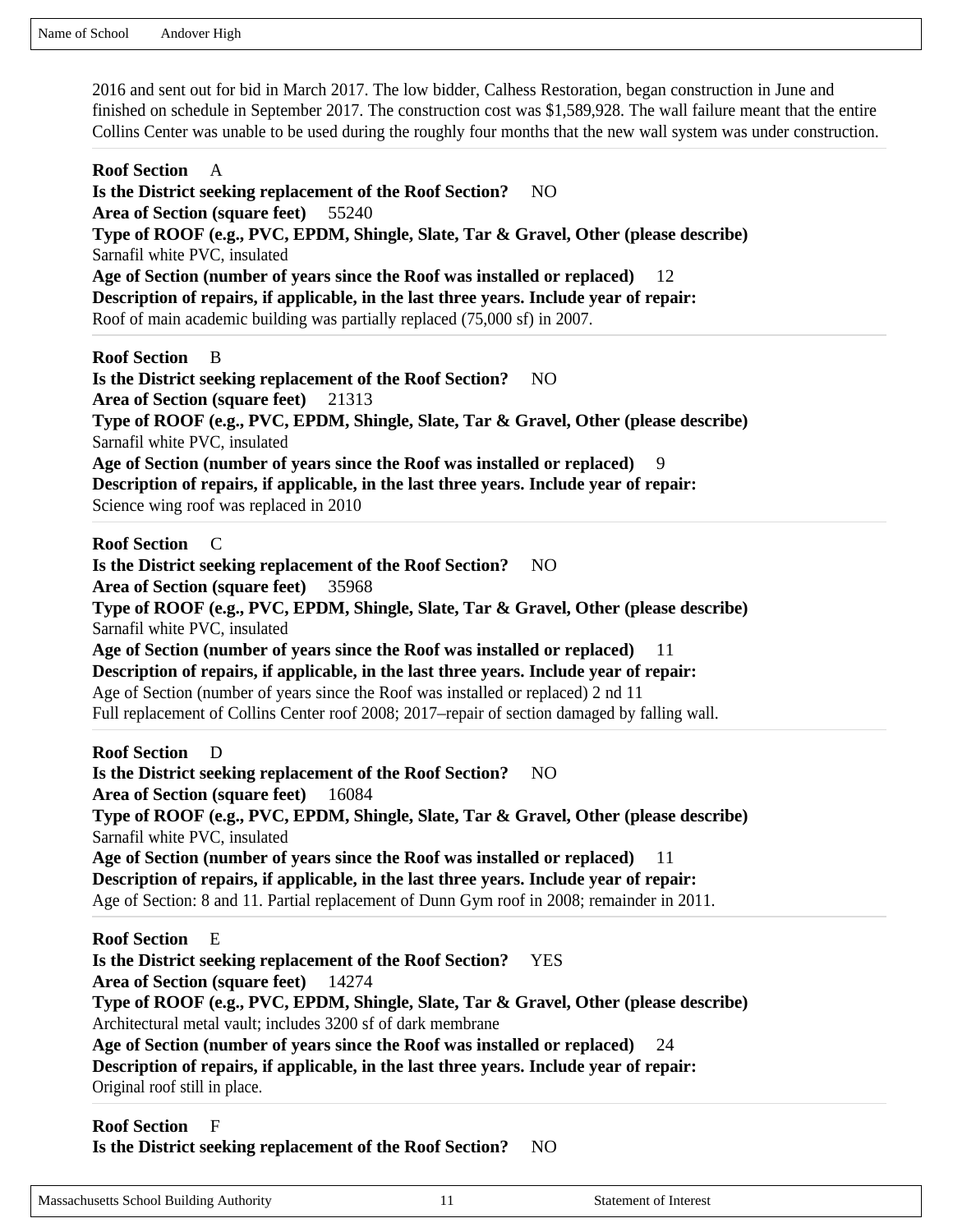2016 and sent out for bid in March 2017. The low bidder, Calhess Restoration, began construction in June and finished on schedule in September 2017. The construction cost was $1,589,928. The wall failure meant that the entire Collins Center was unable to be used during the roughly four months that the new wall system was under construction.

---

**Roof Section** A
**Is the District seeking replacement of the Roof Section?** NO
**Area of Section (square feet)** 55240
**Type of ROOF (e.g., PVC, EPDM, Shingle, Slate, Tar & Gravel, Other (please describe)**
Sarnafil white PVC, insulated
**Age of Section (number of years since the Roof was installed or replaced)** 12
**Description of repairs, if applicable, in the last three years. Include year of repair:**
Roof of main academic building was partially replaced (75,000 sf) in 2007.

---

**Roof Section** B
**Is the District seeking replacement of the Roof Section?** NO
**Area of Section (square feet)** 21313
**Type of ROOF (e.g., PVC, EPDM, Shingle, Slate, Tar & Gravel, Other (please describe)**
Sarnafil white PVC, insulated
**Age of Section (number of years since the Roof was installed or replaced)** 9
**Description of repairs, if applicable, in the last three years. Include year of repair:**
Science wing roof was replaced in 2010

---

**Roof Section** C
**Is the District seeking replacement of the Roof Section?** NO
**Area of Section (square feet)** 35968
**Type of ROOF (e.g., PVC, EPDM, Shingle, Slate, Tar & Gravel, Other (please describe)**
Sarnafil white PVC, insulated
**Age of Section (number of years since the Roof was installed or replaced)** 11
**Description of repairs, if applicable, in the last three years. Include year of repair:**
Age of Section (number of years since the Roof was installed or replaced) 2 nd 11
Full replacement of Collins Center roof 2008; 2017–repair of section damaged by falling wall.

---

**Roof Section** D
**Is the District seeking replacement of the Roof Section?** NO
**Area of Section (square feet)** 16084
**Type of ROOF (e.g., PVC, EPDM, Shingle, Slate, Tar & Gravel, Other (please describe)**
Sarnafil white PVC, insulated
**Age of Section (number of years since the Roof was installed or replaced)** 11
**Description of repairs, if applicable, in the last three years. Include year of repair:**
Age of Section: 8 and 11. Partial replacement of Dunn Gym roof in 2008; remainder in 2011.

---

**Roof Section** E
**Is the District seeking replacement of the Roof Section?** YES
**Area of Section (square feet)** 14274
**Type of ROOF (e.g., PVC, EPDM, Shingle, Slate, Tar & Gravel, Other (please describe)**
Architectural metal vault; includes 3200 sf of dark membrane
**Age of Section (number of years since the Roof was installed or replaced)** 24
**Description of repairs, if applicable, in the last three years. Include year of repair:**
Original roof still in place.

---

**Roof Section** F
**Is the District seeking replacement of the Roof Section?** NO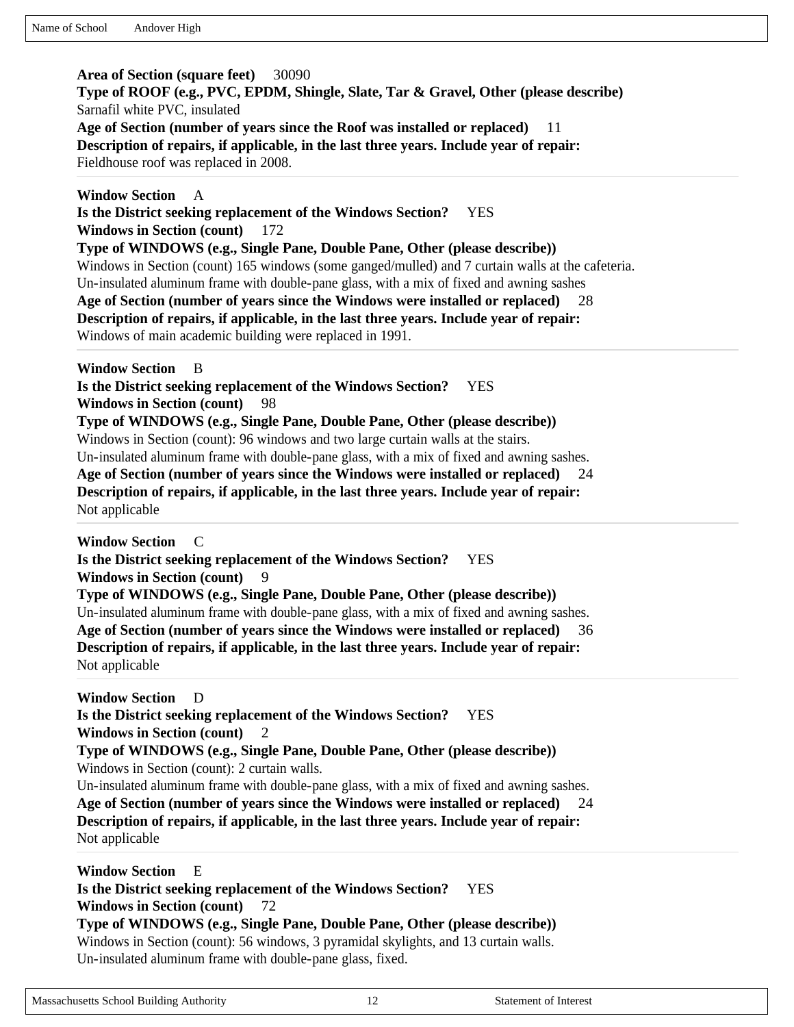Name of School Andover High

**Area of Section (square feet)** 30090
**Type of ROOF (e.g., PVC, EPDM, Shingle, Slate, Tar & Gravel, Other (please describe)**
Sarnafil white PVC, insulated
**Age of Section (number of years since the Roof was installed or replaced)** 11
**Description of repairs, if applicable, in the last three years. Include year of repair:**
Fieldhouse roof was replaced in 2008.

---

**Window Section** A
**Is the District seeking replacement of the Windows Section?** YES
**Windows in Section (count)** 172
**Type of WINDOWS (e.g., Single Pane, Double Pane, Other (please describe))**
Windows in Section (count) 165 windows (some ganged/mulled) and 7 curtain walls at the cafeteria.
Un-insulated aluminum frame with double-pane glass, with a mix of fixed and awning sashes
**Age of Section (number of years since the Windows were installed or replaced)** 28
**Description of repairs, if applicable, in the last three years. Include year of repair:**
Windows of main academic building were replaced in 1991.

---

**Window Section** B
**Is the District seeking replacement of the Windows Section?** YES
**Windows in Section (count)** 98
**Type of WINDOWS (e.g., Single Pane, Double Pane, Other (please describe))**
Windows in Section (count): 96 windows and two large curtain walls at the stairs.
Un-insulated aluminum frame with double-pane glass, with a mix of fixed and awning sashes.
**Age of Section (number of years since the Windows were installed or replaced)** 24
**Description of repairs, if applicable, in the last three years. Include year of repair:**
Not applicable

---

**Window Section** C
**Is the District seeking replacement of the Windows Section?** YES
**Windows in Section (count)** 9
**Type of WINDOWS (e.g., Single Pane, Double Pane, Other (please describe))**
Un-insulated aluminum frame with double-pane glass, with a mix of fixed and awning sashes.
**Age of Section (number of years since the Windows were installed or replaced)** 36
**Description of repairs, if applicable, in the last three years. Include year of repair:**
Not applicable

---

**Window Section** D
**Is the District seeking replacement of the Windows Section?** YES
**Windows in Section (count)** 2
**Type of WINDOWS (e.g., Single Pane, Double Pane, Other (please describe))**
Windows in Section (count): 2 curtain walls.
Un-insulated aluminum frame with double-pane glass, with a mix of fixed and awning sashes.
**Age of Section (number of years since the Windows were installed or replaced)** 24
**Description of repairs, if applicable, in the last three years. Include year of repair:**
Not applicable

---

**Window Section** E
**Is the District seeking replacement of the Windows Section?** YES
**Windows in Section (count)** 72
**Type of WINDOWS (e.g., Single Pane, Double Pane, Other (please describe))**
Windows in Section (count): 56 windows, 3 pyramidal skylights, and 13 curtain walls.
Un-insulated aluminum frame with double-pane glass, fixed.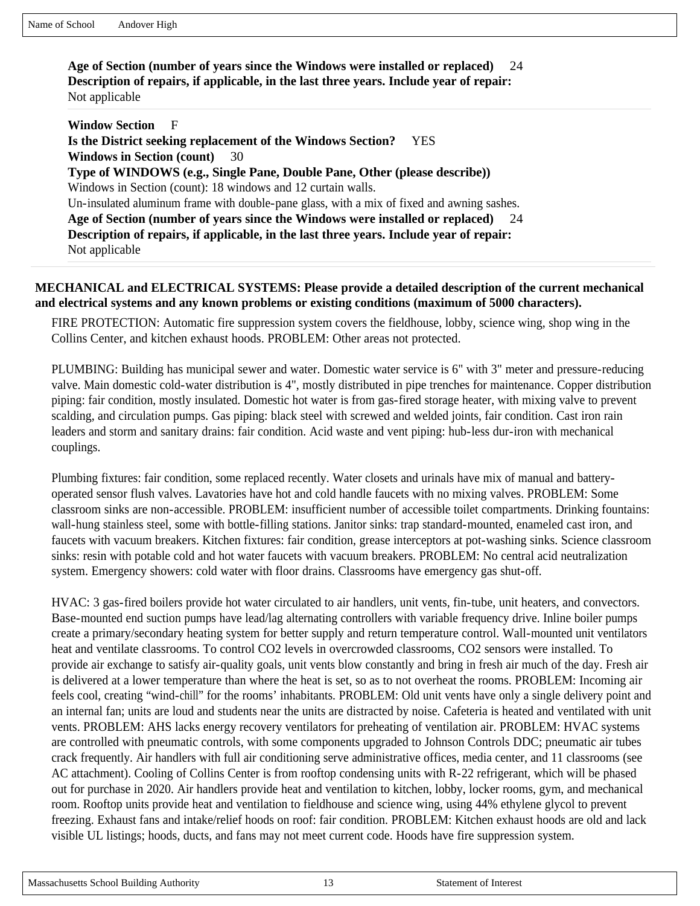**Age of Section (number of years since the Windows were installed or replaced)** 24
**Description of repairs, if applicable, in the last three years. Include year of repair:**
Not applicable

**Window Section** F
**Is the District seeking replacement of the Windows Section?** YES
**Windows in Section (count)** 30
**Type of WINDOWS (e.g., Single Pane, Double Pane, Other (please describe))**
Windows in Section (count): 18 windows and 12 curtain walls.
Un-insulated aluminum frame with double-pane glass, with a mix of fixed and awning sashes.
**Age of Section (number of years since the Windows were installed or replaced)** 24
**Description of repairs, if applicable, in the last three years. Include year of repair:**
Not applicable

**MECHANICAL and ELECTRICAL SYSTEMS: Please provide a detailed description of the current mechanical and electrical systems and any known problems or existing conditions (maximum of 5000 characters).**

FIRE PROTECTION: Automatic fire suppression system covers the fieldhouse, lobby, science wing, shop wing in the Collins Center, and kitchen exhaust hoods. PROBLEM: Other areas not protected.

PLUMBING: Building has municipal sewer and water. Domestic water service is 6" with 3" meter and pressure-reducing valve. Main domestic cold-water distribution is 4", mostly distributed in pipe trenches for maintenance. Copper distribution piping: fair condition, mostly insulated. Domestic hot water is from gas-fired storage heater, with mixing valve to prevent scalding, and circulation pumps. Gas piping: black steel with screwed and welded joints, fair condition. Cast iron rain leaders and storm and sanitary drains: fair condition. Acid waste and vent piping: hub-less dur-iron with mechanical couplings.

Plumbing fixtures: fair condition, some replaced recently. Water closets and urinals have mix of manual and battery-operated sensor flush valves. Lavatories have hot and cold handle faucets with no mixing valves. PROBLEM: Some classroom sinks are non-accessible. PROBLEM: insufficient number of accessible toilet compartments. Drinking fountains: wall-hung stainless steel, some with bottle-filling stations. Janitor sinks: trap standard-mounted, enameled cast iron, and faucets with vacuum breakers. Kitchen fixtures: fair condition, grease interceptors at pot-washing sinks. Science classroom sinks: resin with potable cold and hot water faucets with vacuum breakers. PROBLEM: No central acid neutralization system. Emergency showers: cold water with floor drains. Classrooms have emergency gas shut-off.

HVAC: 3 gas-fired boilers provide hot water circulated to air handlers, unit vents, fin-tube, unit heaters, and convectors. Base-mounted end suction pumps have lead/lag alternating controllers with variable frequency drive. Inline boiler pumps create a primary/secondary heating system for better supply and return temperature control. Wall-mounted unit ventilators heat and ventilate classrooms. To control $CO_2$ levels in overcrowded classrooms, $CO_2$ sensors were installed. To provide air exchange to satisfy air-quality goals, unit vents blow constantly and bring in fresh air much of the day. Fresh air is delivered at a lower temperature than where the heat is set, so as to not overheat the rooms. PROBLEM: Incoming air feels cool, creating "wind-chill" for the rooms' inhabitants. PROBLEM: Old unit vents have only a single delivery point and an internal fan; units are loud and students near the units are distracted by noise. Cafeteria is heated and ventilated with unit vents. PROBLEM: AHS lacks energy recovery ventilators for preheating of ventilation air. PROBLEM: HVAC systems are controlled with pneumatic controls, with some components upgraded to Johnson Controls DDC; pneumatic air tubes crack frequently. Air handlers with full air conditioning serve administrative offices, media center, and 11 classrooms (see AC attachment). Cooling of Collins Center is from rooftop condensing units with R-22 refrigerant, which will be phased out for purchase in 2020. Air handlers provide heat and ventilation to kitchen, lobby, locker rooms, gym, and mechanical room. Rooftop units provide heat and ventilation to fieldhouse and science wing, using 44% ethylene glycol to prevent freezing. Exhaust fans and intake/relief hoods on roof: fair condition. PROBLEM: Kitchen exhaust hoods are old and lack visible UL listings; hoods, ducts, and fans may not meet current code. Hoods have fire suppression system.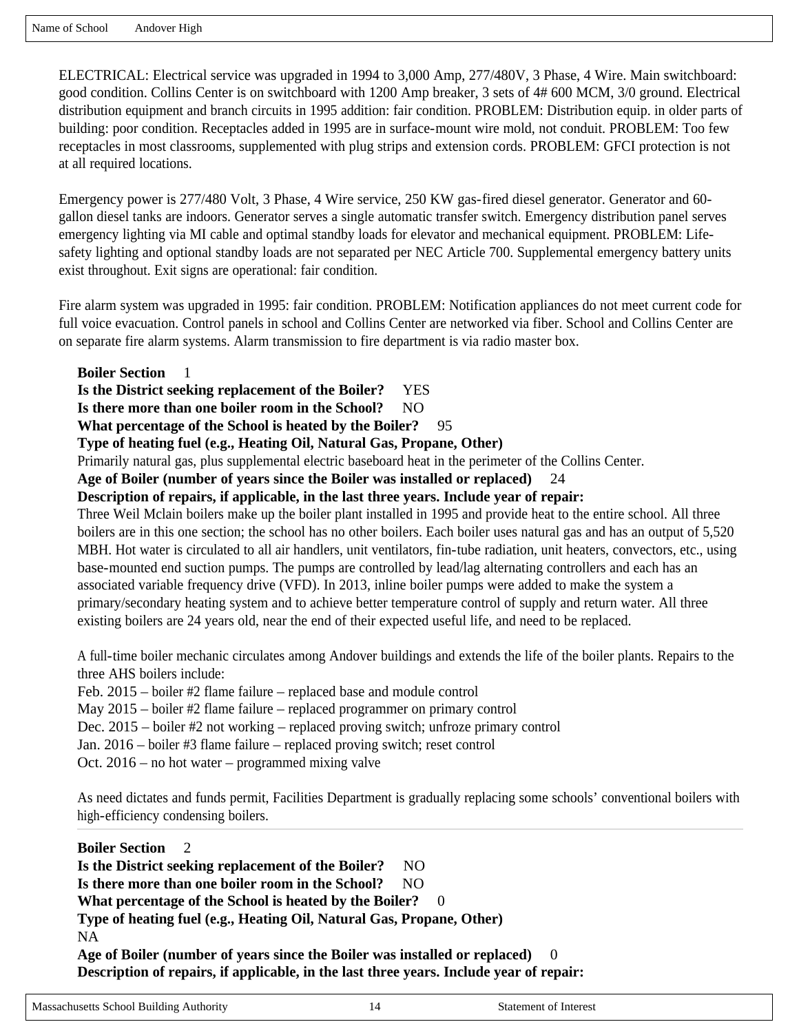Name of School Andover High

ELECTRICAL: Electrical service was upgraded in 1994 to 3,000 Amp, 277/480V, 3 Phase, 4 Wire. Main switchboard: good condition. Collins Center is on switchboard with 1200 Amp breaker, 3 sets of 4# 600 MCM, 3/0 ground. Electrical distribution equipment and branch circuits in 1995 addition: fair condition. PROBLEM: Distribution equip. in older parts of building: poor condition. Receptacles added in 1995 are in surface-mount wire mold, not conduit. PROBLEM: Too few receptacles in most classrooms, supplemented with plug strips and extension cords. PROBLEM: GFCI protection is not at all required locations.

Emergency power is 277/480 Volt, 3 Phase, 4 Wire service, 250 KW gas-fired diesel generator. Generator and 60-gallon diesel tanks are indoors. Generator serves a single automatic transfer switch. Emergency distribution panel serves emergency lighting via MI cable and optimal standby loads for elevator and mechanical equipment. PROBLEM: Life-safety lighting and optional standby loads are not separated per NEC Article 700. Supplemental emergency battery units exist throughout. Exit signs are operational: fair condition.

Fire alarm system was upgraded in 1995: fair condition. PROBLEM: Notification appliances do not meet current code for full voice evacuation. Control panels in school and Collins Center are networked via fiber. School and Collins Center are on separate fire alarm systems. Alarm transmission to fire department is via radio master box.

**Boiler Section** 1
**Is the District seeking replacement of the Boiler?** YES
**Is there more than one boiler room in the School?** NO
**What percentage of the School is heated by the Boiler?** 95
**Type of heating fuel (e.g., Heating Oil, Natural Gas, Propane, Other)**
Primarily natural gas, plus supplemental electric baseboard heat in the perimeter of the Collins Center.
**Age of Boiler (number of years since the Boiler was installed or replaced)** 24
**Description of repairs, if applicable, in the last three years. Include year of repair:**
Three Weil Mclain boilers make up the boiler plant installed in 1995 and provide heat to the entire school. All three boilers are in this one section; the school has no other boilers. Each boiler uses natural gas and has an output of 5,520 MBH. Hot water is circulated to all air handlers, unit ventilators, fin-tube radiation, unit heaters, convectors, etc., using base-mounted end suction pumps. The pumps are controlled by lead/lag alternating controllers and each has an associated variable frequency drive (VFD). In 2013, inline boiler pumps were added to make the system a primary/secondary heating system and to achieve better temperature control of supply and return water. All three existing boilers are 24 years old, near the end of their expected useful life, and need to be replaced.

A full-time boiler mechanic circulates among Andover buildings and extends the life of the boiler plants. Repairs to the three AHS boilers include:
Feb. 2015 – boiler #2 flame failure – replaced base and module control
May 2015 – boiler #2 flame failure – replaced programmer on primary control
Dec. 2015 – boiler #2 not working – replaced proving switch; unfroze primary control
Jan. 2016 – boiler #3 flame failure – replaced proving switch; reset control
Oct. 2016 – no hot water – programmed mixing valve

As need dictates and funds permit, Facilities Department is gradually replacing some schools' conventional boilers with high-efficiency condensing boilers.

---

**Boiler Section** 2
**Is the District seeking replacement of the Boiler?** NO
**Is there more than one boiler room in the School?** NO
**What percentage of the School is heated by the Boiler?** 0
**Type of heating fuel (e.g., Heating Oil, Natural Gas, Propane, Other)**
NA
**Age of Boiler (number of years since the Boiler was installed or replaced)** 0
**Description of repairs, if applicable, in the last three years. Include year of repair:**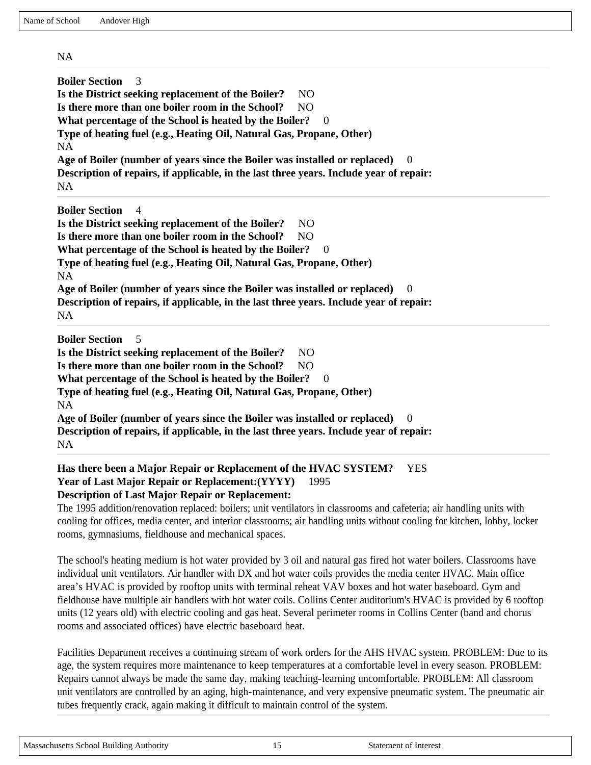NA

---

**Boiler Section** 3
**Is the District seeking replacement of the Boiler?** NO
**Is there more than one boiler room in the School?** NO
**What percentage of the School is heated by the Boiler?** 0
**Type of heating fuel (e.g., Heating Oil, Natural Gas, Propane, Other)**
NA
**Age of Boiler (number of years since the Boiler was installed or replaced)** 0
**Description of repairs, if applicable, in the last three years. Include year of repair:**
NA

---

**Boiler Section** 4
**Is the District seeking replacement of the Boiler?** NO
**Is there more than one boiler room in the School?** NO
**What percentage of the School is heated by the Boiler?** 0
**Type of heating fuel (e.g., Heating Oil, Natural Gas, Propane, Other)**
NA
**Age of Boiler (number of years since the Boiler was installed or replaced)** 0
**Description of repairs, if applicable, in the last three years. Include year of repair:**
NA

---

**Boiler Section** 5
**Is the District seeking replacement of the Boiler?** NO
**Is there more than one boiler room in the School?** NO
**What percentage of the School is heated by the Boiler?** 0
**Type of heating fuel (e.g., Heating Oil, Natural Gas, Propane, Other)**
NA
**Age of Boiler (number of years since the Boiler was installed or replaced)** 0
**Description of repairs, if applicable, in the last three years. Include year of repair:**
NA

---

**Has there been a Major Repair or Replacement of the HVAC SYSTEM?** YES
**Year of Last Major Repair or Replacement:(YYYY)** 1995
**Description of Last Major Repair or Replacement:**
The 1995 addition/renovation replaced: boilers; unit ventilators in classrooms and cafeteria; air handling units with cooling for offices, media center, and interior classrooms; air handling units without cooling for kitchen, lobby, locker rooms, gymnasiums, fieldhouse and mechanical spaces.

The school's heating medium is hot water provided by 3 oil and natural gas fired hot water boilers. Classrooms have individual unit ventilators. Air handler with DX and hot water coils provides the media center HVAC. Main office area's HVAC is provided by rooftop units with terminal reheat VAV boxes and hot water baseboard. Gym and fieldhouse have multiple air handlers with hot water coils. Collins Center auditorium's HVAC is provided by 6 rooftop units (12 years old) with electric cooling and gas heat. Several perimeter rooms in Collins Center (band and chorus rooms and associated offices) have electric baseboard heat.

Facilities Department receives a continuing stream of work orders for the AHS HVAC system. PROBLEM: Due to its age, the system requires more maintenance to keep temperatures at a comfortable level in every season. PROBLEM: Repairs cannot always be made the same day, making teaching-learning uncomfortable. PROBLEM: All classroom unit ventilators are controlled by an aging, high-maintenance, and very expensive pneumatic system. The pneumatic air tubes frequently crack, again making it difficult to maintain control of the system.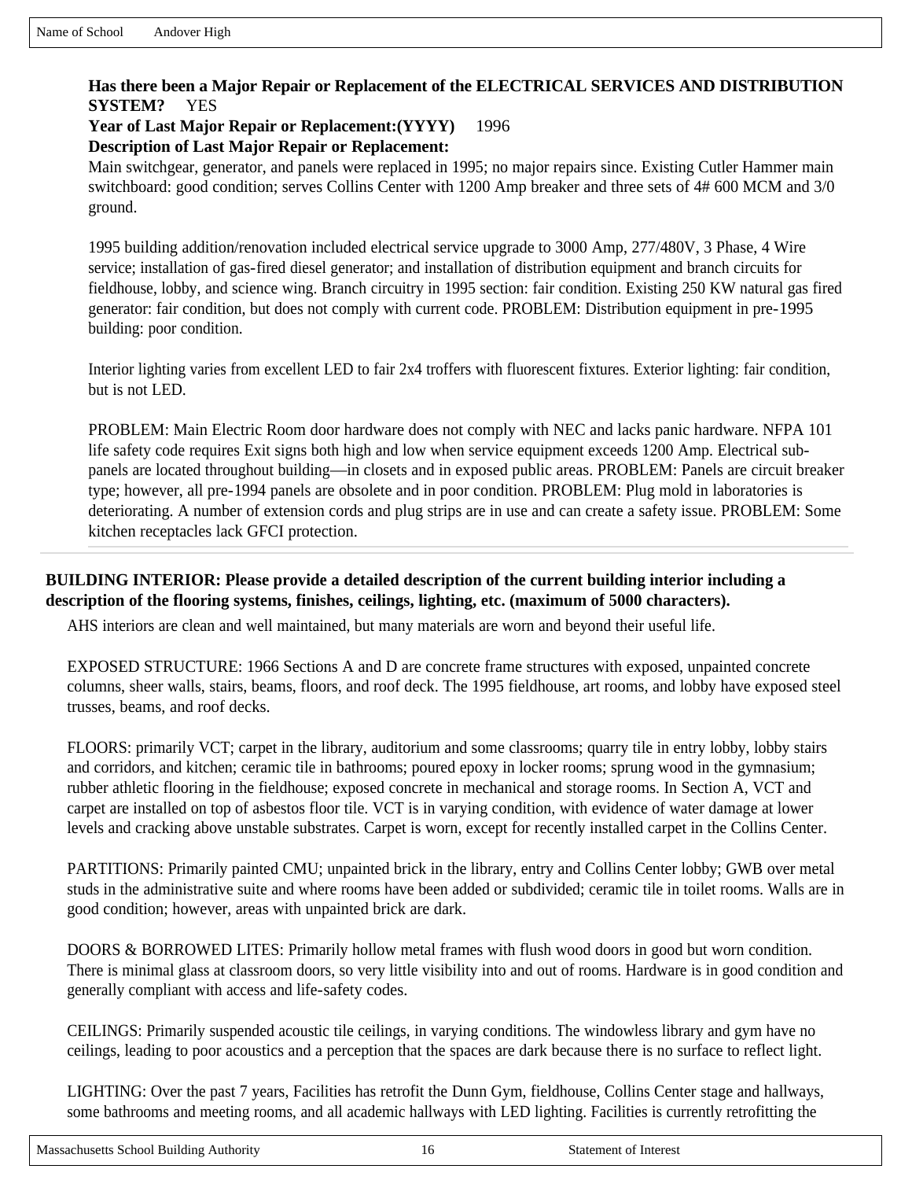**Has there been a Major Repair or Replacement of the ELECTRICAL SERVICES AND DISTRIBUTION SYSTEM?** YES

**Year of Last Major Repair or Replacement:(YYYY)** 1996

**Description of Last Major Repair or Replacement:**

Main switchgear, generator, and panels were replaced in 1995; no major repairs since. Existing Cutler Hammer main switchboard: good condition; serves Collins Center with 1200 Amp breaker and three sets of 4# 600 MCM and 3/0 ground.

1995 building addition/renovation included electrical service upgrade to 3000 Amp, 277/480V, 3 Phase, 4 Wire service; installation of gas-fired diesel generator; and installation of distribution equipment and branch circuits for fieldhouse, lobby, and science wing. Branch circuitry in 1995 section: fair condition. Existing 250 KW natural gas fired generator: fair condition, but does not comply with current code. PROBLEM: Distribution equipment in pre-1995 building: poor condition.

Interior lighting varies from excellent LED to fair 2x4 troffers with fluorescent fixtures. Exterior lighting: fair condition, but is not LED.

PROBLEM: Main Electric Room door hardware does not comply with NEC and lacks panic hardware. NFPA 101 life safety code requires Exit signs both high and low when service equipment exceeds 1200 Amp. Electrical sub-panels are located throughout building—in closets and in exposed public areas. PROBLEM: Panels are circuit breaker type; however, all pre-1994 panels are obsolete and in poor condition. PROBLEM: Plug mold in laboratories is deteriorating. A number of extension cords and plug strips are in use and can create a safety issue. PROBLEM: Some kitchen receptacles lack GFCI protection.

---

**BUILDING INTERIOR: Please provide a detailed description of the current building interior including a description of the flooring systems, finishes, ceilings, lighting, etc. (maximum of 5000 characters).**

AHS interiors are clean and well maintained, but many materials are worn and beyond their useful life.

EXPOSED STRUCTURE: 1966 Sections A and D are concrete frame structures with exposed, unpainted concrete columns, sheer walls, stairs, beams, floors, and roof deck. The 1995 fieldhouse, art rooms, and lobby have exposed steel trusses, beams, and roof decks.

FLOORS: primarily VCT; carpet in the library, auditorium and some classrooms; quarry tile in entry lobby, lobby stairs and corridors, and kitchen; ceramic tile in bathrooms; poured epoxy in locker rooms; sprung wood in the gymnasium; rubber athletic flooring in the fieldhouse; exposed concrete in mechanical and storage rooms. In Section A, VCT and carpet are installed on top of asbestos floor tile. VCT is in varying condition, with evidence of water damage at lower levels and cracking above unstable substrates. Carpet is worn, except for recently installed carpet in the Collins Center.

PARTITIONS: Primarily painted CMU; unpainted brick in the library, entry and Collins Center lobby; GWB over metal studs in the administrative suite and where rooms have been added or subdivided; ceramic tile in toilet rooms. Walls are in good condition; however, areas with unpainted brick are dark.

DOORS & BORROWED LITES: Primarily hollow metal frames with flush wood doors in good but worn condition. There is minimal glass at classroom doors, so very little visibility into and out of rooms. Hardware is in good condition and generally compliant with access and life-safety codes.

CEILINGS: Primarily suspended acoustic tile ceilings, in varying conditions. The windowless library and gym have no ceilings, leading to poor acoustics and a perception that the spaces are dark because there is no surface to reflect light.

LIGHTING: Over the past 7 years, Facilities has retrofit the Dunn Gym, fieldhouse, Collins Center stage and hallways, some bathrooms and meeting rooms, and all academic hallways with LED lighting. Facilities is currently retrofitting the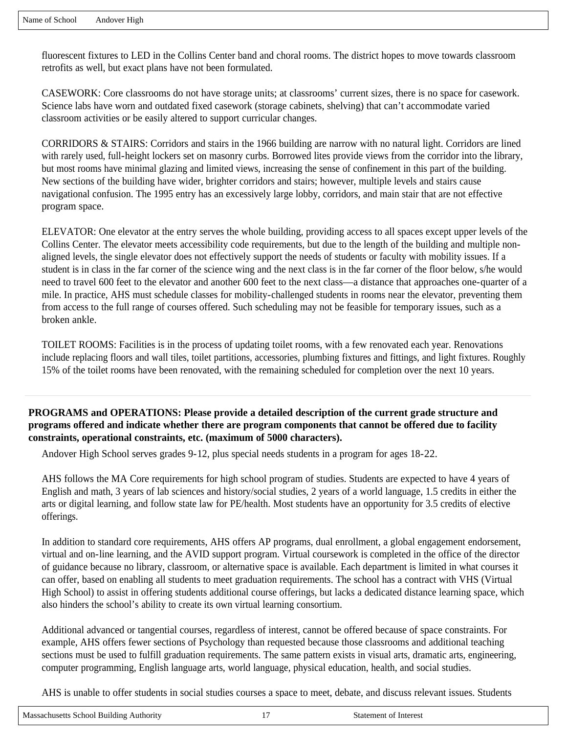fluorescent fixtures to LED in the Collins Center band and choral rooms. The district hopes to move towards classroom retrofits as well, but exact plans have not been formulated.

CASEWORK: Core classrooms do not have storage units; at classrooms' current sizes, there is no space for casework. Science labs have worn and outdated fixed casework (storage cabinets, shelving) that can't accommodate varied classroom activities or be easily altered to support curricular changes.

CORRIDORS & STAIRS: Corridors and stairs in the 1966 building are narrow with no natural light. Corridors are lined with rarely used, full-height lockers set on masonry curbs. Borrowed lites provide views from the corridor into the library, but most rooms have minimal glazing and limited views, increasing the sense of confinement in this part of the building. New sections of the building have wider, brighter corridors and stairs; however, multiple levels and stairs cause navigational confusion. The 1995 entry has an excessively large lobby, corridors, and main stair that are not effective program space.

ELEVATOR: One elevator at the entry serves the whole building, providing access to all spaces except upper levels of the Collins Center. The elevator meets accessibility code requirements, but due to the length of the building and multiple non-aligned levels, the single elevator does not effectively support the needs of students or faculty with mobility issues. If a student is in class in the far corner of the science wing and the next class is in the far corner of the floor below, s/he would need to travel 600 feet to the elevator and another 600 feet to the next class—a distance that approaches one-quarter of a mile. In practice, AHS must schedule classes for mobility-challenged students in rooms near the elevator, preventing them from access to the full range of courses offered. Such scheduling may not be feasible for temporary issues, such as a broken ankle.

TOILET ROOMS: Facilities is in the process of updating toilet rooms, with a few renovated each year. Renovations include replacing floors and wall tiles, toilet partitions, accessories, plumbing fixtures and fittings, and light fixtures. Roughly 15% of the toilet rooms have been renovated, with the remaining scheduled for completion over the next 10 years.

**PROGRAMS and OPERATIONS: Please provide a detailed description of the current grade structure and programs offered and indicate whether there are program components that cannot be offered due to facility constraints, operational constraints, etc. (maximum of 5000 characters).**

Andover High School serves grades 9-12, plus special needs students in a program for ages 18-22.

AHS follows the MA Core requirements for high school program of studies. Students are expected to have 4 years of English and math, 3 years of lab sciences and history/social studies, 2 years of a world language, 1.5 credits in either the arts or digital learning, and follow state law for PE/health. Most students have an opportunity for 3.5 credits of elective offerings.

In addition to standard core requirements, AHS offers AP programs, dual enrollment, a global engagement endorsement, virtual and on-line learning, and the AVID support program. Virtual coursework is completed in the office of the director of guidance because no library, classroom, or alternative space is available. Each department is limited in what courses it can offer, based on enabling all students to meet graduation requirements. The school has a contract with VHS (Virtual High School) to assist in offering students additional course offerings, but lacks a dedicated distance learning space, which also hinders the school's ability to create its own virtual learning consortium.

Additional advanced or tangential courses, regardless of interest, cannot be offered because of space constraints. For example, AHS offers fewer sections of Psychology than requested because those classrooms and additional teaching sections must be used to fulfill graduation requirements. The same pattern exists in visual arts, dramatic arts, engineering, computer programming, English language arts, world language, physical education, health, and social studies.

AHS is unable to offer students in social studies courses a space to meet, debate, and discuss relevant issues. Students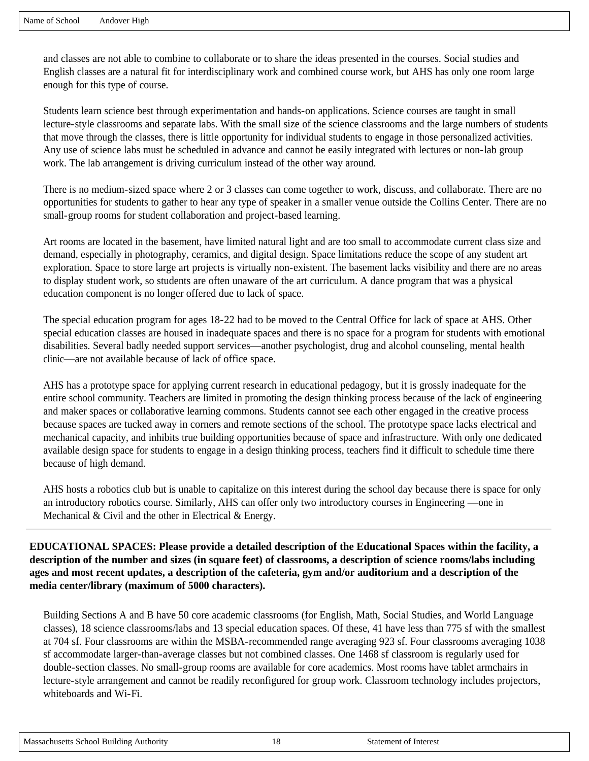and classes are not able to combine to collaborate or to share the ideas presented in the courses. Social studies and English classes are a natural fit for interdisciplinary work and combined course work, but AHS has only one room large enough for this type of course.

Students learn science best through experimentation and hands-on applications. Science courses are taught in small lecture-style classrooms and separate labs. With the small size of the science classrooms and the large numbers of students that move through the classes, there is little opportunity for individual students to engage in those personalized activities. Any use of science labs must be scheduled in advance and cannot be easily integrated with lectures or non-lab group work. The lab arrangement is driving curriculum instead of the other way around.

There is no medium-sized space where 2 or 3 classes can come together to work, discuss, and collaborate. There are no opportunities for students to gather to hear any type of speaker in a smaller venue outside the Collins Center. There are no small-group rooms for student collaboration and project-based learning.

Art rooms are located in the basement, have limited natural light and are too small to accommodate current class size and demand, especially in photography, ceramics, and digital design. Space limitations reduce the scope of any student art exploration. Space to store large art projects is virtually non-existent. The basement lacks visibility and there are no areas to display student work, so students are often unaware of the art curriculum. A dance program that was a physical education component is no longer offered due to lack of space.

The special education program for ages 18-22 had to be moved to the Central Office for lack of space at AHS. Other special education classes are housed in inadequate spaces and there is no space for a program for students with emotional disabilities. Several badly needed support services—another psychologist, drug and alcohol counseling, mental health clinic—are not available because of lack of office space.

AHS has a prototype space for applying current research in educational pedagogy, but it is grossly inadequate for the entire school community. Teachers are limited in promoting the design thinking process because of the lack of engineering and maker spaces or collaborative learning commons. Students cannot see each other engaged in the creative process because spaces are tucked away in corners and remote sections of the school. The prototype space lacks electrical and mechanical capacity, and inhibits true building opportunities because of space and infrastructure. With only one dedicated available design space for students to engage in a design thinking process, teachers find it difficult to schedule time there because of high demand.

AHS hosts a robotics club but is unable to capitalize on this interest during the school day because there is space for only an introductory robotics course. Similarly, AHS can offer only two introductory courses in Engineering —one in Mechanical & Civil and the other in Electrical & Energy.

---

**EDUCATIONAL SPACES: Please provide a detailed description of the Educational Spaces within the facility, a description of the number and sizes (in square feet) of classrooms, a description of science rooms/labs including ages and most recent updates, a description of the cafeteria, gym and/or auditorium and a description of the media center/library (maximum of 5000 characters).**

Building Sections A and B have 50 core academic classrooms (for English, Math, Social Studies, and World Language classes), 18 science classrooms/labs and 13 special education spaces. Of these, 41 have less than 775 sf with the smallest at 704 sf. Four classrooms are within the MSBA-recommended range averaging 923 sf. Four classrooms averaging 1038 sf accommodate larger-than-average classes but not combined classes. One 1468 sf classroom is regularly used for double-section classes. No small-group rooms are available for core academics. Most rooms have tablet armchairs in lecture-style arrangement and cannot be readily reconfigured for group work. Classroom technology includes projectors, whiteboards and Wi-Fi.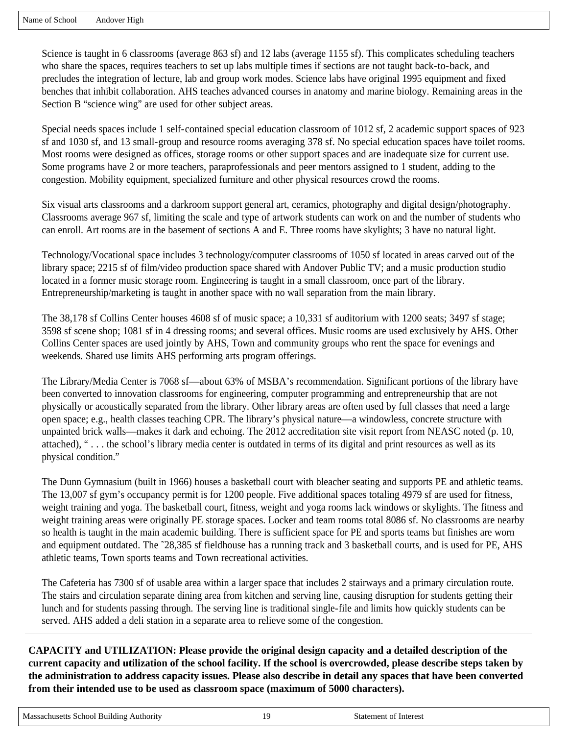Science is taught in 6 classrooms (average 863 sf) and 12 labs (average 1155 sf). This complicates scheduling teachers who share the spaces, requires teachers to set up labs multiple times if sections are not taught back-to-back, and precludes the integration of lecture, lab and group work modes. Science labs have original 1995 equipment and fixed benches that inhibit collaboration. AHS teaches advanced courses in anatomy and marine biology. Remaining areas in the Section B "science wing" are used for other subject areas.

Special needs spaces include 1 self-contained special education classroom of 1012 sf, 2 academic support spaces of 923 sf and 1030 sf, and 13 small-group and resource rooms averaging 378 sf. No special education spaces have toilet rooms. Most rooms were designed as offices, storage rooms or other support spaces and are inadequate size for current use. Some programs have 2 or more teachers, paraprofessionals and peer mentors assigned to 1 student, adding to the congestion. Mobility equipment, specialized furniture and other physical resources crowd the rooms.

Six visual arts classrooms and a darkroom support general art, ceramics, photography and digital design/photography. Classrooms average 967 sf, limiting the scale and type of artwork students can work on and the number of students who can enroll. Art rooms are in the basement of sections A and E. Three rooms have skylights; 3 have no natural light.

Technology/Vocational space includes 3 technology/computer classrooms of 1050 sf located in areas carved out of the library space; 2215 sf of film/video production space shared with Andover Public TV; and a music production studio located in a former music storage room. Engineering is taught in a small classroom, once part of the library. Entrepreneurship/marketing is taught in another space with no wall separation from the main library.

The 38,178 sf Collins Center houses 4608 sf of music space; a 10,331 sf auditorium with 1200 seats; 3497 sf stage; 3598 sf scene shop; 1081 sf in 4 dressing rooms; and several offices. Music rooms are used exclusively by AHS. Other Collins Center spaces are used jointly by AHS, Town and community groups who rent the space for evenings and weekends. Shared use limits AHS performing arts program offerings.

The Library/Media Center is 7068 sf—about 63% of MSBA's recommendation. Significant portions of the library have been converted to innovation classrooms for engineering, computer programming and entrepreneurship that are not physically or acoustically separated from the library. Other library areas are often used by full classes that need a large open space; e.g., health classes teaching CPR. The library's physical nature—a windowless, concrete structure with unpainted brick walls—makes it dark and echoing. The 2012 accreditation site visit report from NEASC noted (p. 10, attached), " . . . the school's library media center is outdated in terms of its digital and print resources as well as its physical condition."

The Dunn Gymnasium (built in 1966) houses a basketball court with bleacher seating and supports PE and athletic teams. The 13,007 sf gym's occupancy permit is for 1200 people. Five additional spaces totaling 4979 sf are used for fitness, weight training and yoga. The basketball court, fitness, weight and yoga rooms lack windows or skylights. The fitness and weight training areas were originally PE storage spaces. Locker and team rooms total 8086 sf. No classrooms are nearby so health is taught in the main academic building. There is sufficient space for PE and sports teams but finishes are worn and equipment outdated. The ˜28,385 sf fieldhouse has a running track and 3 basketball courts, and is used for PE, AHS athletic teams, Town sports teams and Town recreational activities.

The Cafeteria has 7300 sf of usable area within a larger space that includes 2 stairways and a primary circulation route. The stairs and circulation separate dining area from kitchen and serving line, causing disruption for students getting their lunch and for students passing through. The serving line is traditional single-file and limits how quickly students can be served. AHS added a deli station in a separate area to relieve some of the congestion.

**CAPACITY and UTILIZATION: Please provide the original design capacity and a detailed description of the current capacity and utilization of the school facility. If the school is overcrowded, please describe steps taken by the administration to address capacity issues. Please also describe in detail any spaces that have been converted from their intended use to be used as classroom space (maximum of 5000 characters).**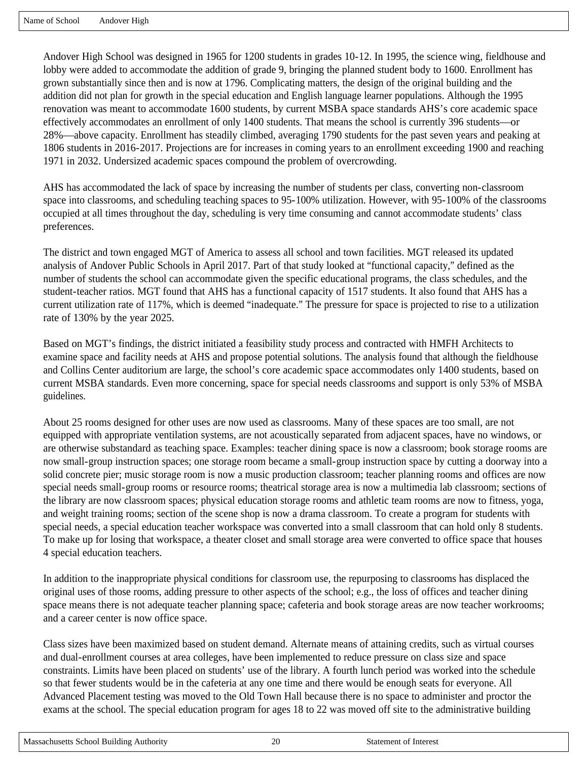Andover High School was designed in 1965 for 1200 students in grades 10-12. In 1995, the science wing, fieldhouse and lobby were added to accommodate the addition of grade 9, bringing the planned student body to 1600. Enrollment has grown substantially since then and is now at 1796. Complicating matters, the design of the original building and the addition did not plan for growth in the special education and English language learner populations. Although the 1995 renovation was meant to accommodate 1600 students, by current MSBA space standards AHS's core academic space effectively accommodates an enrollment of only 1400 students. That means the school is currently 396 students—or 28%—above capacity. Enrollment has steadily climbed, averaging 1790 students for the past seven years and peaking at 1806 students in 2016-2017. Projections are for increases in coming years to an enrollment exceeding 1900 and reaching 1971 in 2032. Undersized academic spaces compound the problem of overcrowding.

AHS has accommodated the lack of space by increasing the number of students per class, converting non-classroom space into classrooms, and scheduling teaching spaces to 95-100% utilization. However, with 95-100% of the classrooms occupied at all times throughout the day, scheduling is very time consuming and cannot accommodate students' class preferences.

The district and town engaged MGT of America to assess all school and town facilities. MGT released its updated analysis of Andover Public Schools in April 2017. Part of that study looked at "functional capacity," defined as the number of students the school can accommodate given the specific educational programs, the class schedules, and the student-teacher ratios. MGT found that AHS has a functional capacity of 1517 students. It also found that AHS has a current utilization rate of 117%, which is deemed "inadequate." The pressure for space is projected to rise to a utilization rate of 130% by the year 2025.

Based on MGT's findings, the district initiated a feasibility study process and contracted with HMFH Architects to examine space and facility needs at AHS and propose potential solutions. The analysis found that although the fieldhouse and Collins Center auditorium are large, the school's core academic space accommodates only 1400 students, based on current MSBA standards. Even more concerning, space for special needs classrooms and support is only 53% of MSBA guidelines.

About 25 rooms designed for other uses are now used as classrooms. Many of these spaces are too small, are not equipped with appropriate ventilation systems, are not acoustically separated from adjacent spaces, have no windows, or are otherwise substandard as teaching space. Examples: teacher dining space is now a classroom; book storage rooms are now small-group instruction spaces; one storage room became a small-group instruction space by cutting a doorway into a solid concrete pier; music storage room is now a music production classroom; teacher planning rooms and offices are now special needs small-group rooms or resource rooms; theatrical storage area is now a multimedia lab classroom; sections of the library are now classroom spaces; physical education storage rooms and athletic team rooms are now to fitness, yoga, and weight training rooms; section of the scene shop is now a drama classroom. To create a program for students with special needs, a special education teacher workspace was converted into a small classroom that can hold only 8 students. To make up for losing that workspace, a theater closet and small storage area were converted to office space that houses 4 special education teachers.

In addition to the inappropriate physical conditions for classroom use, the repurposing to classrooms has displaced the original uses of those rooms, adding pressure to other aspects of the school; e.g., the loss of offices and teacher dining space means there is not adequate teacher planning space; cafeteria and book storage areas are now teacher workrooms; and a career center is now office space.

Class sizes have been maximized based on student demand. Alternate means of attaining credits, such as virtual courses and dual-enrollment courses at area colleges, have been implemented to reduce pressure on class size and space constraints. Limits have been placed on students' use of the library. A fourth lunch period was worked into the schedule so that fewer students would be in the cafeteria at any one time and there would be enough seats for everyone. All Advanced Placement testing was moved to the Old Town Hall because there is no space to administer and proctor the exams at the school. The special education program for ages 18 to 22 was moved off site to the administrative building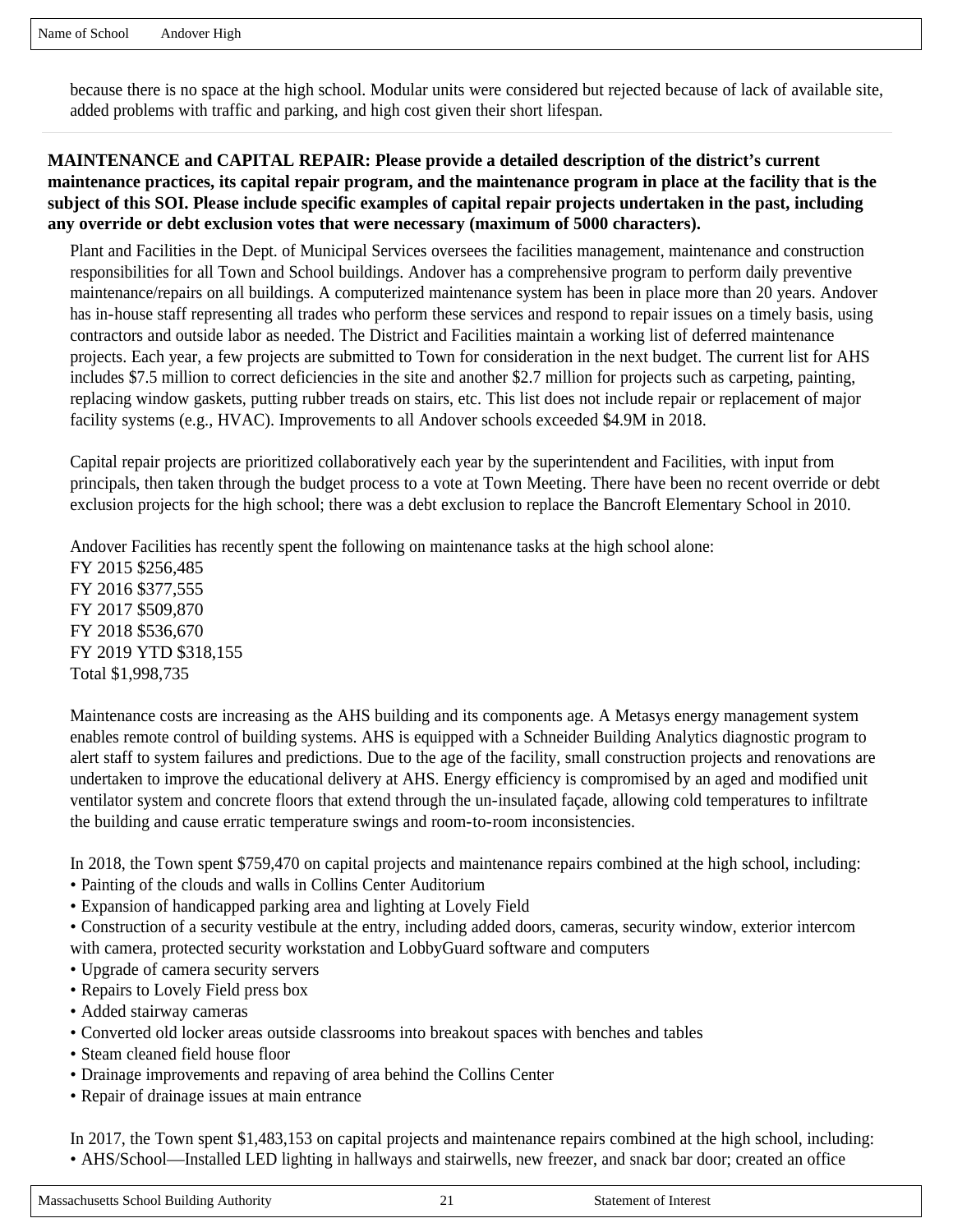because there is no space at the high school. Modular units were considered but rejected because of lack of available site, added problems with traffic and parking, and high cost given their short lifespan.

**MAINTENANCE and CAPITAL REPAIR: Please provide a detailed description of the district's current maintenance practices, its capital repair program, and the maintenance program in place at the facility that is the subject of this SOI. Please include specific examples of capital repair projects undertaken in the past, including any override or debt exclusion votes that were necessary (maximum of 5000 characters).**

Plant and Facilities in the Dept. of Municipal Services oversees the facilities management, maintenance and construction responsibilities for all Town and School buildings. Andover has a comprehensive program to perform daily preventive maintenance/repairs on all buildings. A computerized maintenance system has been in place more than 20 years. Andover has in-house staff representing all trades who perform these services and respond to repair issues on a timely basis, using contractors and outside labor as needed. The District and Facilities maintain a working list of deferred maintenance projects. Each year, a few projects are submitted to Town for consideration in the next budget. The current list for AHS includes $7.5 million to correct deficiencies in the site and another $2.7 million for projects such as carpeting, painting, replacing window gaskets, putting rubber treads on stairs, etc. This list does not include repair or replacement of major facility systems (e.g., HVAC). Improvements to all Andover schools exceeded $4.9M in 2018.

Capital repair projects are prioritized collaboratively each year by the superintendent and Facilities, with input from principals, then taken through the budget process to a vote at Town Meeting. There have been no recent override or debt exclusion projects for the high school; there was a debt exclusion to replace the Bancroft Elementary School in 2010.

Andover Facilities has recently spent the following on maintenance tasks at the high school alone:
FY 2015 $256,485
FY 2016 $377,555
FY 2017 $509,870
FY 2018 $536,670
FY 2019 YTD $318,155
Total $1,998,735

Maintenance costs are increasing as the AHS building and its components age. A Metasys energy management system enables remote control of building systems. AHS is equipped with a Schneider Building Analytics diagnostic program to alert staff to system failures and predictions. Due to the age of the facility, small construction projects and renovations are undertaken to improve the educational delivery at AHS. Energy efficiency is compromised by an aged and modified unit ventilator system and concrete floors that extend through the un-insulated façade, allowing cold temperatures to infiltrate the building and cause erratic temperature swings and room-to-room inconsistencies.

In 2018, the Town spent $759,470 on capital projects and maintenance repairs combined at the high school, including:

- Painting of the clouds and walls in Collins Center Auditorium
- Expansion of handicapped parking area and lighting at Lovely Field
- Construction of a security vestibule at the entry, including added doors, cameras, security window, exterior intercom with camera, protected security workstation and LobbyGuard software and computers
- Upgrade of camera security servers
- Repairs to Lovely Field press box
- Added stairway cameras
- Converted old locker areas outside classrooms into breakout spaces with benches and tables
- Steam cleaned field house floor
- Drainage improvements and repaving of area behind the Collins Center
- Repair of drainage issues at main entrance

In 2017, the Town spent $1,483,153 on capital projects and maintenance repairs combined at the high school, including:

- AHS/School—Installed LED lighting in hallways and stairwells, new freezer, and snack bar door; created an office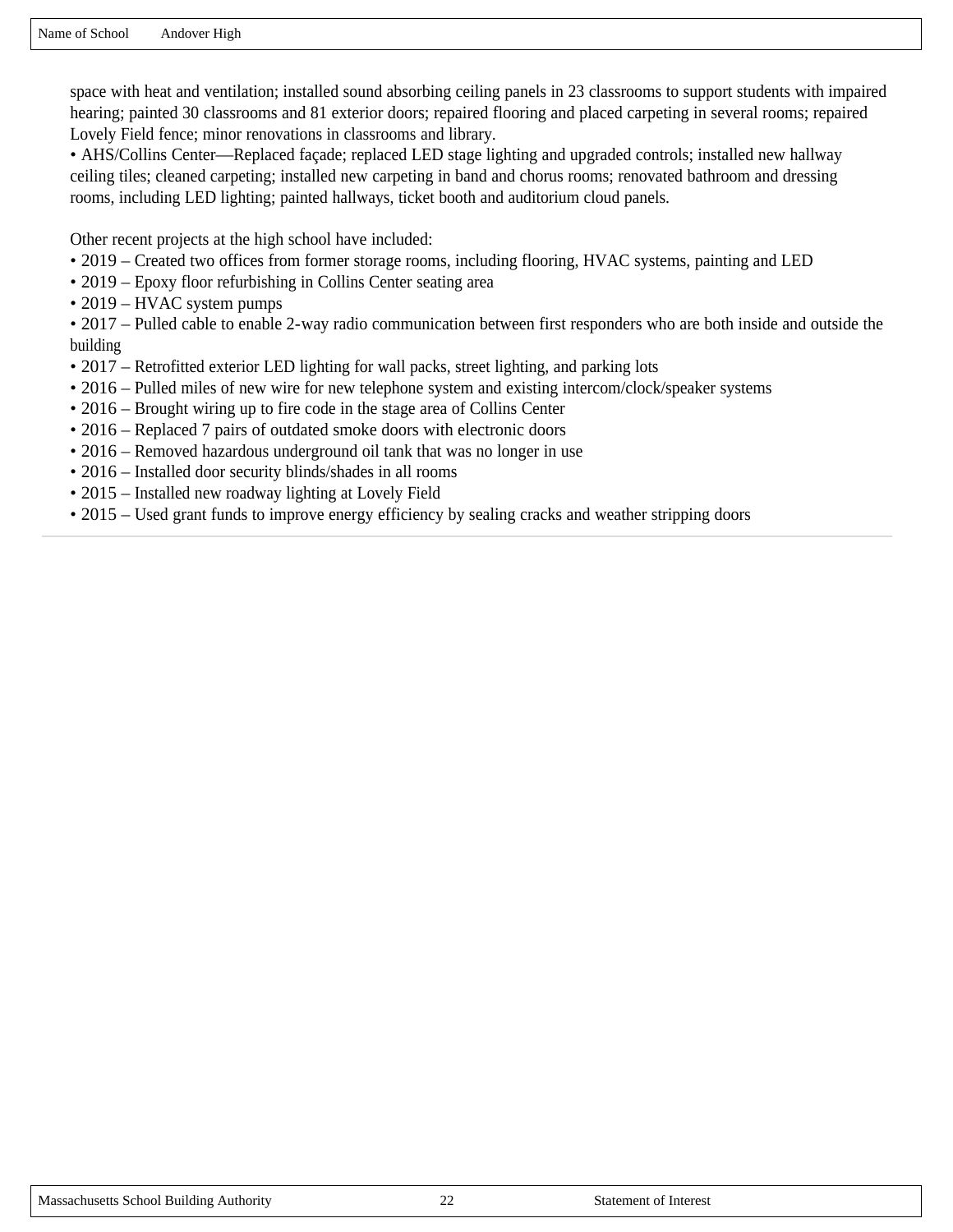space with heat and ventilation; installed sound absorbing ceiling panels in 23 classrooms to support students with impaired hearing; painted 30 classrooms and 81 exterior doors; repaired flooring and placed carpeting in several rooms; repaired Lovely Field fence; minor renovations in classrooms and library.

• AHS/Collins Center—Replaced façade; replaced LED stage lighting and upgraded controls; installed new hallway ceiling tiles; cleaned carpeting; installed new carpeting in band and chorus rooms; renovated bathroom and dressing rooms, including LED lighting; painted hallways, ticket booth and auditorium cloud panels.

Other recent projects at the high school have included:

- 2019 – Created two offices from former storage rooms, including flooring, HVAC systems, painting and LED
- 2019 – Epoxy floor refurbishing in Collins Center seating area
- 2019 – HVAC system pumps
- 2017 – Pulled cable to enable 2-way radio communication between first responders who are both inside and outside the building
- 2017 – Retrofitted exterior LED lighting for wall packs, street lighting, and parking lots
- 2016 – Pulled miles of new wire for new telephone system and existing intercom/clock/speaker systems
- 2016 – Brought wiring up to fire code in the stage area of Collins Center
- 2016 – Replaced 7 pairs of outdated smoke doors with electronic doors
- 2016 – Removed hazardous underground oil tank that was no longer in use
- 2016 – Installed door security blinds/shades in all rooms
- 2015 – Installed new roadway lighting at Lovely Field
- 2015 – Used grant funds to improve energy efficiency by sealing cracks and weather stripping doors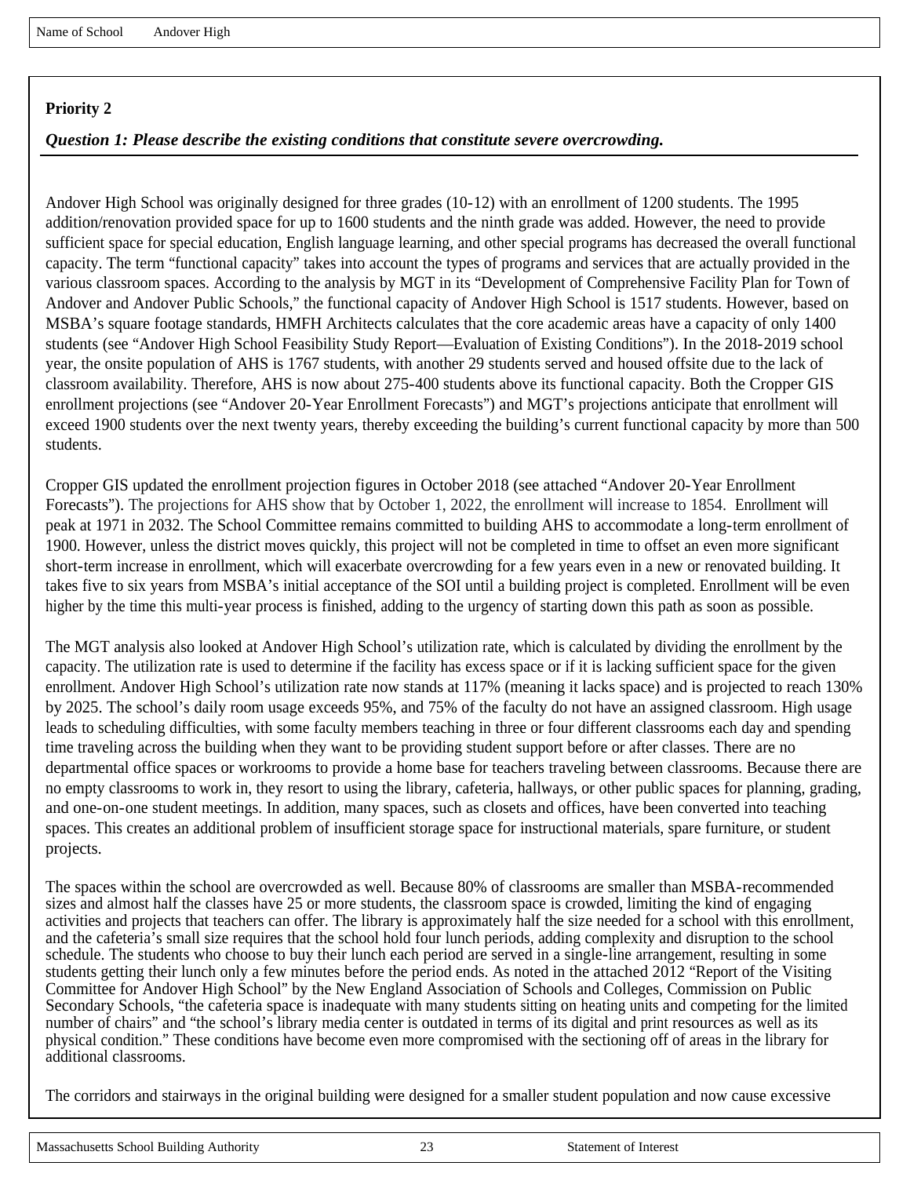Name of School Andover High

**Priority 2**

***Question 1: Please describe the existing conditions that constitute severe overcrowding.***

Andover High School was originally designed for three grades (10-12) with an enrollment of 1200 students. The 1995 addition/renovation provided space for up to 1600 students and the ninth grade was added. However, the need to provide sufficient space for special education, English language learning, and other special programs has decreased the overall functional capacity. The term "functional capacity" takes into account the types of programs and services that are actually provided in the various classroom spaces. According to the analysis by MGT in its "Development of Comprehensive Facility Plan for Town of Andover and Andover Public Schools," the functional capacity of Andover High School is 1517 students. However, based on MSBA's square footage standards, HMFH Architects calculates that the core academic areas have a capacity of only 1400 students (see "Andover High School Feasibility Study Report—Evaluation of Existing Conditions"). In the 2018-2019 school year, the onsite population of AHS is 1767 students, with another 29 students served and housed offsite due to the lack of classroom availability. Therefore, AHS is now about 275-400 students above its functional capacity. Both the Cropper GIS enrollment projections (see "Andover 20-Year Enrollment Forecasts") and MGT's projections anticipate that enrollment will exceed 1900 students over the next twenty years, thereby exceeding the building's current functional capacity by more than 500 students.

Cropper GIS updated the enrollment projection figures in October 2018 (see attached "Andover 20-Year Enrollment Forecasts"). The projections for AHS show that by October 1, 2022, the enrollment will increase to 1854. Enrollment will peak at 1971 in 2032. The School Committee remains committed to building AHS to accommodate a long-term enrollment of 1900. However, unless the district moves quickly, this project will not be completed in time to offset an even more significant short-term increase in enrollment, which will exacerbate overcrowding for a few years even in a new or renovated building. It takes five to six years from MSBA's initial acceptance of the SOI until a building project is completed. Enrollment will be even higher by the time this multi-year process is finished, adding to the urgency of starting down this path as soon as possible.

The MGT analysis also looked at Andover High School's utilization rate, which is calculated by dividing the enrollment by the capacity. The utilization rate is used to determine if the facility has excess space or if it is lacking sufficient space for the given enrollment. Andover High School's utilization rate now stands at 117% (meaning it lacks space) and is projected to reach 130% by 2025. The school's daily room usage exceeds 95%, and 75% of the faculty do not have an assigned classroom. High usage leads to scheduling difficulties, with some faculty members teaching in three or four different classrooms each day and spending time traveling across the building when they want to be providing student support before or after classes. There are no departmental office spaces or workrooms to provide a home base for teachers traveling between classrooms. Because there are no empty classrooms to work in, they resort to using the library, cafeteria, hallways, or other public spaces for planning, grading, and one-on-one student meetings. In addition, many spaces, such as closets and offices, have been converted into teaching spaces. This creates an additional problem of insufficient storage space for instructional materials, spare furniture, or student projects.

The spaces within the school are overcrowded as well. Because 80% of classrooms are smaller than MSBA-recommended sizes and almost half the classes have 25 or more students, the classroom space is crowded, limiting the kind of engaging activities and projects that teachers can offer. The library is approximately half the size needed for a school with this enrollment, and the cafeteria's small size requires that the school hold four lunch periods, adding complexity and disruption to the school schedule. The students who choose to buy their lunch each period are served in a single-line arrangement, resulting in some students getting their lunch only a few minutes before the period ends. As noted in the attached 2012 "Report of the Visiting Committee for Andover High School" by the New England Association of Schools and Colleges, Commission on Public Secondary Schools, "the cafeteria space is inadequate with many students sitting on heating units and competing for the limited number of chairs" and "the school's library media center is outdated in terms of its digital and print resources as well as its physical condition." These conditions have become even more compromised with the sectioning off of areas in the library for additional classrooms.

The corridors and stairways in the original building were designed for a smaller student population and now cause excessive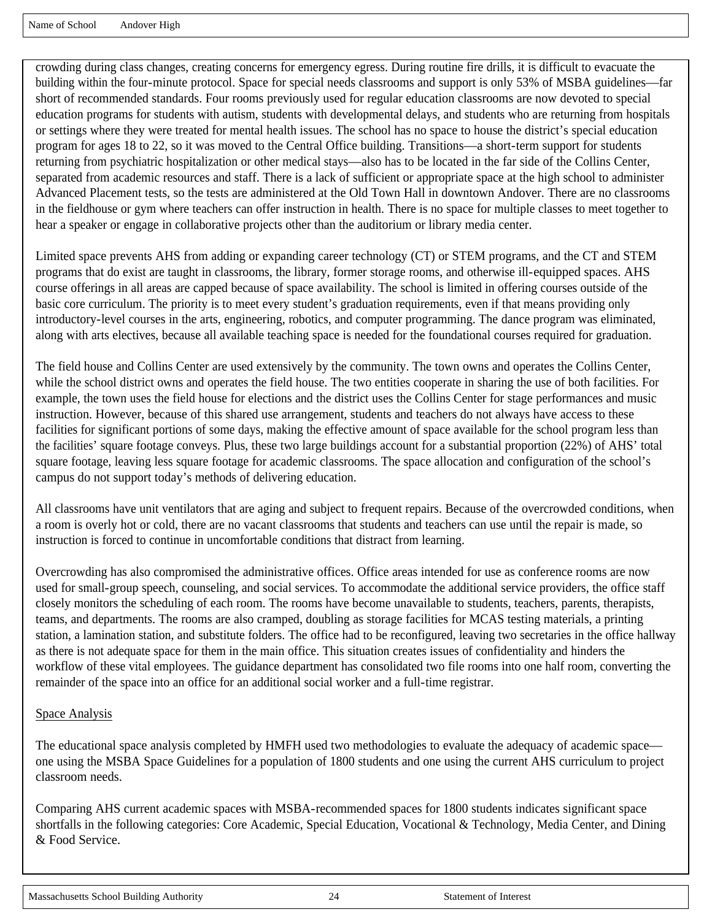crowding during class changes, creating concerns for emergency egress. During routine fire drills, it is difficult to evacuate the building within the four-minute protocol. Space for special needs classrooms and support is only 53% of MSBA guidelines—far short of recommended standards. Four rooms previously used for regular education classrooms are now devoted to special education programs for students with autism, students with developmental delays, and students who are returning from hospitals or settings where they were treated for mental health issues. The school has no space to house the district's special education program for ages 18 to 22, so it was moved to the Central Office building. Transitions—a short-term support for students returning from psychiatric hospitalization or other medical stays—also has to be located in the far side of the Collins Center, separated from academic resources and staff. There is a lack of sufficient or appropriate space at the high school to administer Advanced Placement tests, so the tests are administered at the Old Town Hall in downtown Andover. There are no classrooms in the fieldhouse or gym where teachers can offer instruction in health. There is no space for multiple classes to meet together to hear a speaker or engage in collaborative projects other than the auditorium or library media center.

Limited space prevents AHS from adding or expanding career technology (CT) or STEM programs, and the CT and STEM programs that do exist are taught in classrooms, the library, former storage rooms, and otherwise ill-equipped spaces. AHS course offerings in all areas are capped because of space availability. The school is limited in offering courses outside of the basic core curriculum. The priority is to meet every student's graduation requirements, even if that means providing only introductory-level courses in the arts, engineering, robotics, and computer programming. The dance program was eliminated, along with arts electives, because all available teaching space is needed for the foundational courses required for graduation.

The field house and Collins Center are used extensively by the community. The town owns and operates the Collins Center, while the school district owns and operates the field house. The two entities cooperate in sharing the use of both facilities. For example, the town uses the field house for elections and the district uses the Collins Center for stage performances and music instruction. However, because of this shared use arrangement, students and teachers do not always have access to these facilities for significant portions of some days, making the effective amount of space available for the school program less than the facilities' square footage conveys. Plus, these two large buildings account for a substantial proportion (22%) of AHS' total square footage, leaving less square footage for academic classrooms. The space allocation and configuration of the school's campus do not support today's methods of delivering education.

All classrooms have unit ventilators that are aging and subject to frequent repairs. Because of the overcrowded conditions, when a room is overly hot or cold, there are no vacant classrooms that students and teachers can use until the repair is made, so instruction is forced to continue in uncomfortable conditions that distract from learning.

Overcrowding has also compromised the administrative offices. Office areas intended for use as conference rooms are now used for small-group speech, counseling, and social services. To accommodate the additional service providers, the office staff closely monitors the scheduling of each room. The rooms have become unavailable to students, teachers, parents, therapists, teams, and departments. The rooms are also cramped, doubling as storage facilities for MCAS testing materials, a printing station, a lamination station, and substitute folders. The office had to be reconfigured, leaving two secretaries in the office hallway as there is not adequate space for them in the main office. This situation creates issues of confidentiality and hinders the workflow of these vital employees. The guidance department has consolidated two file rooms into one half room, converting the remainder of the space into an office for an additional social worker and a full-time registrar.

Space Analysis

The educational space analysis completed by HMFH used two methodologies to evaluate the adequacy of academic space—one using the MSBA Space Guidelines for a population of 1800 students and one using the current AHS curriculum to project classroom needs.

Comparing AHS current academic spaces with MSBA-recommended spaces for 1800 students indicates significant space shortfalls in the following categories: Core Academic, Special Education, Vocational & Technology, Media Center, and Dining & Food Service.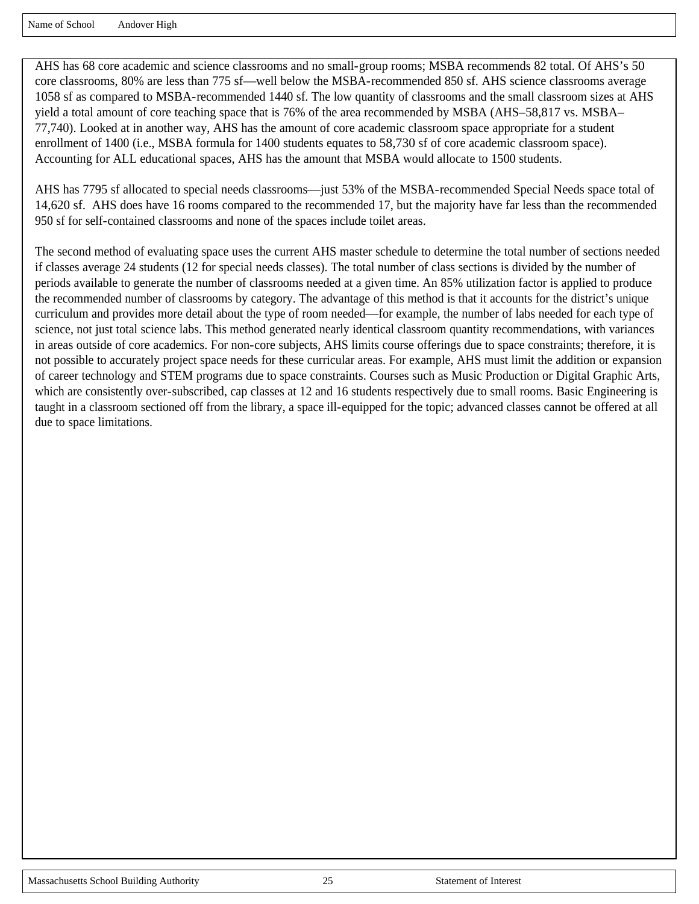| Name of School | Andover High |
|---|---|

AHS has 68 core academic and science classrooms and no small-group rooms; MSBA recommends 82 total. Of AHS's 50 core classrooms, 80% are less than 775 sf—well below the MSBA-recommended 850 sf. AHS science classrooms average 1058 sf as compared to MSBA-recommended 1440 sf. The low quantity of classrooms and the small classroom sizes at AHS yield a total amount of core teaching space that is 76% of the area recommended by MSBA (AHS–58,817 vs. MSBA–77,740). Looked at in another way, AHS has the amount of core academic classroom space appropriate for a student enrollment of 1400 (i.e., MSBA formula for 1400 students equates to 58,730 sf of core academic classroom space). Accounting for ALL educational spaces, AHS has the amount that MSBA would allocate to 1500 students.

AHS has 7795 sf allocated to special needs classrooms—just 53% of the MSBA-recommended Special Needs space total of 14,620 sf. AHS does have 16 rooms compared to the recommended 17, but the majority have far less than the recommended 950 sf for self-contained classrooms and none of the spaces include toilet areas.

The second method of evaluating space uses the current AHS master schedule to determine the total number of sections needed if classes average 24 students (12 for special needs classes). The total number of class sections is divided by the number of periods available to generate the number of classrooms needed at a given time. An 85% utilization factor is applied to produce the recommended number of classrooms by category. The advantage of this method is that it accounts for the district's unique curriculum and provides more detail about the type of room needed—for example, the number of labs needed for each type of science, not just total science labs. This method generated nearly identical classroom quantity recommendations, with variances in areas outside of core academics. For non-core subjects, AHS limits course offerings due to space constraints; therefore, it is not possible to accurately project space needs for these curricular areas. For example, AHS must limit the addition or expansion of career technology and STEM programs due to space constraints. Courses such as Music Production or Digital Graphic Arts, which are consistently over-subscribed, cap classes at 12 and 16 students respectively due to small rooms. Basic Engineering is taught in a classroom sectioned off from the library, a space ill-equipped for the topic; advanced classes cannot be offered at all due to space limitations.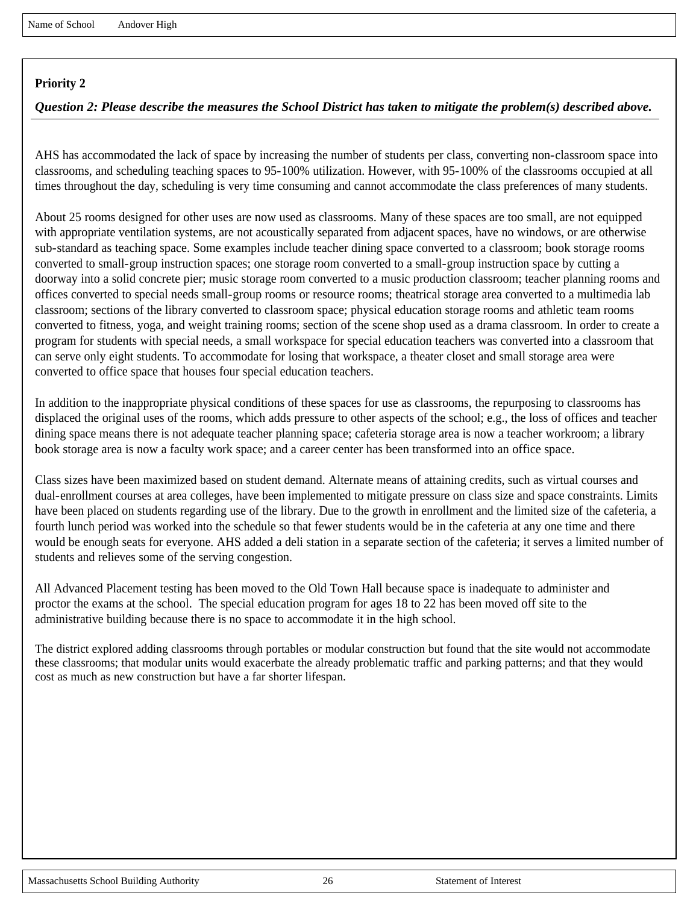Name of School Andover High

**Priority 2**

***Question 2: Please describe the measures the School District has taken to mitigate the problem(s) described above.***

AHS has accommodated the lack of space by increasing the number of students per class, converting non-classroom space into classrooms, and scheduling teaching spaces to 95-100% utilization. However, with 95-100% of the classrooms occupied at all times throughout the day, scheduling is very time consuming and cannot accommodate the class preferences of many students.

About 25 rooms designed for other uses are now used as classrooms. Many of these spaces are too small, are not equipped with appropriate ventilation systems, are not acoustically separated from adjacent spaces, have no windows, or are otherwise sub-standard as teaching space. Some examples include teacher dining space converted to a classroom; book storage rooms converted to small-group instruction spaces; one storage room converted to a small-group instruction space by cutting a doorway into a solid concrete pier; music storage room converted to a music production classroom; teacher planning rooms and offices converted to special needs small-group rooms or resource rooms; theatrical storage area converted to a multimedia lab classroom; sections of the library converted to classroom space; physical education storage rooms and athletic team rooms converted to fitness, yoga, and weight training rooms; section of the scene shop used as a drama classroom. In order to create a program for students with special needs, a small workspace for special education teachers was converted into a classroom that can serve only eight students. To accommodate for losing that workspace, a theater closet and small storage area were converted to office space that houses four special education teachers.

In addition to the inappropriate physical conditions of these spaces for use as classrooms, the repurposing to classrooms has displaced the original uses of the rooms, which adds pressure to other aspects of the school; e.g., the loss of offices and teacher dining space means there is not adequate teacher planning space; cafeteria storage area is now a teacher workroom; a library book storage area is now a faculty work space; and a career center has been transformed into an office space.

Class sizes have been maximized based on student demand. Alternate means of attaining credits, such as virtual courses and dual-enrollment courses at area colleges, have been implemented to mitigate pressure on class size and space constraints. Limits have been placed on students regarding use of the library. Due to the growth in enrollment and the limited size of the cafeteria, a fourth lunch period was worked into the schedule so that fewer students would be in the cafeteria at any one time and there would be enough seats for everyone. AHS added a deli station in a separate section of the cafeteria; it serves a limited number of students and relieves some of the serving congestion.

All Advanced Placement testing has been moved to the Old Town Hall because space is inadequate to administer and proctor the exams at the school. The special education program for ages 18 to 22 has been moved off site to the administrative building because there is no space to accommodate it in the high school.

The district explored adding classrooms through portables or modular construction but found that the site would not accommodate these classrooms; that modular units would exacerbate the already problematic traffic and parking patterns; and that they would cost as much as new construction but have a far shorter lifespan.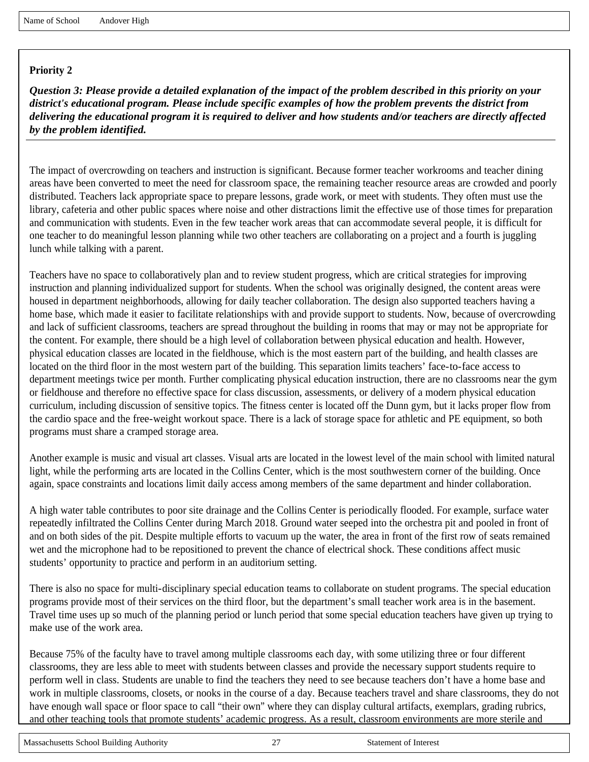Name of School Andover High

**Priority 2**

***Question 3: Please provide a detailed explanation of the impact of the problem described in this priority on your district's educational program. Please include specific examples of how the problem prevents the district from delivering the educational program it is required to deliver and how students and/or teachers are directly affected by the problem identified.***

The impact of overcrowding on teachers and instruction is significant. Because former teacher workrooms and teacher dining areas have been converted to meet the need for classroom space, the remaining teacher resource areas are crowded and poorly distributed. Teachers lack appropriate space to prepare lessons, grade work, or meet with students. They often must use the library, cafeteria and other public spaces where noise and other distractions limit the effective use of those times for preparation and communication with students. Even in the few teacher work areas that can accommodate several people, it is difficult for one teacher to do meaningful lesson planning while two other teachers are collaborating on a project and a fourth is juggling lunch while talking with a parent.

Teachers have no space to collaboratively plan and to review student progress, which are critical strategies for improving instruction and planning individualized support for students. When the school was originally designed, the content areas were housed in department neighborhoods, allowing for daily teacher collaboration. The design also supported teachers having a home base, which made it easier to facilitate relationships with and provide support to students. Now, because of overcrowding and lack of sufficient classrooms, teachers are spread throughout the building in rooms that may or may not be appropriate for the content. For example, there should be a high level of collaboration between physical education and health. However, physical education classes are located in the fieldhouse, which is the most eastern part of the building, and health classes are located on the third floor in the most western part of the building. This separation limits teachers' face-to-face access to department meetings twice per month. Further complicating physical education instruction, there are no classrooms near the gym or fieldhouse and therefore no effective space for class discussion, assessments, or delivery of a modern physical education curriculum, including discussion of sensitive topics. The fitness center is located off the Dunn gym, but it lacks proper flow from the cardio space and the free-weight workout space. There is a lack of storage space for athletic and PE equipment, so both programs must share a cramped storage area.

Another example is music and visual art classes. Visual arts are located in the lowest level of the main school with limited natural light, while the performing arts are located in the Collins Center, which is the most southwestern corner of the building. Once again, space constraints and locations limit daily access among members of the same department and hinder collaboration.

A high water table contributes to poor site drainage and the Collins Center is periodically flooded. For example, surface water repeatedly infiltrated the Collins Center during March 2018. Ground water seeped into the orchestra pit and pooled in front of and on both sides of the pit. Despite multiple efforts to vacuum up the water, the area in front of the first row of seats remained wet and the microphone had to be repositioned to prevent the chance of electrical shock. These conditions affect music students' opportunity to practice and perform in an auditorium setting.

There is also no space for multi-disciplinary special education teams to collaborate on student programs. The special education programs provide most of their services on the third floor, but the department's small teacher work area is in the basement. Travel time uses up so much of the planning period or lunch period that some special education teachers have given up trying to make use of the work area.

Because 75% of the faculty have to travel among multiple classrooms each day, with some utilizing three or four different classrooms, they are less able to meet with students between classes and provide the necessary support students require to perform well in class. Students are unable to find the teachers they need to see because teachers don't have a home base and work in multiple classrooms, closets, or nooks in the course of a day. Because teachers travel and share classrooms, they do not have enough wall space or floor space to call "their own" where they can display cultural artifacts, exemplars, grading rubrics, and other teaching tools that promote students' academic progress. As a result, classroom environments are more sterile and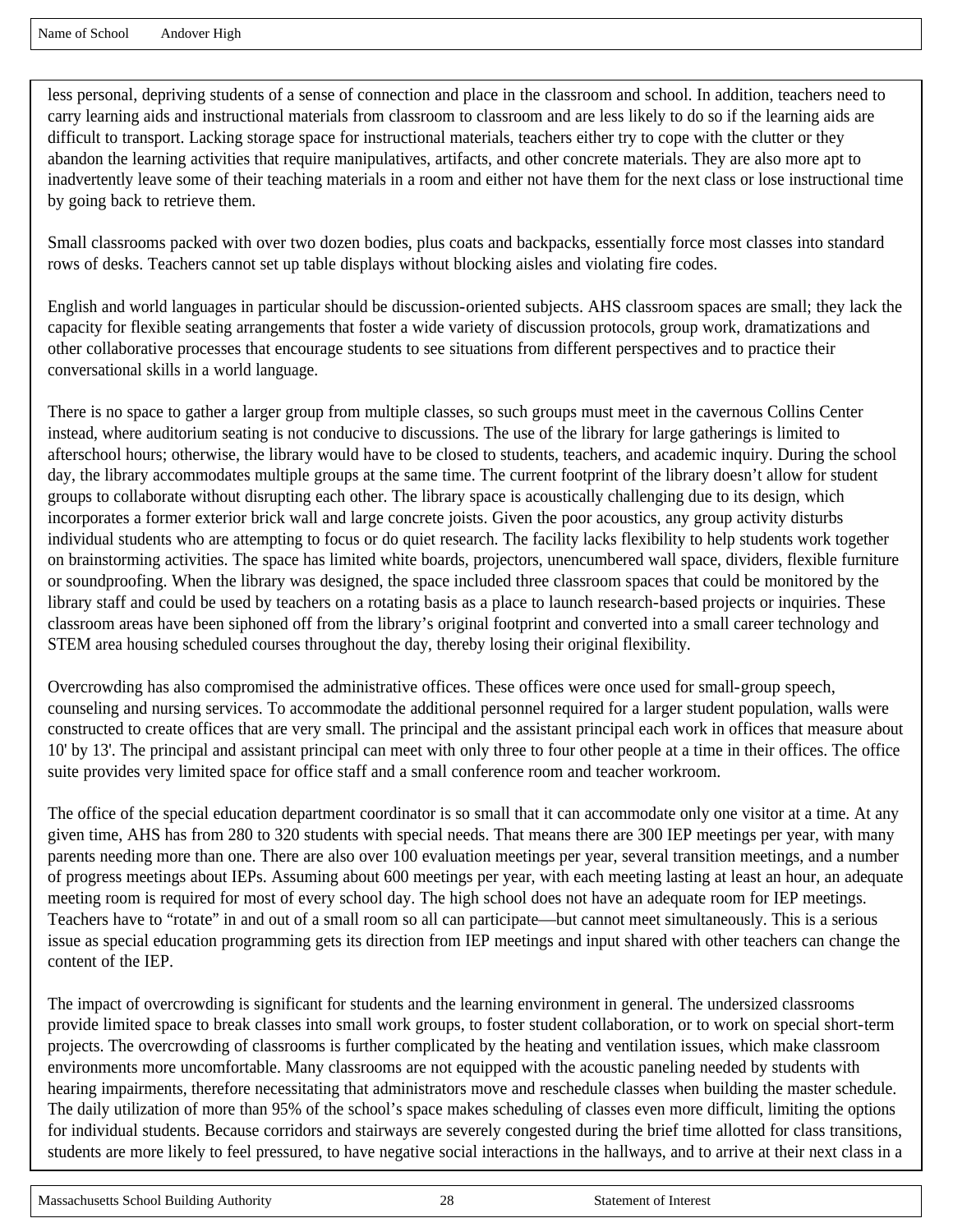less personal, depriving students of a sense of connection and place in the classroom and school. In addition, teachers need to carry learning aids and instructional materials from classroom to classroom and are less likely to do so if the learning aids are difficult to transport. Lacking storage space for instructional materials, teachers either try to cope with the clutter or they abandon the learning activities that require manipulatives, artifacts, and other concrete materials. They are also more apt to inadvertently leave some of their teaching materials in a room and either not have them for the next class or lose instructional time by going back to retrieve them.

Small classrooms packed with over two dozen bodies, plus coats and backpacks, essentially force most classes into standard rows of desks. Teachers cannot set up table displays without blocking aisles and violating fire codes.

English and world languages in particular should be discussion-oriented subjects. AHS classroom spaces are small; they lack the capacity for flexible seating arrangements that foster a wide variety of discussion protocols, group work, dramatizations and other collaborative processes that encourage students to see situations from different perspectives and to practice their conversational skills in a world language.

There is no space to gather a larger group from multiple classes, so such groups must meet in the cavernous Collins Center instead, where auditorium seating is not conducive to discussions. The use of the library for large gatherings is limited to afterschool hours; otherwise, the library would have to be closed to students, teachers, and academic inquiry. During the school day, the library accommodates multiple groups at the same time. The current footprint of the library doesn't allow for student groups to collaborate without disrupting each other. The library space is acoustically challenging due to its design, which incorporates a former exterior brick wall and large concrete joists. Given the poor acoustics, any group activity disturbs individual students who are attempting to focus or do quiet research. The facility lacks flexibility to help students work together on brainstorming activities. The space has limited white boards, projectors, unencumbered wall space, dividers, flexible furniture or soundproofing. When the library was designed, the space included three classroom spaces that could be monitored by the library staff and could be used by teachers on a rotating basis as a place to launch research-based projects or inquiries. These classroom areas have been siphoned off from the library's original footprint and converted into a small career technology and STEM area housing scheduled courses throughout the day, thereby losing their original flexibility.

Overcrowding has also compromised the administrative offices. These offices were once used for small-group speech, counseling and nursing services. To accommodate the additional personnel required for a larger student population, walls were constructed to create offices that are very small. The principal and the assistant principal each work in offices that measure about 10' by 13'. The principal and assistant principal can meet with only three to four other people at a time in their offices. The office suite provides very limited space for office staff and a small conference room and teacher workroom.

The office of the special education department coordinator is so small that it can accommodate only one visitor at a time. At any given time, AHS has from 280 to 320 students with special needs. That means there are 300 IEP meetings per year, with many parents needing more than one. There are also over 100 evaluation meetings per year, several transition meetings, and a number of progress meetings about IEPs. Assuming about 600 meetings per year, with each meeting lasting at least an hour, an adequate meeting room is required for most of every school day. The high school does not have an adequate room for IEP meetings. Teachers have to "rotate" in and out of a small room so all can participate—but cannot meet simultaneously. This is a serious issue as special education programming gets its direction from IEP meetings and input shared with other teachers can change the content of the IEP.

The impact of overcrowding is significant for students and the learning environment in general. The undersized classrooms provide limited space to break classes into small work groups, to foster student collaboration, or to work on special short-term projects. The overcrowding of classrooms is further complicated by the heating and ventilation issues, which make classroom environments more uncomfortable. Many classrooms are not equipped with the acoustic paneling needed by students with hearing impairments, therefore necessitating that administrators move and reschedule classes when building the master schedule. The daily utilization of more than 95% of the school's space makes scheduling of classes even more difficult, limiting the options for individual students. Because corridors and stairways are severely congested during the brief time allotted for class transitions, students are more likely to feel pressured, to have negative social interactions in the hallways, and to arrive at their next class in a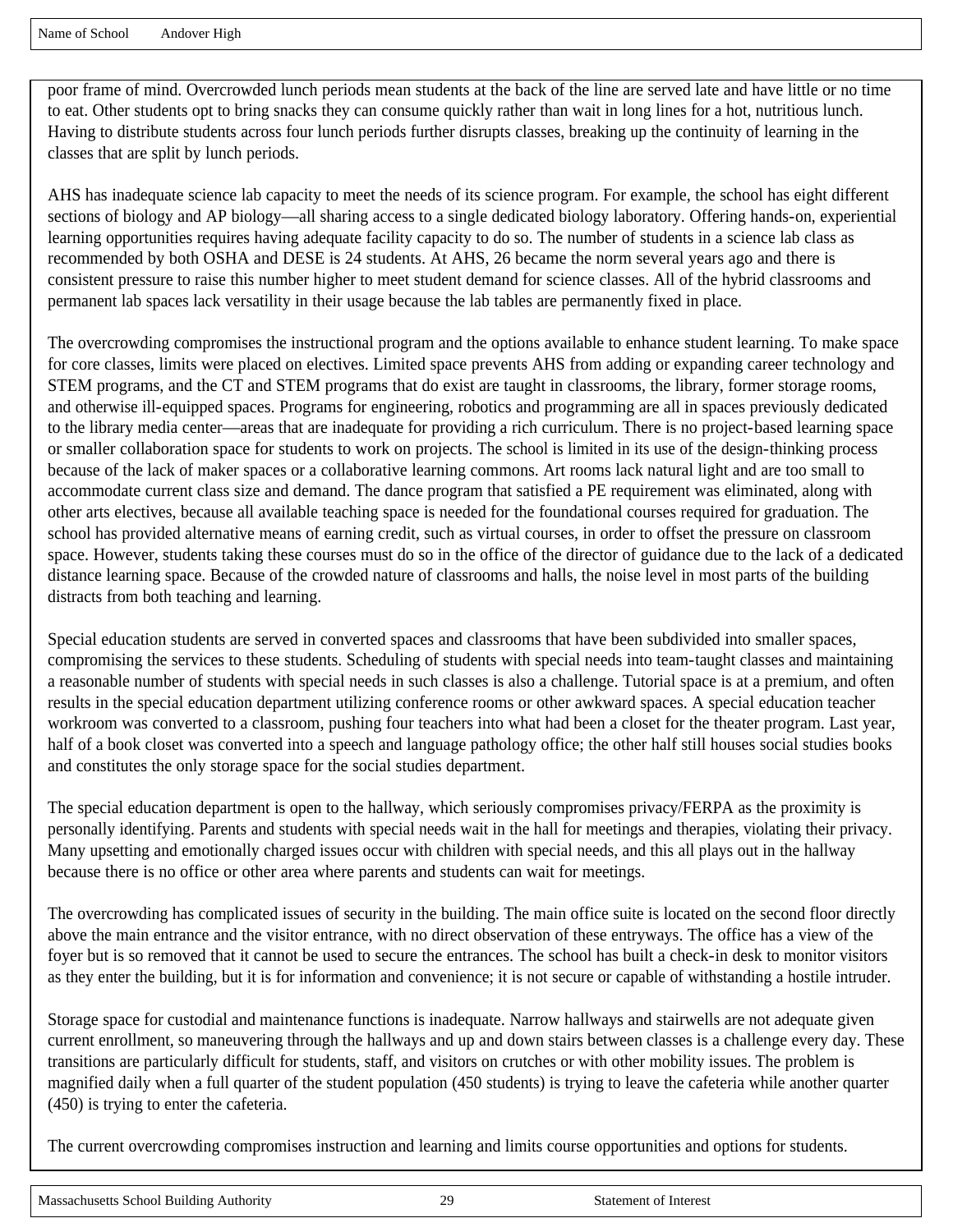poor frame of mind. Overcrowded lunch periods mean students at the back of the line are served late and have little or no time to eat. Other students opt to bring snacks they can consume quickly rather than wait in long lines for a hot, nutritious lunch. Having to distribute students across four lunch periods further disrupts classes, breaking up the continuity of learning in the classes that are split by lunch periods.

AHS has inadequate science lab capacity to meet the needs of its science program. For example, the school has eight different sections of biology and AP biology—all sharing access to a single dedicated biology laboratory. Offering hands-on, experiential learning opportunities requires having adequate facility capacity to do so. The number of students in a science lab class as recommended by both OSHA and DESE is 24 students. At AHS, 26 became the norm several years ago and there is consistent pressure to raise this number higher to meet student demand for science classes. All of the hybrid classrooms and permanent lab spaces lack versatility in their usage because the lab tables are permanently fixed in place.

The overcrowding compromises the instructional program and the options available to enhance student learning. To make space for core classes, limits were placed on electives. Limited space prevents AHS from adding or expanding career technology and STEM programs, and the CT and STEM programs that do exist are taught in classrooms, the library, former storage rooms, and otherwise ill-equipped spaces. Programs for engineering, robotics and programming are all in spaces previously dedicated to the library media center—areas that are inadequate for providing a rich curriculum. There is no project-based learning space or smaller collaboration space for students to work on projects. The school is limited in its use of the design-thinking process because of the lack of maker spaces or a collaborative learning commons. Art rooms lack natural light and are too small to accommodate current class size and demand. The dance program that satisfied a PE requirement was eliminated, along with other arts electives, because all available teaching space is needed for the foundational courses required for graduation. The school has provided alternative means of earning credit, such as virtual courses, in order to offset the pressure on classroom space. However, students taking these courses must do so in the office of the director of guidance due to the lack of a dedicated distance learning space. Because of the crowded nature of classrooms and halls, the noise level in most parts of the building distracts from both teaching and learning.

Special education students are served in converted spaces and classrooms that have been subdivided into smaller spaces, compromising the services to these students. Scheduling of students with special needs into team-taught classes and maintaining a reasonable number of students with special needs in such classes is also a challenge. Tutorial space is at a premium, and often results in the special education department utilizing conference rooms or other awkward spaces. A special education teacher workroom was converted to a classroom, pushing four teachers into what had been a closet for the theater program. Last year, half of a book closet was converted into a speech and language pathology office; the other half still houses social studies books and constitutes the only storage space for the social studies department.

The special education department is open to the hallway, which seriously compromises privacy/FERPA as the proximity is personally identifying. Parents and students with special needs wait in the hall for meetings and therapies, violating their privacy. Many upsetting and emotionally charged issues occur with children with special needs, and this all plays out in the hallway because there is no office or other area where parents and students can wait for meetings.

The overcrowding has complicated issues of security in the building. The main office suite is located on the second floor directly above the main entrance and the visitor entrance, with no direct observation of these entryways. The office has a view of the foyer but is so removed that it cannot be used to secure the entrances. The school has built a check-in desk to monitor visitors as they enter the building, but it is for information and convenience; it is not secure or capable of withstanding a hostile intruder.

Storage space for custodial and maintenance functions is inadequate. Narrow hallways and stairwells are not adequate given current enrollment, so maneuvering through the hallways and up and down stairs between classes is a challenge every day. These transitions are particularly difficult for students, staff, and visitors on crutches or with other mobility issues. The problem is magnified daily when a full quarter of the student population (450 students) is trying to leave the cafeteria while another quarter (450) is trying to enter the cafeteria.

The current overcrowding compromises instruction and learning and limits course opportunities and options for students.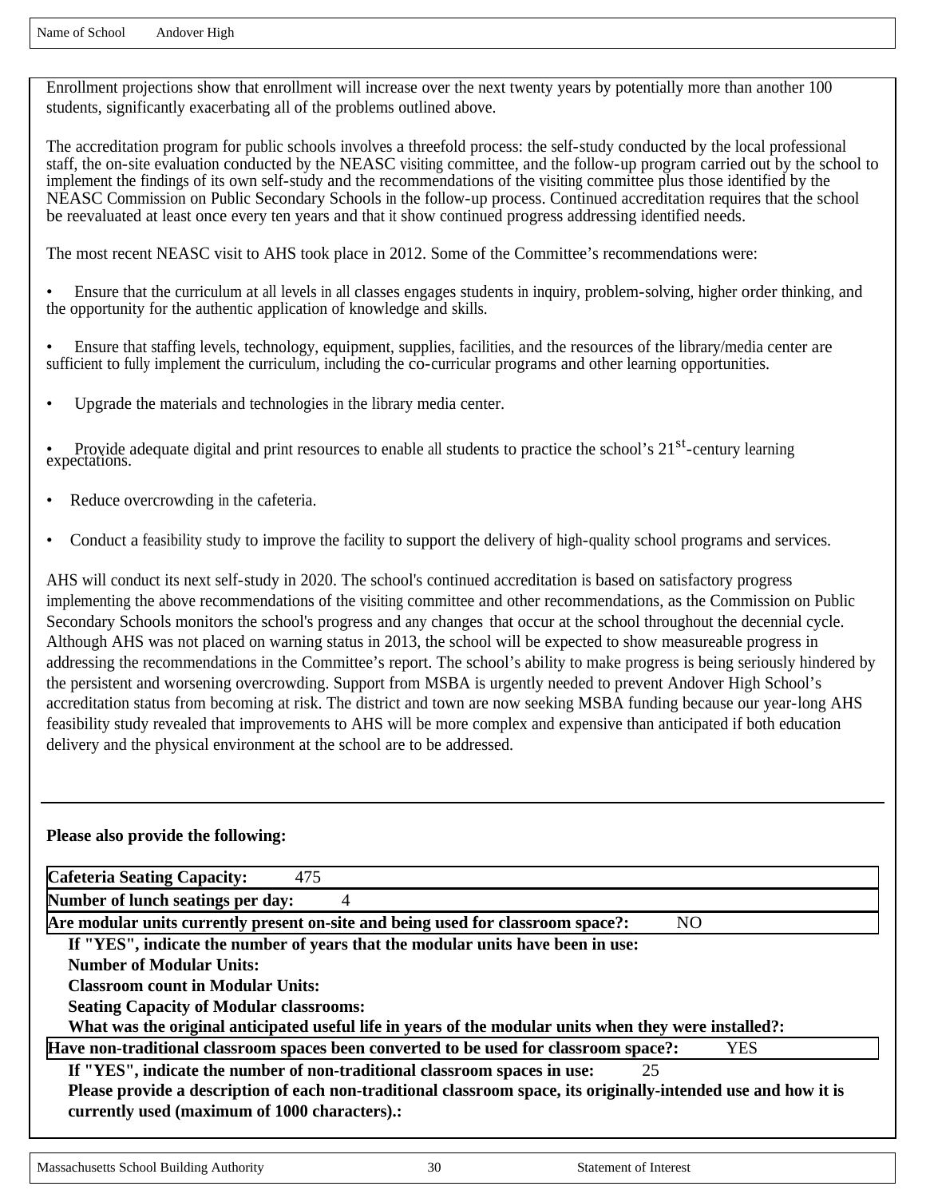Name of School Andover High

Enrollment projections show that enrollment will increase over the next twenty years by potentially more than another 100 students, significantly exacerbating all of the problems outlined above.

The accreditation program for public schools involves a threefold process: the self-study conducted by the local professional staff, the on-site evaluation conducted by the NEASC visiting committee, and the follow-up program carried out by the school to implement the findings of its own self-study and the recommendations of the visiting committee plus those identified by the NEASC Commission on Public Secondary Schools in the follow-up process. Continued accreditation requires that the school be reevaluated at least once every ten years and that it show continued progress addressing identified needs.

The most recent NEASC visit to AHS took place in 2012. Some of the Committee's recommendations were:

- Ensure that the curriculum at all levels in all classes engages students in inquiry, problem-solving, higher order thinking, and the opportunity for the authentic application of knowledge and skills.
- Ensure that staffing levels, technology, equipment, supplies, facilities, and the resources of the library/media center are sufficient to fully implement the curriculum, including the co-curricular programs and other learning opportunities.
- Upgrade the materials and technologies in the library media center.
- Provide adequate digital and print resources to enable all students to practice the school's 21st-century learning expectations.
- Reduce overcrowding in the cafeteria.
- Conduct a feasibility study to improve the facility to support the delivery of high-quality school programs and services.

AHS will conduct its next self-study in 2020. The school's continued accreditation is based on satisfactory progress implementing the above recommendations of the visiting committee and other recommendations, as the Commission on Public Secondary Schools monitors the school's progress and any changes that occur at the school throughout the decennial cycle. Although AHS was not placed on warning status in 2013, the school will be expected to show measureable progress in addressing the recommendations in the Committee's report. The school's ability to make progress is being seriously hindered by the persistent and worsening overcrowding. Support from MSBA is urgently needed to prevent Andover High School's accreditation status from becoming at risk. The district and town are now seeking MSBA funding because our year-long AHS feasibility study revealed that improvements to AHS will be more complex and expensive than anticipated if both education delivery and the physical environment at the school are to be addressed.

---

**Please also provide the following:**

**Cafeteria Seating Capacity:** 475

**Number of lunch seatings per day:** 4

**Are modular units currently present on-site and being used for classroom space?:** NO

**If "YES", indicate the number of years that the modular units have been in use:**

**Number of Modular Units:**

**Classroom count in Modular Units:**

**Seating Capacity of Modular classrooms:**

**What was the original anticipated useful life in years of the modular units when they were installed?:**

**Have non-traditional classroom spaces been converted to be used for classroom space?:** YES

**If "YES", indicate the number of non-traditional classroom spaces in use:** 25

**Please provide a description of each non-traditional classroom space, its originally-intended use and how it is currently used (maximum of 1000 characters).:**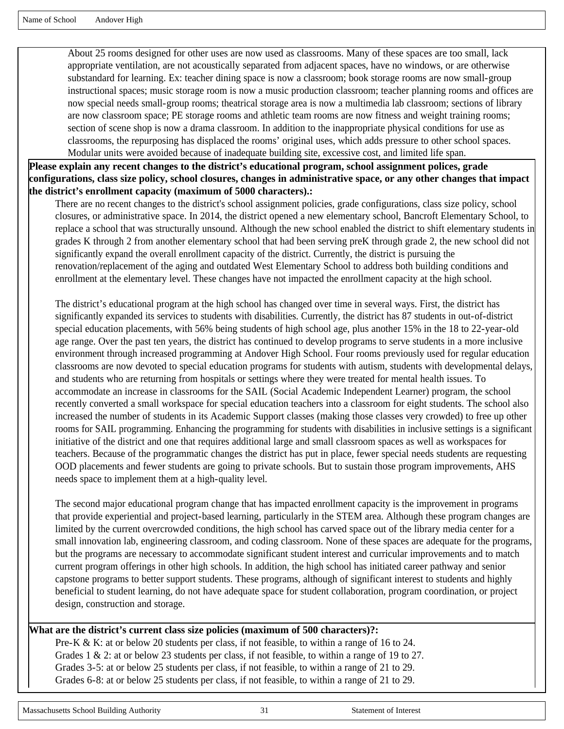About 25 rooms designed for other uses are now used as classrooms. Many of these spaces are too small, lack appropriate ventilation, are not acoustically separated from adjacent spaces, have no windows, or are otherwise substandard for learning. Ex: teacher dining space is now a classroom; book storage rooms are now small-group instructional spaces; music storage room is now a music production classroom; teacher planning rooms and offices are now special needs small-group rooms; theatrical storage area is now a multimedia lab classroom; sections of library are now classroom space; PE storage rooms and athletic team rooms are now fitness and weight training rooms; section of scene shop is now a drama classroom. In addition to the inappropriate physical conditions for use as classrooms, the repurposing has displaced the rooms' original uses, which adds pressure to other school spaces. Modular units were avoided because of inadequate building site, excessive cost, and limited life span.

**Please explain any recent changes to the district's educational program, school assignment polices, grade configurations, class size policy, school closures, changes in administrative space, or any other changes that impact the district's enrollment capacity (maximum of 5000 characters).:**

There are no recent changes to the district's school assignment policies, grade configurations, class size policy, school closures, or administrative space. In 2014, the district opened a new elementary school, Bancroft Elementary School, to replace a school that was structurally unsound. Although the new school enabled the district to shift elementary students in grades K through 2 from another elementary school that had been serving preK through grade 2, the new school did not significantly expand the overall enrollment capacity of the district. Currently, the district is pursuing the renovation/replacement of the aging and outdated West Elementary School to address both building conditions and enrollment at the elementary level. These changes have not impacted the enrollment capacity at the high school.

The district's educational program at the high school has changed over time in several ways. First, the district has significantly expanded its services to students with disabilities. Currently, the district has 87 students in out-of-district special education placements, with 56% being students of high school age, plus another 15% in the 18 to 22-year-old age range. Over the past ten years, the district has continued to develop programs to serve students in a more inclusive environment through increased programming at Andover High School. Four rooms previously used for regular education classrooms are now devoted to special education programs for students with autism, students with developmental delays, and students who are returning from hospitals or settings where they were treated for mental health issues. To accommodate an increase in classrooms for the SAIL (Social Academic Independent Learner) program, the school recently converted a small workspace for special education teachers into a classroom for eight students. The school also increased the number of students in its Academic Support classes (making those classes very crowded) to free up other rooms for SAIL programming. Enhancing the programming for students with disabilities in inclusive settings is a significant initiative of the district and one that requires additional large and small classroom spaces as well as workspaces for teachers. Because of the programmatic changes the district has put in place, fewer special needs students are requesting OOD placements and fewer students are going to private schools. But to sustain those program improvements, AHS needs space to implement them at a high-quality level.

The second major educational program change that has impacted enrollment capacity is the improvement in programs that provide experiential and project-based learning, particularly in the STEM area. Although these program changes are limited by the current overcrowded conditions, the high school has carved space out of the library media center for a small innovation lab, engineering classroom, and coding classroom. None of these spaces are adequate for the programs, but the programs are necessary to accommodate significant student interest and curricular improvements and to match current program offerings in other high schools. In addition, the high school has initiated career pathway and senior capstone programs to better support students. These programs, although of significant interest to students and highly beneficial to student learning, do not have adequate space for student collaboration, program coordination, or project design, construction and storage.

**What are the district's current class size policies (maximum of 500 characters)?:**

Pre-K & K: at or below 20 students per class, if not feasible, to within a range of 16 to 24.
Grades 1 & 2: at or below 23 students per class, if not feasible, to within a range of 19 to 27.
Grades 3-5: at or below 25 students per class, if not feasible, to within a range of 21 to 29.
Grades 6-8: at or below 25 students per class, if not feasible, to within a range of 21 to 29.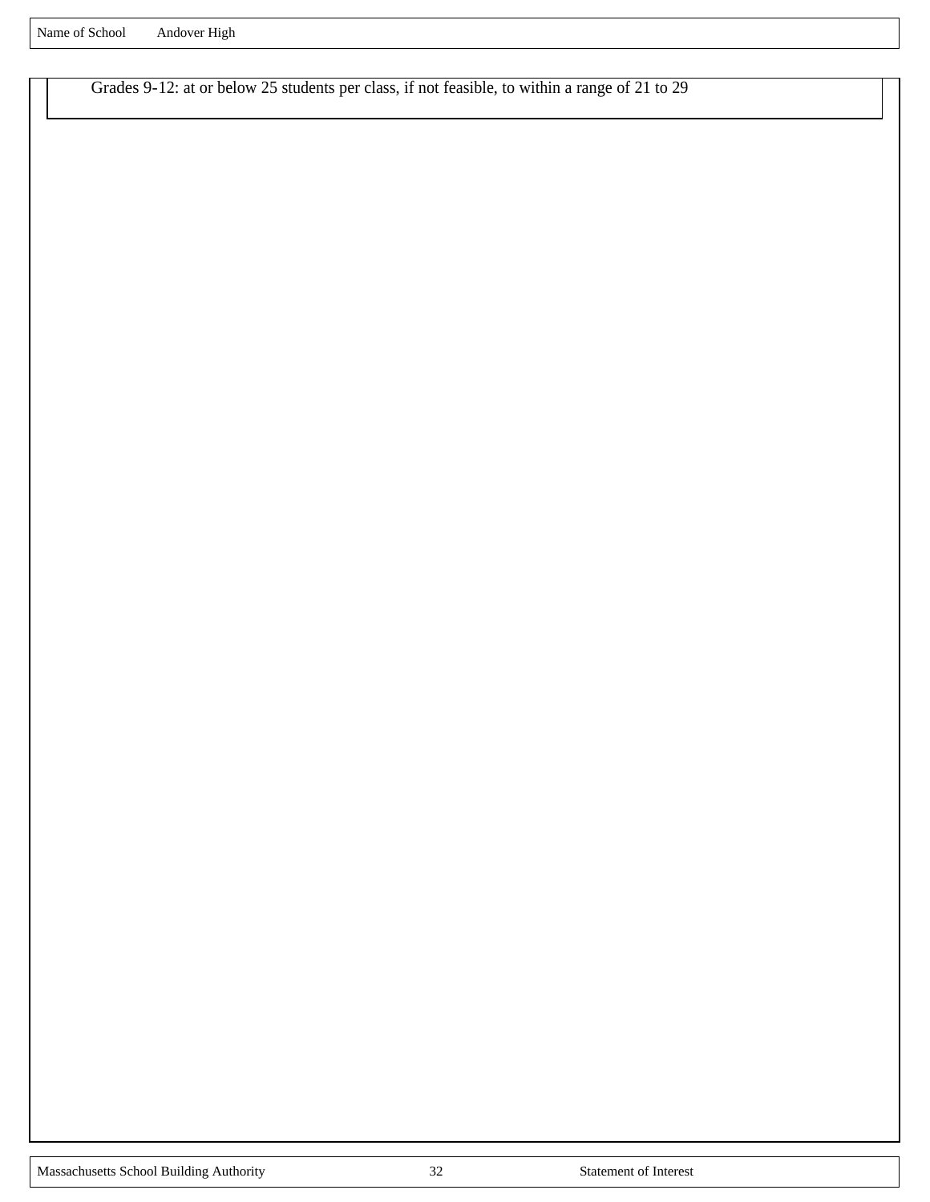Name of School Andover High

Grades 9-12: at or below 25 students per class, if not feasible, to within a range of 21 to 29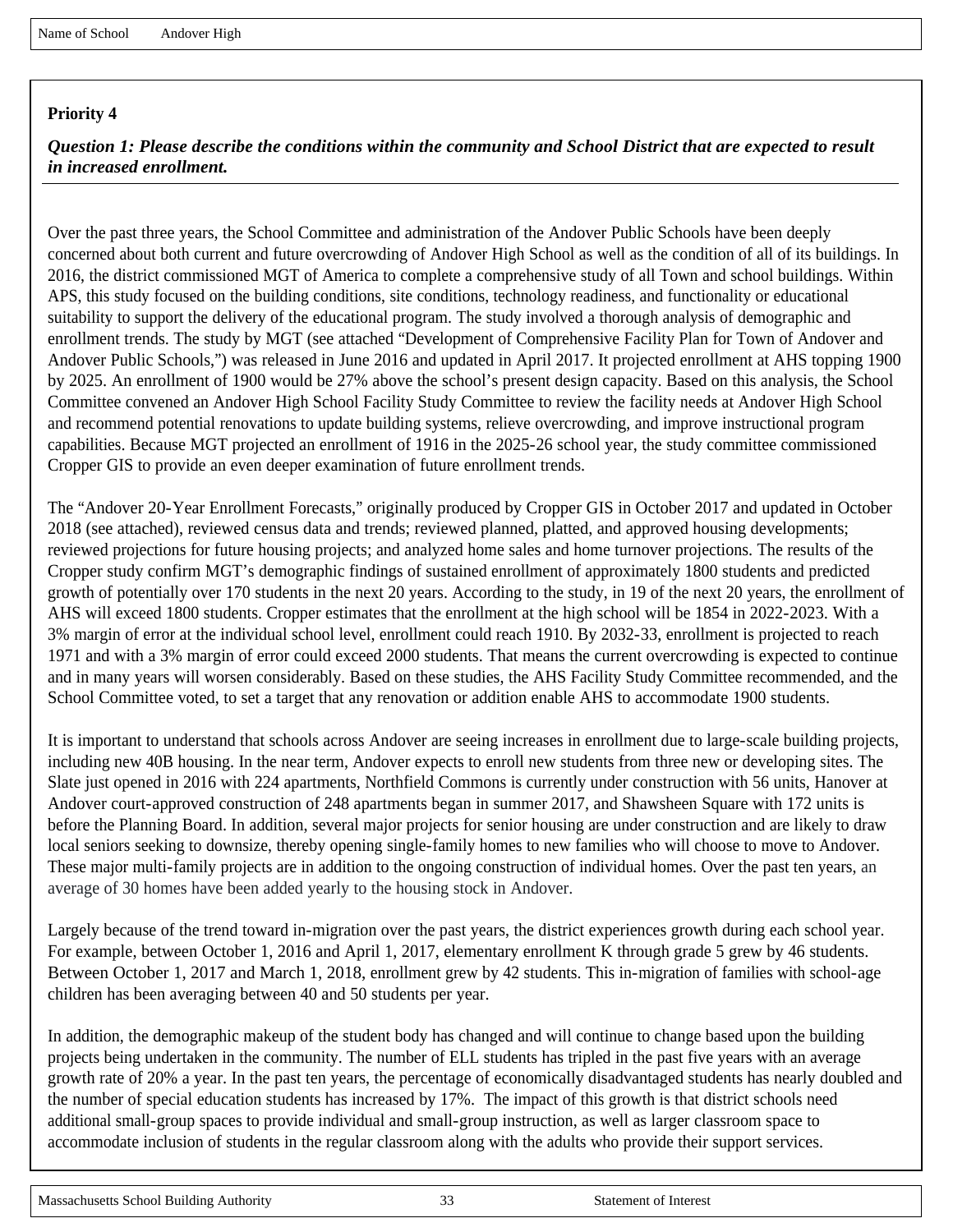**Priority 4**

***Question 1: Please describe the conditions within the community and School District that are expected to result in increased enrollment.***

Over the past three years, the School Committee and administration of the Andover Public Schools have been deeply concerned about both current and future overcrowding of Andover High School as well as the condition of all of its buildings. In 2016, the district commissioned MGT of America to complete a comprehensive study of all Town and school buildings. Within APS, this study focused on the building conditions, site conditions, technology readiness, and functionality or educational suitability to support the delivery of the educational program. The study involved a thorough analysis of demographic and enrollment trends. The study by MGT (see attached "Development of Comprehensive Facility Plan for Town of Andover and Andover Public Schools,") was released in June 2016 and updated in April 2017. It projected enrollment at AHS topping 1900 by 2025. An enrollment of 1900 would be 27% above the school's present design capacity. Based on this analysis, the School Committee convened an Andover High School Facility Study Committee to review the facility needs at Andover High School and recommend potential renovations to update building systems, relieve overcrowding, and improve instructional program capabilities. Because MGT projected an enrollment of 1916 in the 2025-26 school year, the study committee commissioned Cropper GIS to provide an even deeper examination of future enrollment trends.

The "Andover 20-Year Enrollment Forecasts," originally produced by Cropper GIS in October 2017 and updated in October 2018 (see attached), reviewed census data and trends; reviewed planned, platted, and approved housing developments; reviewed projections for future housing projects; and analyzed home sales and home turnover projections. The results of the Cropper study confirm MGT's demographic findings of sustained enrollment of approximately 1800 students and predicted growth of potentially over 170 students in the next 20 years. According to the study, in 19 of the next 20 years, the enrollment of AHS will exceed 1800 students. Cropper estimates that the enrollment at the high school will be 1854 in 2022-2023. With a 3% margin of error at the individual school level, enrollment could reach 1910. By 2032-33, enrollment is projected to reach 1971 and with a 3% margin of error could exceed 2000 students. That means the current overcrowding is expected to continue and in many years will worsen considerably. Based on these studies, the AHS Facility Study Committee recommended, and the School Committee voted, to set a target that any renovation or addition enable AHS to accommodate 1900 students.

It is important to understand that schools across Andover are seeing increases in enrollment due to large-scale building projects, including new 40B housing. In the near term, Andover expects to enroll new students from three new or developing sites. The Slate just opened in 2016 with 224 apartments, Northfield Commons is currently under construction with 56 units, Hanover at Andover court-approved construction of 248 apartments began in summer 2017, and Shawsheen Square with 172 units is before the Planning Board. In addition, several major projects for senior housing are under construction and are likely to draw local seniors seeking to downsize, thereby opening single-family homes to new families who will choose to move to Andover. These major multi-family projects are in addition to the ongoing construction of individual homes. Over the past ten years, an average of 30 homes have been added yearly to the housing stock in Andover.

Largely because of the trend toward in-migration over the past years, the district experiences growth during each school year. For example, between October 1, 2016 and April 1, 2017, elementary enrollment K through grade 5 grew by 46 students. Between October 1, 2017 and March 1, 2018, enrollment grew by 42 students. This in-migration of families with school-age children has been averaging between 40 and 50 students per year.

In addition, the demographic makeup of the student body has changed and will continue to change based upon the building projects being undertaken in the community. The number of ELL students has tripled in the past five years with an average growth rate of 20% a year. In the past ten years, the percentage of economically disadvantaged students has nearly doubled and the number of special education students has increased by 17%. The impact of this growth is that district schools need additional small-group spaces to provide individual and small-group instruction, as well as larger classroom space to accommodate inclusion of students in the regular classroom along with the adults who provide their support services.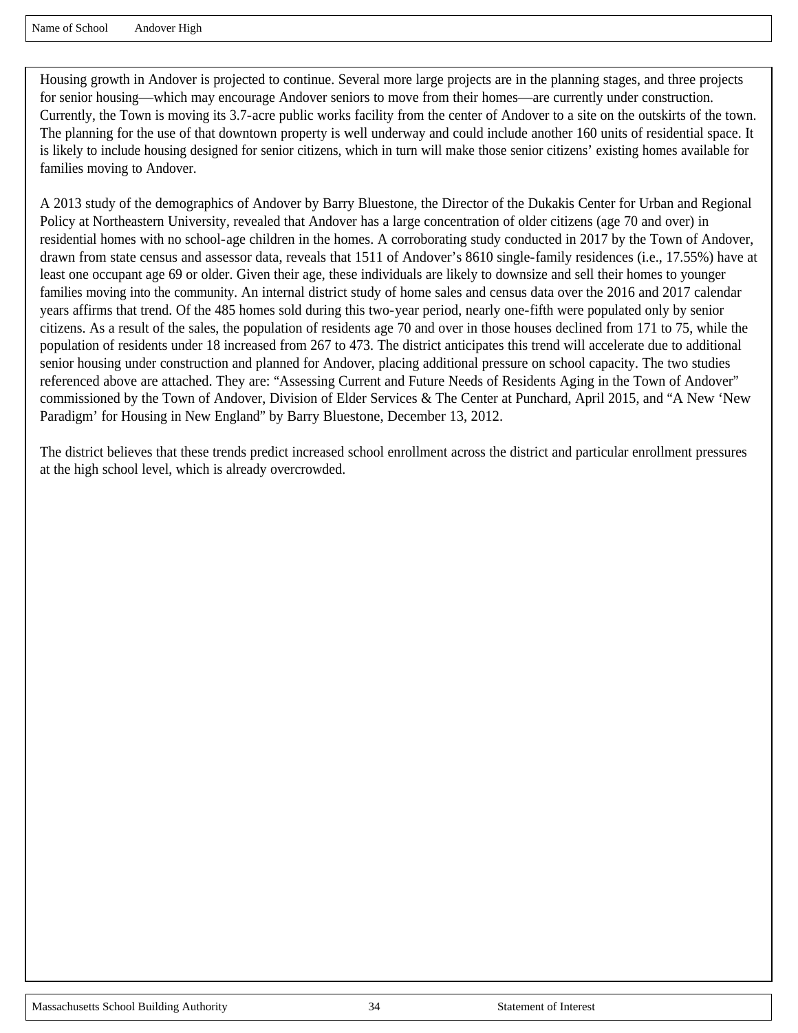Housing growth in Andover is projected to continue. Several more large projects are in the planning stages, and three projects for senior housing—which may encourage Andover seniors to move from their homes—are currently under construction. Currently, the Town is moving its 3.7-acre public works facility from the center of Andover to a site on the outskirts of the town. The planning for the use of that downtown property is well underway and could include another 160 units of residential space. It is likely to include housing designed for senior citizens, which in turn will make those senior citizens' existing homes available for families moving to Andover.

A 2013 study of the demographics of Andover by Barry Bluestone, the Director of the Dukakis Center for Urban and Regional Policy at Northeastern University, revealed that Andover has a large concentration of older citizens (age 70 and over) in residential homes with no school-age children in the homes. A corroborating study conducted in 2017 by the Town of Andover, drawn from state census and assessor data, reveals that 1511 of Andover's 8610 single-family residences (i.e., 17.55%) have at least one occupant age 69 or older. Given their age, these individuals are likely to downsize and sell their homes to younger families moving into the community. An internal district study of home sales and census data over the 2016 and 2017 calendar years affirms that trend. Of the 485 homes sold during this two-year period, nearly one-fifth were populated only by senior citizens. As a result of the sales, the population of residents age 70 and over in those houses declined from 171 to 75, while the population of residents under 18 increased from 267 to 473. The district anticipates this trend will accelerate due to additional senior housing under construction and planned for Andover, placing additional pressure on school capacity. The two studies referenced above are attached. They are: "Assessing Current and Future Needs of Residents Aging in the Town of Andover" commissioned by the Town of Andover, Division of Elder Services & The Center at Punchard, April 2015, and "A New 'New Paradigm' for Housing in New England" by Barry Bluestone, December 13, 2012.

The district believes that these trends predict increased school enrollment across the district and particular enrollment pressures at the high school level, which is already overcrowded.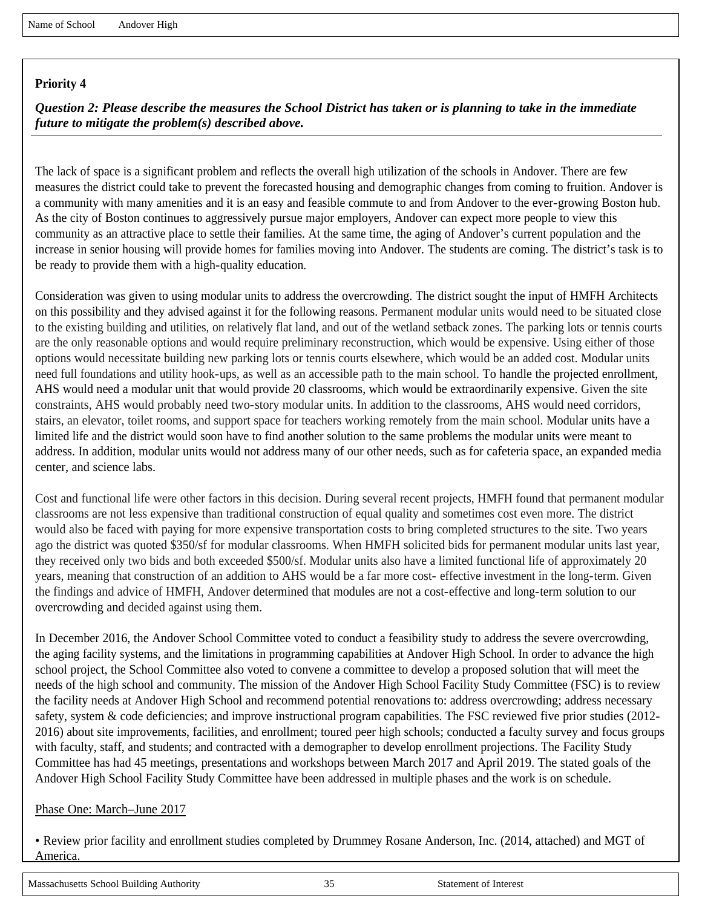Name of School Andover High

**Priority 4**

***Question 2: Please describe the measures the School District has taken or is planning to take in the immediate future to mitigate the problem(s) described above.***

The lack of space is a significant problem and reflects the overall high utilization of the schools in Andover. There are few measures the district could take to prevent the forecasted housing and demographic changes from coming to fruition. Andover is a community with many amenities and it is an easy and feasible commute to and from Andover to the ever-growing Boston hub. As the city of Boston continues to aggressively pursue major employers, Andover can expect more people to view this community as an attractive place to settle their families. At the same time, the aging of Andover's current population and the increase in senior housing will provide homes for families moving into Andover. The students are coming. The district's task is to be ready to provide them with a high-quality education.

Consideration was given to using modular units to address the overcrowding. The district sought the input of HMFH Architects on this possibility and they advised against it for the following reasons. Permanent modular units would need to be situated close to the existing building and utilities, on relatively flat land, and out of the wetland setback zones. The parking lots or tennis courts are the only reasonable options and would require preliminary reconstruction, which would be expensive. Using either of those options would necessitate building new parking lots or tennis courts elsewhere, which would be an added cost. Modular units need full foundations and utility hook-ups, as well as an accessible path to the main school. To handle the projected enrollment, AHS would need a modular unit that would provide 20 classrooms, which would be extraordinarily expensive. Given the site constraints, AHS would probably need two-story modular units. In addition to the classrooms, AHS would need corridors, stairs, an elevator, toilet rooms, and support space for teachers working remotely from the main school. Modular units have a limited life and the district would soon have to find another solution to the same problems the modular units were meant to address. In addition, modular units would not address many of our other needs, such as for cafeteria space, an expanded media center, and science labs.

Cost and functional life were other factors in this decision. During several recent projects, HMFH found that permanent modular classrooms are not less expensive than traditional construction of equal quality and sometimes cost even more. The district would also be faced with paying for more expensive transportation costs to bring completed structures to the site. Two years ago the district was quoted $350/sf for modular classrooms. When HMFH solicited bids for permanent modular units last year, they received only two bids and both exceeded $500/sf. Modular units also have a limited functional life of approximately 20 years, meaning that construction of an addition to AHS would be a far more cost- effective investment in the long-term. Given the findings and advice of HMFH, Andover determined that modules are not a cost-effective and long-term solution to our overcrowding and decided against using them.

In December 2016, the Andover School Committee voted to conduct a feasibility study to address the severe overcrowding, the aging facility systems, and the limitations in programming capabilities at Andover High School. In order to advance the high school project, the School Committee also voted to convene a committee to develop a proposed solution that will meet the needs of the high school and community. The mission of the Andover High School Facility Study Committee (FSC) is to review the facility needs at Andover High School and recommend potential renovations to: address overcrowding; address necessary safety, system & code deficiencies; and improve instructional program capabilities. The FSC reviewed five prior studies (2012-2016) about site improvements, facilities, and enrollment; toured peer high schools; conducted a faculty survey and focus groups with faculty, staff, and students; and contracted with a demographer to develop enrollment projections. The Facility Study Committee has had 45 meetings, presentations and workshops between March 2017 and April 2019. The stated goals of the Andover High School Facility Study Committee have been addressed in multiple phases and the work is on schedule.

<u>Phase One: March–June 2017</u>

- Review prior facility and enrollment studies completed by Drummey Rosane Anderson, Inc. (2014, attached) and MGT of America.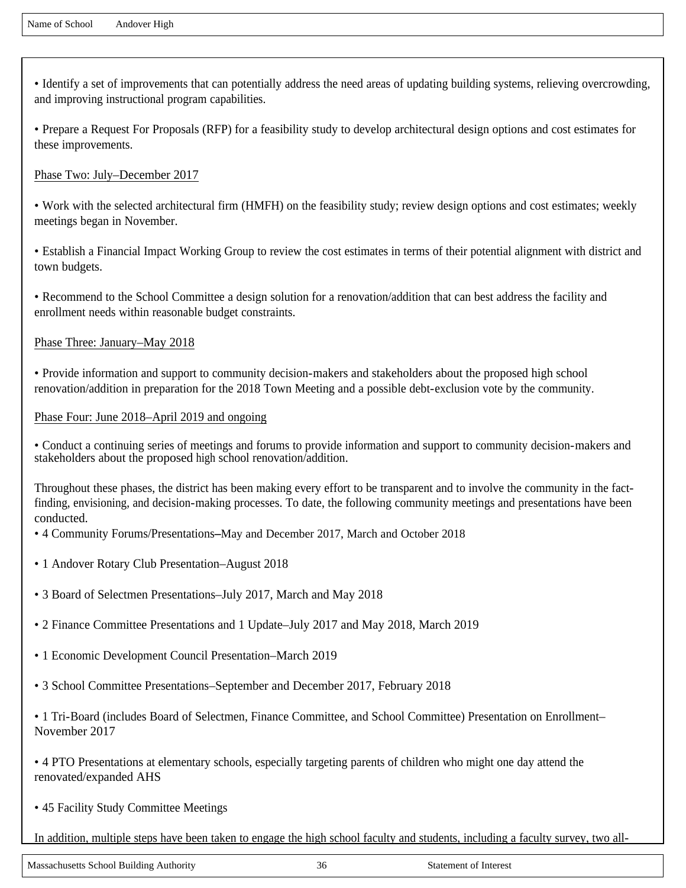Name of School Andover High

• Identify a set of improvements that can potentially address the need areas of updating building systems, relieving overcrowding, and improving instructional program capabilities.

• Prepare a Request For Proposals (RFP) for a feasibility study to develop architectural design options and cost estimates for these improvements.

Phase Two: July–December 2017

• Work with the selected architectural firm (HMFH) on the feasibility study; review design options and cost estimates; weekly meetings began in November.

• Establish a Financial Impact Working Group to review the cost estimates in terms of their potential alignment with district and town budgets.

• Recommend to the School Committee a design solution for a renovation/addition that can best address the facility and enrollment needs within reasonable budget constraints.

Phase Three: January–May 2018

• Provide information and support to community decision-makers and stakeholders about the proposed high school renovation/addition in preparation for the 2018 Town Meeting and a possible debt-exclusion vote by the community.

Phase Four: June 2018–April 2019 and ongoing

• Conduct a continuing series of meetings and forums to provide information and support to community decision-makers and stakeholders about the proposed high school renovation/addition.

Throughout these phases, the district has been making every effort to be transparent and to involve the community in the fact-finding, envisioning, and decision-making processes. To date, the following community meetings and presentations have been conducted.

• 4 Community Forums/Presentations–May and December 2017, March and October 2018

• 1 Andover Rotary Club Presentation–August 2018

• 3 Board of Selectmen Presentations–July 2017, March and May 2018

• 2 Finance Committee Presentations and 1 Update–July 2017 and May 2018, March 2019

• 1 Economic Development Council Presentation–March 2019

• 3 School Committee Presentations–September and December 2017, February 2018

• 1 Tri-Board (includes Board of Selectmen, Finance Committee, and School Committee) Presentation on Enrollment–November 2017

• 4 PTO Presentations at elementary schools, especially targeting parents of children who might one day attend the renovated/expanded AHS

• 45 Facility Study Committee Meetings

In addition, multiple steps have been taken to engage the high school faculty and students, including a faculty survey, two all-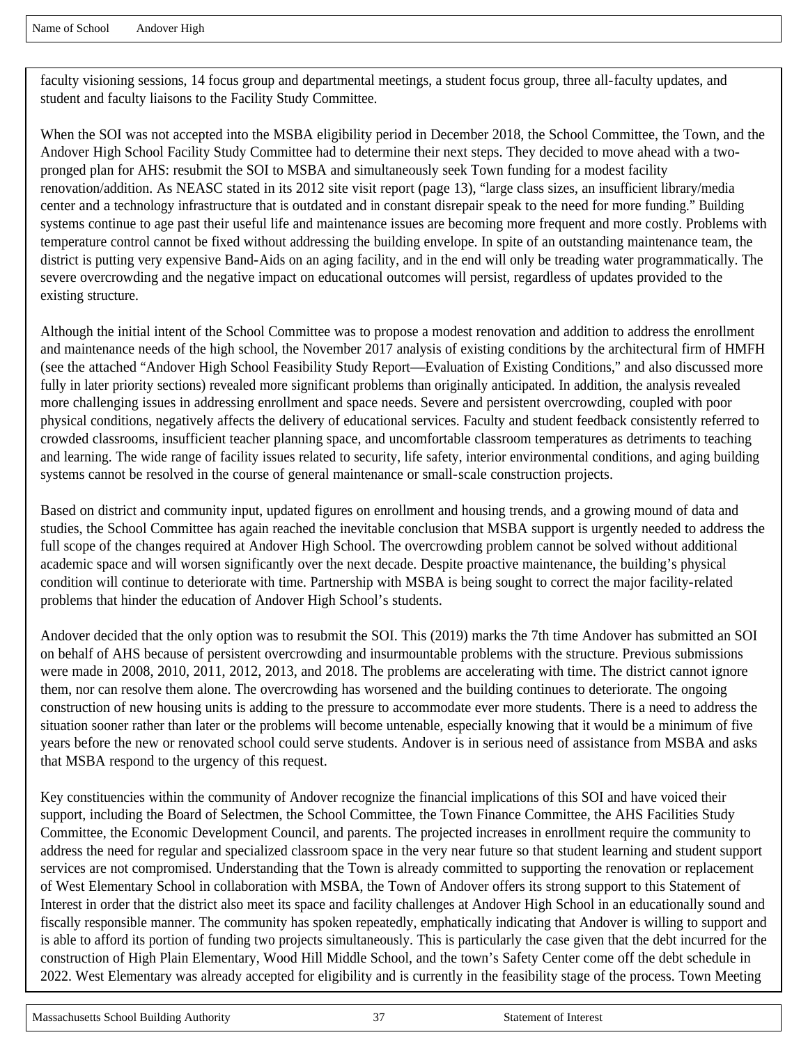faculty visioning sessions, 14 focus group and departmental meetings, a student focus group, three all-faculty updates, and student and faculty liaisons to the Facility Study Committee.

When the SOI was not accepted into the MSBA eligibility period in December 2018, the School Committee, the Town, and the Andover High School Facility Study Committee had to determine their next steps. They decided to move ahead with a two-pronged plan for AHS: resubmit the SOI to MSBA and simultaneously seek Town funding for a modest facility renovation/addition. As NEASC stated in its 2012 site visit report (page 13), "large class sizes, an insufficient library/media center and a technology infrastructure that is outdated and in constant disrepair speak to the need for more funding." Building systems continue to age past their useful life and maintenance issues are becoming more frequent and more costly. Problems with temperature control cannot be fixed without addressing the building envelope. In spite of an outstanding maintenance team, the district is putting very expensive Band-Aids on an aging facility, and in the end will only be treading water programmatically. The severe overcrowding and the negative impact on educational outcomes will persist, regardless of updates provided to the existing structure.

Although the initial intent of the School Committee was to propose a modest renovation and addition to address the enrollment and maintenance needs of the high school, the November 2017 analysis of existing conditions by the architectural firm of HMFH (see the attached "Andover High School Feasibility Study Report—Evaluation of Existing Conditions," and also discussed more fully in later priority sections) revealed more significant problems than originally anticipated. In addition, the analysis revealed more challenging issues in addressing enrollment and space needs. Severe and persistent overcrowding, coupled with poor physical conditions, negatively affects the delivery of educational services. Faculty and student feedback consistently referred to crowded classrooms, insufficient teacher planning space, and uncomfortable classroom temperatures as detriments to teaching and learning. The wide range of facility issues related to security, life safety, interior environmental conditions, and aging building systems cannot be resolved in the course of general maintenance or small-scale construction projects.

Based on district and community input, updated figures on enrollment and housing trends, and a growing mound of data and studies, the School Committee has again reached the inevitable conclusion that MSBA support is urgently needed to address the full scope of the changes required at Andover High School. The overcrowding problem cannot be solved without additional academic space and will worsen significantly over the next decade. Despite proactive maintenance, the building's physical condition will continue to deteriorate with time. Partnership with MSBA is being sought to correct the major facility-related problems that hinder the education of Andover High School's students.

Andover decided that the only option was to resubmit the SOI. This (2019) marks the 7th time Andover has submitted an SOI on behalf of AHS because of persistent overcrowding and insurmountable problems with the structure. Previous submissions were made in 2008, 2010, 2011, 2012, 2013, and 2018. The problems are accelerating with time. The district cannot ignore them, nor can resolve them alone. The overcrowding has worsened and the building continues to deteriorate. The ongoing construction of new housing units is adding to the pressure to accommodate ever more students. There is a need to address the situation sooner rather than later or the problems will become untenable, especially knowing that it would be a minimum of five years before the new or renovated school could serve students. Andover is in serious need of assistance from MSBA and asks that MSBA respond to the urgency of this request.

Key constituencies within the community of Andover recognize the financial implications of this SOI and have voiced their support, including the Board of Selectmen, the School Committee, the Town Finance Committee, the AHS Facilities Study Committee, the Economic Development Council, and parents. The projected increases in enrollment require the community to address the need for regular and specialized classroom space in the very near future so that student learning and student support services are not compromised. Understanding that the Town is already committed to supporting the renovation or replacement of West Elementary School in collaboration with MSBA, the Town of Andover offers its strong support to this Statement of Interest in order that the district also meet its space and facility challenges at Andover High School in an educationally sound and fiscally responsible manner. The community has spoken repeatedly, emphatically indicating that Andover is willing to support and is able to afford its portion of funding two projects simultaneously. This is particularly the case given that the debt incurred for the construction of High Plain Elementary, Wood Hill Middle School, and the town's Safety Center come off the debt schedule in 2022. West Elementary was already accepted for eligibility and is currently in the feasibility stage of the process. Town Meeting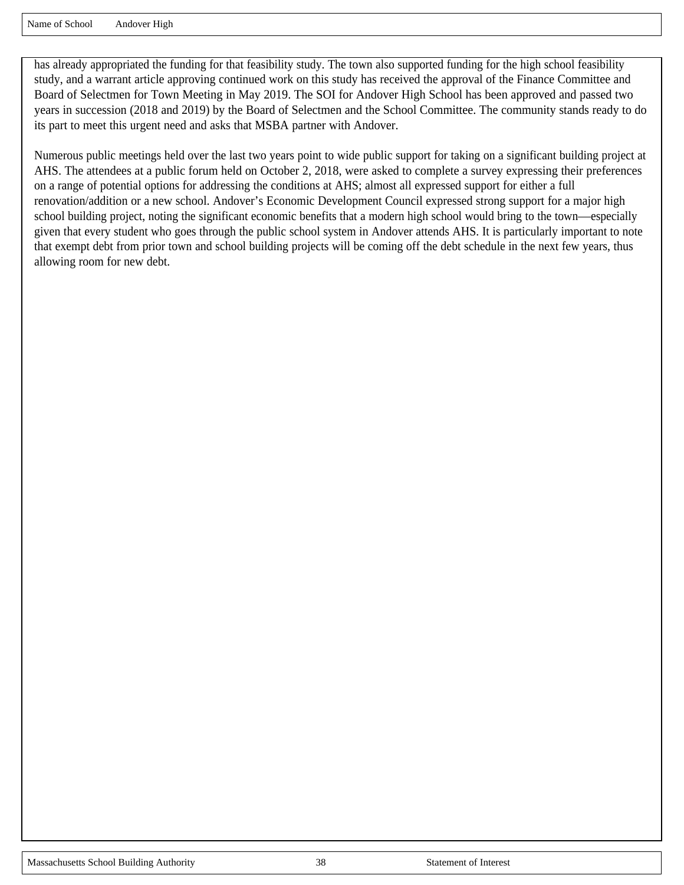has already appropriated the funding for that feasibility study. The town also supported funding for the high school feasibility study, and a warrant article approving continued work on this study has received the approval of the Finance Committee and Board of Selectmen for Town Meeting in May 2019. The SOI for Andover High School has been approved and passed two years in succession (2018 and 2019) by the Board of Selectmen and the School Committee. The community stands ready to do its part to meet this urgent need and asks that MSBA partner with Andover.

Numerous public meetings held over the last two years point to wide public support for taking on a significant building project at AHS. The attendees at a public forum held on October 2, 2018, were asked to complete a survey expressing their preferences on a range of potential options for addressing the conditions at AHS; almost all expressed support for either a full renovation/addition or a new school. Andover's Economic Development Council expressed strong support for a major high school building project, noting the significant economic benefits that a modern high school would bring to the town—especially given that every student who goes through the public school system in Andover attends AHS. It is particularly important to note that exempt debt from prior town and school building projects will be coming off the debt schedule in the next few years, thus allowing room for new debt.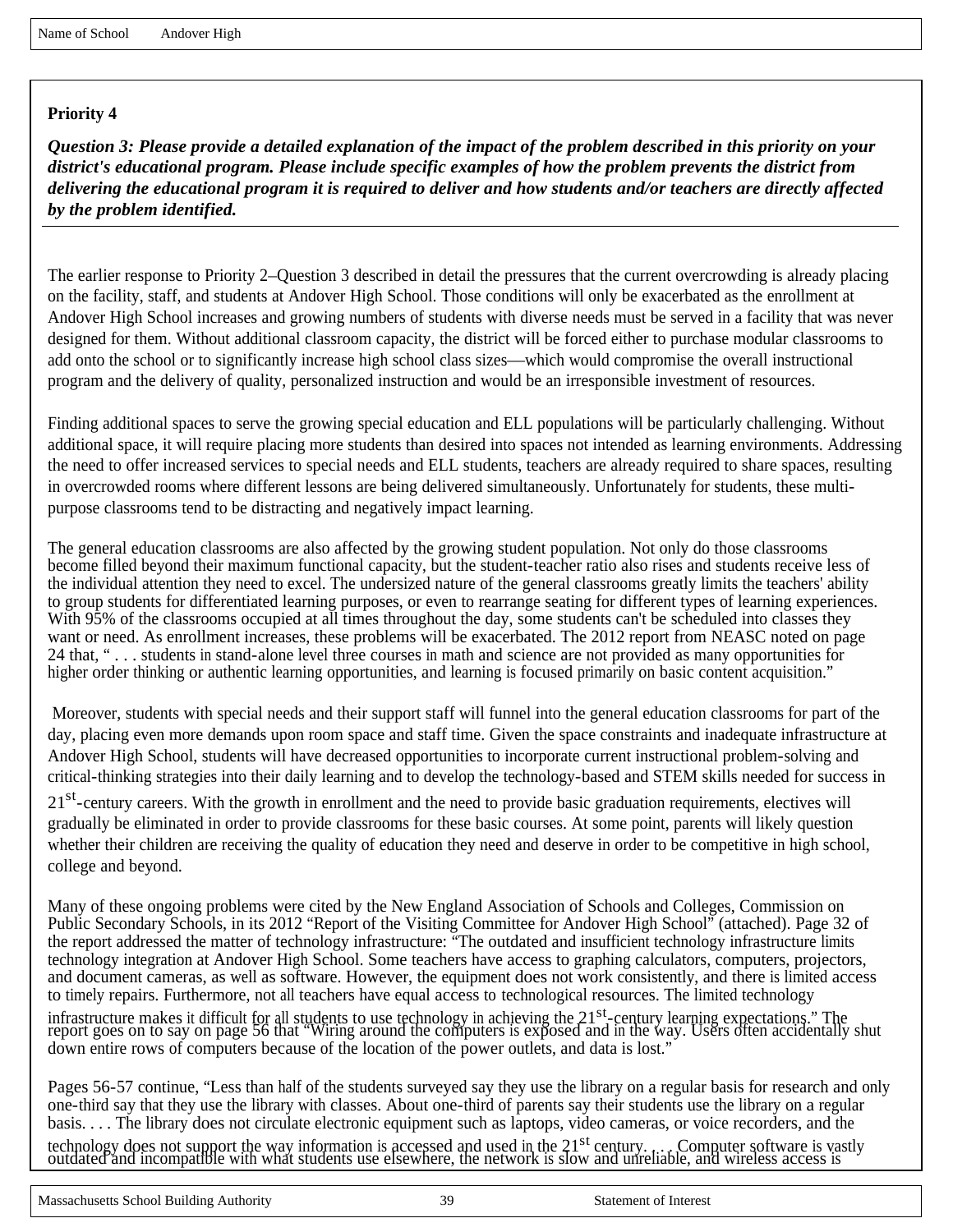Name of School Andover High

**Priority 4**

***Question 3: Please provide a detailed explanation of the impact of the problem described in this priority on your district's educational program. Please include specific examples of how the problem prevents the district from delivering the educational program it is required to deliver and how students and/or teachers are directly affected by the problem identified.***

The earlier response to Priority 2–Question 3 described in detail the pressures that the current overcrowding is already placing on the facility, staff, and students at Andover High School. Those conditions will only be exacerbated as the enrollment at Andover High School increases and growing numbers of students with diverse needs must be served in a facility that was never designed for them. Without additional classroom capacity, the district will be forced either to purchase modular classrooms to add onto the school or to significantly increase high school class sizes—which would compromise the overall instructional program and the delivery of quality, personalized instruction and would be an irresponsible investment of resources.

Finding additional spaces to serve the growing special education and ELL populations will be particularly challenging. Without additional space, it will require placing more students than desired into spaces not intended as learning environments. Addressing the need to offer increased services to special needs and ELL students, teachers are already required to share spaces, resulting in overcrowded rooms where different lessons are being delivered simultaneously. Unfortunately for students, these multi-purpose classrooms tend to be distracting and negatively impact learning.

The general education classrooms are also affected by the growing student population. Not only do those classrooms become filled beyond their maximum functional capacity, but the student-teacher ratio also rises and students receive less of the individual attention they need to excel. The undersized nature of the general classrooms greatly limits the teachers' ability to group students for differentiated learning purposes, or even to rearrange seating for different types of learning experiences. With 95% of the classrooms occupied at all times throughout the day, some students can't be scheduled into classes they want or need. As enrollment increases, these problems will be exacerbated. The 2012 report from NEASC noted on page 24 that, " . . . students in stand-alone level three courses in math and science are not provided as many opportunities for higher order thinking or authentic learning opportunities, and learning is focused primarily on basic content acquisition."

Moreover, students with special needs and their support staff will funnel into the general education classrooms for part of the day, placing even more demands upon room space and staff time. Given the space constraints and inadequate infrastructure at Andover High School, students will have decreased opportunities to incorporate current instructional problem-solving and critical-thinking strategies into their daily learning and to develop the technology-based and STEM skills needed for success in 21st-century careers. With the growth in enrollment and the need to provide basic graduation requirements, electives will gradually be eliminated in order to provide classrooms for these basic courses. At some point, parents will likely question whether their children are receiving the quality of education they need and deserve in order to be competitive in high school, college and beyond.

Many of these ongoing problems were cited by the New England Association of Schools and Colleges, Commission on Public Secondary Schools, in its 2012 "Report of the Visiting Committee for Andover High School" (attached). Page 32 of the report addressed the matter of technology infrastructure: "The outdated and insufficient technology infrastructure limits technology integration at Andover High School. Some teachers have access to graphing calculators, computers, projectors, and document cameras, as well as software. However, the equipment does not work consistently, and there is limited access to timely repairs. Furthermore, not all teachers have equal access to technological resources. The limited technology infrastructure makes it difficult for all students to use technology in achieving the 21st-century learning expectations." The report goes on to say on page 56 that "Wiring around the computers is exposed and in the way. Users often accidentally shut down entire rows of computers because of the location of the power outlets, and data is lost."

Pages 56-57 continue, "Less than half of the students surveyed say they use the library on a regular basis for research and only one-third say that they use the library with classes. About one-third of parents say their students use the library on a regular basis. . . . The library does not circulate electronic equipment such as laptops, video cameras, or voice recorders, and the technology does not support the way information is accessed and used in the 21st century. . . . Computer software is vastly outdated and incompatible with what students use elsewhere, the network is slow and unreliable, and wireless access is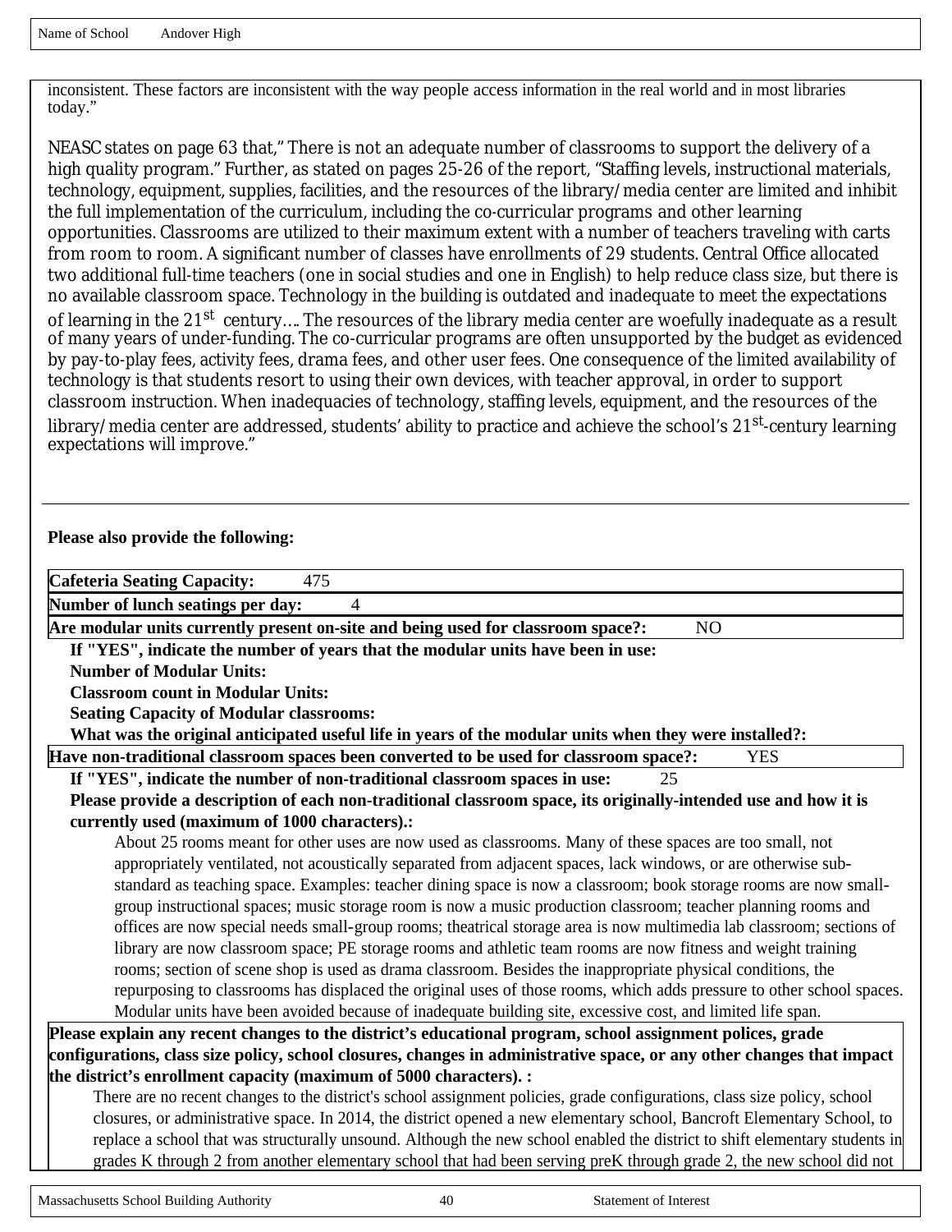inconsistent. These factors are inconsistent with the way people access information in the real world and in most libraries today."

NEASC states on page 63 that," There is not an adequate number of classrooms to support the delivery of a high quality program." Further, as stated on pages 25-26 of the report, "Staffing levels, instructional materials, technology, equipment, supplies, facilities, and the resources of the library/media center are limited and inhibit the full implementation of the curriculum, including the co-curricular programs and other learning opportunities. Classrooms are utilized to their maximum extent with a number of teachers traveling with carts from room to room. A significant number of classes have enrollments of 29 students. Central Office allocated two additional full-time teachers (one in social studies and one in English) to help reduce class size, but there is no available classroom space. Technology in the building is outdated and inadequate to meet the expectations of learning in the 21st century…. The resources of the library media center are woefully inadequate as a result of many years of under-funding. The co-curricular programs are often unsupported by the budget as evidenced by pay-to-play fees, activity fees, drama fees, and other user fees. One consequence of the limited availability of technology is that students resort to using their own devices, with teacher approval, in order to support classroom instruction. When inadequacies of technology, staffing levels, equipment, and the resources of the library/media center are addressed, students' ability to practice and achieve the school's 21st-century learning expectations will improve."

---

**Please also provide the following:**

**Cafeteria Seating Capacity:** 475

**Number of lunch seatings per day:** 4

**Are modular units currently present on-site and being used for classroom space?:** NO

**If "YES", indicate the number of years that the modular units have been in use:**

**Number of Modular Units:**

**Classroom count in Modular Units:**

**Seating Capacity of Modular classrooms:**

**What was the original anticipated useful life in years of the modular units when they were installed?:**

**Have non-traditional classroom spaces been converted to be used for classroom space?:** YES

**If "YES", indicate the number of non-traditional classroom spaces in use:** 25

**Please provide a description of each non-traditional classroom space, its originally-intended use and how it is currently used (maximum of 1000 characters).:**

About 25 rooms meant for other uses are now used as classrooms. Many of these spaces are too small, not appropriately ventilated, not acoustically separated from adjacent spaces, lack windows, or are otherwise sub-standard as teaching space. Examples: teacher dining space is now a classroom; book storage rooms are now small-group instructional spaces; music storage room is now a music production classroom; teacher planning rooms and offices are now special needs small-group rooms; theatrical storage area is now multimedia lab classroom; sections of library are now classroom space; PE storage rooms and athletic team rooms are now fitness and weight training rooms; section of scene shop is used as drama classroom. Besides the inappropriate physical conditions, the repurposing to classrooms has displaced the original uses of those rooms, which adds pressure to other school spaces. Modular units have been avoided because of inadequate building site, excessive cost, and limited life span.

**Please explain any recent changes to the district's educational program, school assignment polices, grade configurations, class size policy, school closures, changes in administrative space, or any other changes that impact the district's enrollment capacity (maximum of 5000 characters). :**

There are no recent changes to the district's school assignment policies, grade configurations, class size policy, school closures, or administrative space. In 2014, the district opened a new elementary school, Bancroft Elementary School, to replace a school that was structurally unsound. Although the new school enabled the district to shift elementary students in grades K through 2 from another elementary school that had been serving preK through grade 2, the new school did not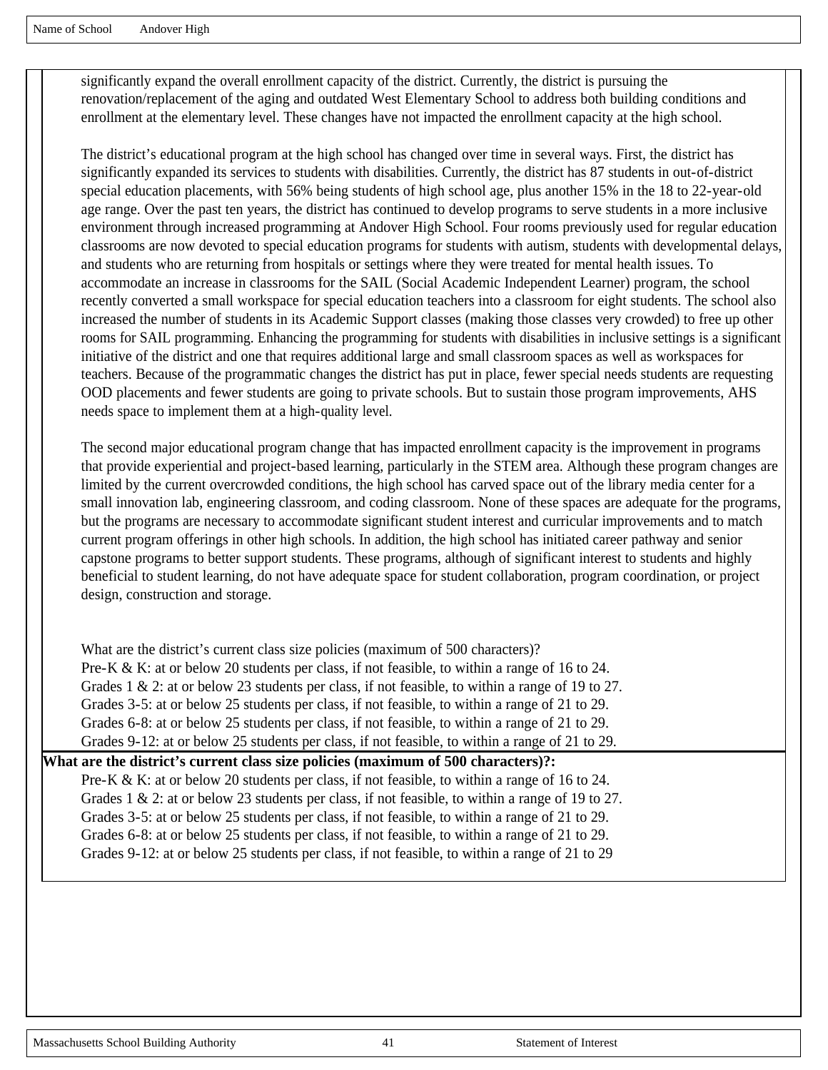Name of School Andover High

significantly expand the overall enrollment capacity of the district. Currently, the district is pursuing the renovation/replacement of the aging and outdated West Elementary School to address both building conditions and enrollment at the elementary level. These changes have not impacted the enrollment capacity at the high school.

The district's educational program at the high school has changed over time in several ways. First, the district has significantly expanded its services to students with disabilities. Currently, the district has 87 students in out-of-district special education placements, with 56% being students of high school age, plus another 15% in the 18 to 22-year-old age range. Over the past ten years, the district has continued to develop programs to serve students in a more inclusive environment through increased programming at Andover High School. Four rooms previously used for regular education classrooms are now devoted to special education programs for students with autism, students with developmental delays, and students who are returning from hospitals or settings where they were treated for mental health issues. To accommodate an increase in classrooms for the SAIL (Social Academic Independent Learner) program, the school recently converted a small workspace for special education teachers into a classroom for eight students. The school also increased the number of students in its Academic Support classes (making those classes very crowded) to free up other rooms for SAIL programming. Enhancing the programming for students with disabilities in inclusive settings is a significant initiative of the district and one that requires additional large and small classroom spaces as well as workspaces for teachers. Because of the programmatic changes the district has put in place, fewer special needs students are requesting OOD placements and fewer students are going to private schools. But to sustain those program improvements, AHS needs space to implement them at a high-quality level.

The second major educational program change that has impacted enrollment capacity is the improvement in programs that provide experiential and project-based learning, particularly in the STEM area. Although these program changes are limited by the current overcrowded conditions, the high school has carved space out of the library media center for a small innovation lab, engineering classroom, and coding classroom. None of these spaces are adequate for the programs, but the programs are necessary to accommodate significant student interest and curricular improvements and to match current program offerings in other high schools. In addition, the high school has initiated career pathway and senior capstone programs to better support students. These programs, although of significant interest to students and highly beneficial to student learning, do not have adequate space for student collaboration, program coordination, or project design, construction and storage.

What are the district's current class size policies (maximum of 500 characters)?
Pre-K & K: at or below 20 students per class, if not feasible, to within a range of 16 to 24.
Grades 1 & 2: at or below 23 students per class, if not feasible, to within a range of 19 to 27.
Grades 3-5: at or below 25 students per class, if not feasible, to within a range of 21 to 29.
Grades 6-8: at or below 25 students per class, if not feasible, to within a range of 21 to 29.
Grades 9-12: at or below 25 students per class, if not feasible, to within a range of 21 to 29.

**What are the district's current class size policies (maximum of 500 characters)?:**

Pre-K & K: at or below 20 students per class, if not feasible, to within a range of 16 to 24.
Grades 1 & 2: at or below 23 students per class, if not feasible, to within a range of 19 to 27.
Grades 3-5: at or below 25 students per class, if not feasible, to within a range of 21 to 29.
Grades 6-8: at or below 25 students per class, if not feasible, to within a range of 21 to 29.
Grades 9-12: at or below 25 students per class, if not feasible, to within a range of 21 to 29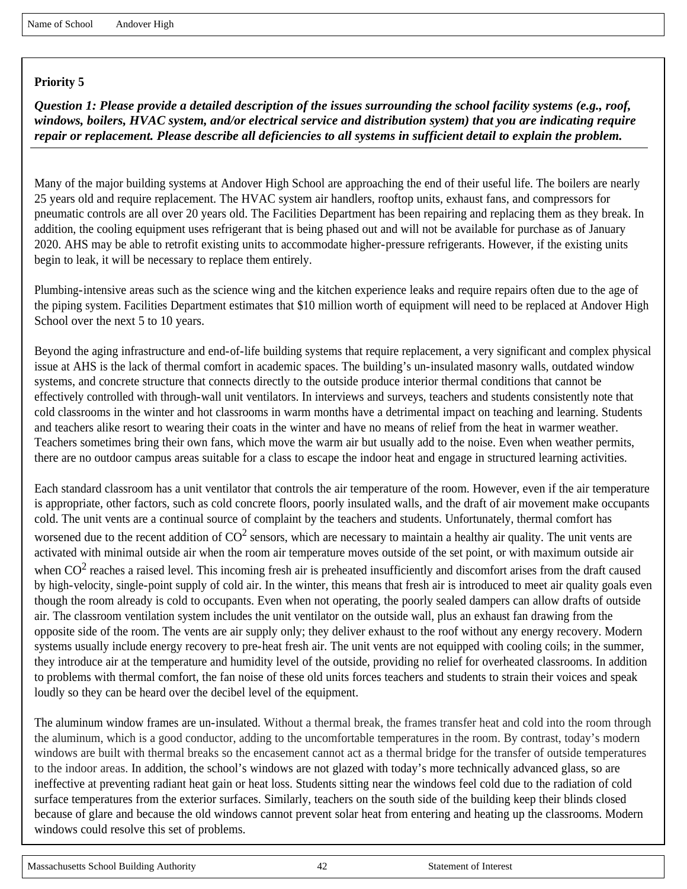Name of School Andover High

**Priority 5**

***Question 1: Please provide a detailed description of the issues surrounding the school facility systems (e.g., roof, windows, boilers, HVAC system, and/or electrical service and distribution system) that you are indicating require repair or replacement. Please describe all deficiencies to all systems in sufficient detail to explain the problem.***

Many of the major building systems at Andover High School are approaching the end of their useful life. The boilers are nearly 25 years old and require replacement. The HVAC system air handlers, rooftop units, exhaust fans, and compressors for pneumatic controls are all over 20 years old. The Facilities Department has been repairing and replacing them as they break. In addition, the cooling equipment uses refrigerant that is being phased out and will not be available for purchase as of January 2020. AHS may be able to retrofit existing units to accommodate higher-pressure refrigerants. However, if the existing units begin to leak, it will be necessary to replace them entirely.

Plumbing-intensive areas such as the science wing and the kitchen experience leaks and require repairs often due to the age of the piping system. Facilities Department estimates that $10 million worth of equipment will need to be replaced at Andover High School over the next 5 to 10 years.

Beyond the aging infrastructure and end-of-life building systems that require replacement, a very significant and complex physical issue at AHS is the lack of thermal comfort in academic spaces. The building's un-insulated masonry walls, outdated window systems, and concrete structure that connects directly to the outside produce interior thermal conditions that cannot be effectively controlled with through-wall unit ventilators. In interviews and surveys, teachers and students consistently note that cold classrooms in the winter and hot classrooms in warm months have a detrimental impact on teaching and learning. Students and teachers alike resort to wearing their coats in the winter and have no means of relief from the heat in warmer weather. Teachers sometimes bring their own fans, which move the warm air but usually add to the noise. Even when weather permits, there are no outdoor campus areas suitable for a class to escape the indoor heat and engage in structured learning activities.

Each standard classroom has a unit ventilator that controls the air temperature of the room. However, even if the air temperature is appropriate, other factors, such as cold concrete floors, poorly insulated walls, and the draft of air movement make occupants cold. The unit vents are a continual source of complaint by the teachers and students. Unfortunately, thermal comfort has worsened due to the recent addition of $CO^2$ sensors, which are necessary to maintain a healthy air quality. The unit vents are activated with minimal outside air when the room air temperature moves outside of the set point, or with maximum outside air when $CO^2$ reaches a raised level. This incoming fresh air is preheated insufficiently and discomfort arises from the draft caused by high-velocity, single-point supply of cold air. In the winter, this means that fresh air is introduced to meet air quality goals even though the room already is cold to occupants. Even when not operating, the poorly sealed dampers can allow drafts of outside air. The classroom ventilation system includes the unit ventilator on the outside wall, plus an exhaust fan drawing from the opposite side of the room. The vents are air supply only; they deliver exhaust to the roof without any energy recovery. Modern systems usually include energy recovery to pre-heat fresh air. The unit vents are not equipped with cooling coils; in the summer, they introduce air at the temperature and humidity level of the outside, providing no relief for overheated classrooms. In addition to problems with thermal comfort, the fan noise of these old units forces teachers and students to strain their voices and speak loudly so they can be heard over the decibel level of the equipment.

The aluminum window frames are un-insulated. Without a thermal break, the frames transfer heat and cold into the room through the aluminum, which is a good conductor, adding to the uncomfortable temperatures in the room. By contrast, today's modern windows are built with thermal breaks so the encasement cannot act as a thermal bridge for the transfer of outside temperatures to the indoor areas. In addition, the school's windows are not glazed with today's more technically advanced glass, so are ineffective at preventing radiant heat gain or heat loss. Students sitting near the windows feel cold due to the radiation of cold surface temperatures from the exterior surfaces. Similarly, teachers on the south side of the building keep their blinds closed because of glare and because the old windows cannot prevent solar heat from entering and heating up the classrooms. Modern windows could resolve this set of problems.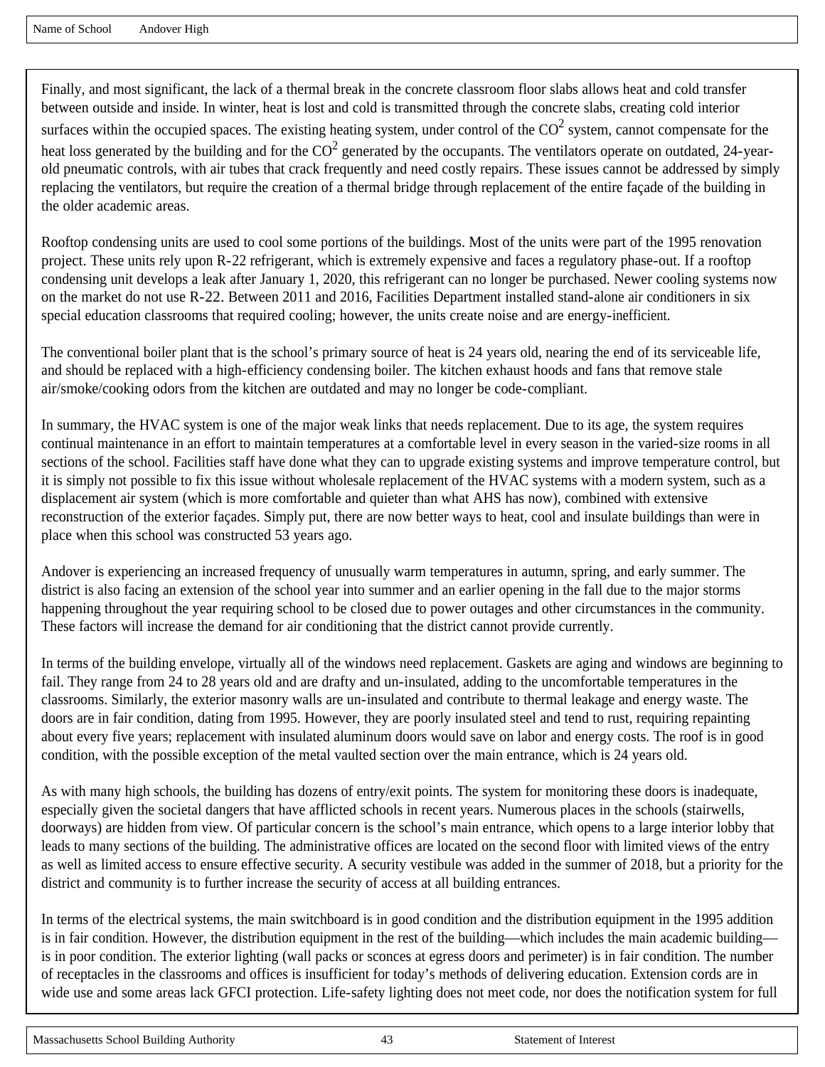Finally, and most significant, the lack of a thermal break in the concrete classroom floor slabs allows heat and cold transfer between outside and inside. In winter, heat is lost and cold is transmitted through the concrete slabs, creating cold interior surfaces within the occupied spaces. The existing heating system, under control of the $CO^2$ system, cannot compensate for the heat loss generated by the building and for the $CO^2$ generated by the occupants. The ventilators operate on outdated, 24-year-old pneumatic controls, with air tubes that crack frequently and need costly repairs. These issues cannot be addressed by simply replacing the ventilators, but require the creation of a thermal bridge through replacement of the entire façade of the building in the older academic areas.

Rooftop condensing units are used to cool some portions of the buildings. Most of the units were part of the 1995 renovation project. These units rely upon R-22 refrigerant, which is extremely expensive and faces a regulatory phase-out. If a rooftop condensing unit develops a leak after January 1, 2020, this refrigerant can no longer be purchased. Newer cooling systems now on the market do not use R-22. Between 2011 and 2016, Facilities Department installed stand-alone air conditioners in six special education classrooms that required cooling; however, the units create noise and are energy-inefficient.

The conventional boiler plant that is the school's primary source of heat is 24 years old, nearing the end of its serviceable life, and should be replaced with a high-efficiency condensing boiler. The kitchen exhaust hoods and fans that remove stale air/smoke/cooking odors from the kitchen are outdated and may no longer be code-compliant.

In summary, the HVAC system is one of the major weak links that needs replacement. Due to its age, the system requires continual maintenance in an effort to maintain temperatures at a comfortable level in every season in the varied-size rooms in all sections of the school. Facilities staff have done what they can to upgrade existing systems and improve temperature control, but it is simply not possible to fix this issue without wholesale replacement of the HVAC systems with a modern system, such as a displacement air system (which is more comfortable and quieter than what AHS has now), combined with extensive reconstruction of the exterior façades. Simply put, there are now better ways to heat, cool and insulate buildings than were in place when this school was constructed 53 years ago.

Andover is experiencing an increased frequency of unusually warm temperatures in autumn, spring, and early summer. The district is also facing an extension of the school year into summer and an earlier opening in the fall due to the major storms happening throughout the year requiring school to be closed due to power outages and other circumstances in the community. These factors will increase the demand for air conditioning that the district cannot provide currently.

In terms of the building envelope, virtually all of the windows need replacement. Gaskets are aging and windows are beginning to fail. They range from 24 to 28 years old and are drafty and un-insulated, adding to the uncomfortable temperatures in the classrooms. Similarly, the exterior masonry walls are un-insulated and contribute to thermal leakage and energy waste. The doors are in fair condition, dating from 1995. However, they are poorly insulated steel and tend to rust, requiring repainting about every five years; replacement with insulated aluminum doors would save on labor and energy costs. The roof is in good condition, with the possible exception of the metal vaulted section over the main entrance, which is 24 years old.

As with many high schools, the building has dozens of entry/exit points. The system for monitoring these doors is inadequate, especially given the societal dangers that have afflicted schools in recent years. Numerous places in the schools (stairwells, doorways) are hidden from view. Of particular concern is the school's main entrance, which opens to a large interior lobby that leads to many sections of the building. The administrative offices are located on the second floor with limited views of the entry as well as limited access to ensure effective security. A security vestibule was added in the summer of 2018, but a priority for the district and community is to further increase the security of access at all building entrances.

In terms of the electrical systems, the main switchboard is in good condition and the distribution equipment in the 1995 addition is in fair condition. However, the distribution equipment in the rest of the building—which includes the main academic building—is in poor condition. The exterior lighting (wall packs or sconces at egress doors and perimeter) is in fair condition. The number of receptacles in the classrooms and offices is insufficient for today's methods of delivering education. Extension cords are in wide use and some areas lack GFCI protection. Life-safety lighting does not meet code, nor does the notification system for full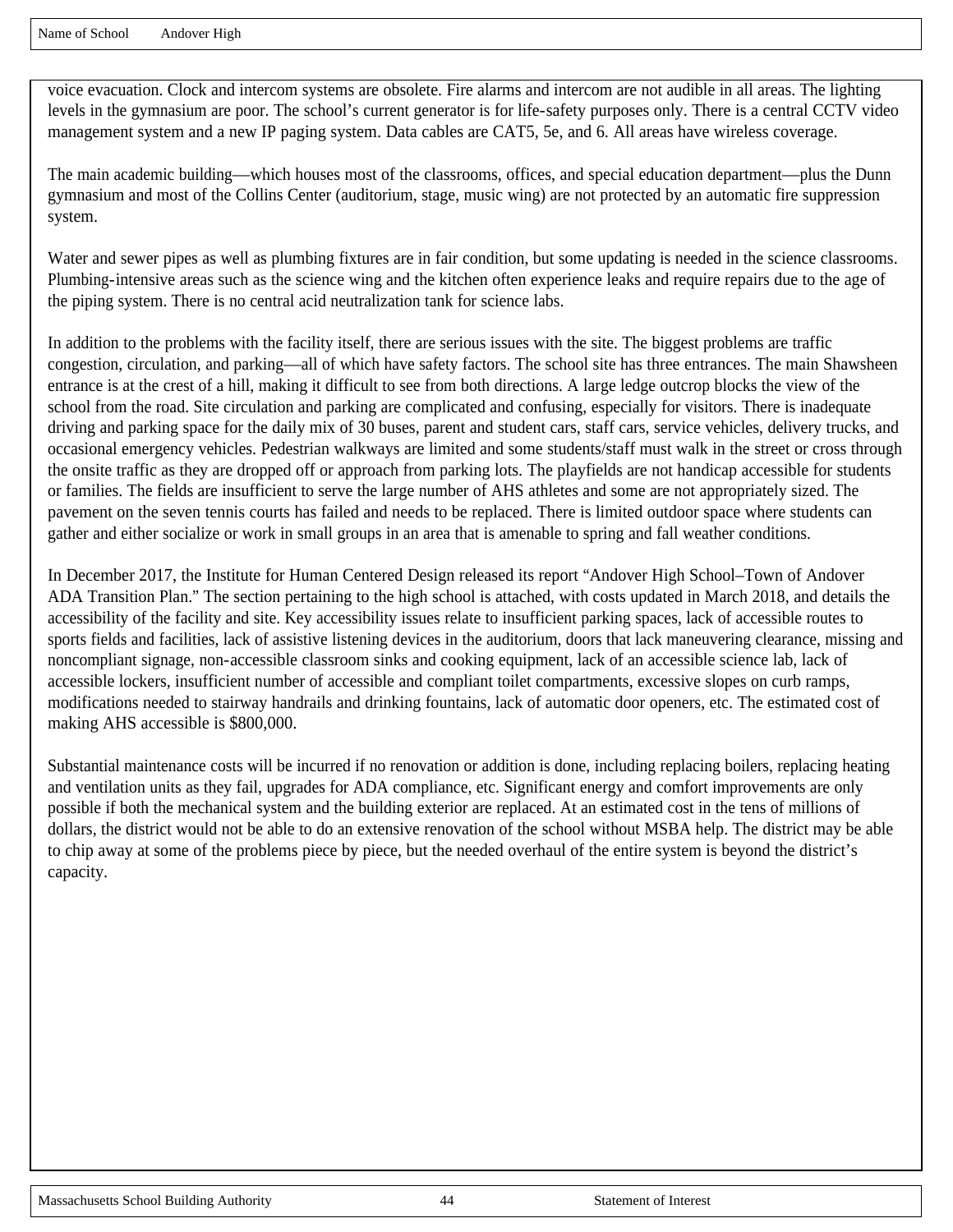voice evacuation. Clock and intercom systems are obsolete. Fire alarms and intercom are not audible in all areas. The lighting levels in the gymnasium are poor. The school's current generator is for life-safety purposes only. There is a central CCTV video management system and a new IP paging system. Data cables are CAT5, 5e, and 6. All areas have wireless coverage.

The main academic building—which houses most of the classrooms, offices, and special education department—plus the Dunn gymnasium and most of the Collins Center (auditorium, stage, music wing) are not protected by an automatic fire suppression system.

Water and sewer pipes as well as plumbing fixtures are in fair condition, but some updating is needed in the science classrooms. Plumbing-intensive areas such as the science wing and the kitchen often experience leaks and require repairs due to the age of the piping system. There is no central acid neutralization tank for science labs.

In addition to the problems with the facility itself, there are serious issues with the site. The biggest problems are traffic congestion, circulation, and parking—all of which have safety factors. The school site has three entrances. The main Shawsheen entrance is at the crest of a hill, making it difficult to see from both directions. A large ledge outcrop blocks the view of the school from the road. Site circulation and parking are complicated and confusing, especially for visitors. There is inadequate driving and parking space for the daily mix of 30 buses, parent and student cars, staff cars, service vehicles, delivery trucks, and occasional emergency vehicles. Pedestrian walkways are limited and some students/staff must walk in the street or cross through the onsite traffic as they are dropped off or approach from parking lots. The playfields are not handicap accessible for students or families. The fields are insufficient to serve the large number of AHS athletes and some are not appropriately sized. The pavement on the seven tennis courts has failed and needs to be replaced. There is limited outdoor space where students can gather and either socialize or work in small groups in an area that is amenable to spring and fall weather conditions.

In December 2017, the Institute for Human Centered Design released its report "Andover High School–Town of Andover ADA Transition Plan." The section pertaining to the high school is attached, with costs updated in March 2018, and details the accessibility of the facility and site. Key accessibility issues relate to insufficient parking spaces, lack of accessible routes to sports fields and facilities, lack of assistive listening devices in the auditorium, doors that lack maneuvering clearance, missing and noncompliant signage, non-accessible classroom sinks and cooking equipment, lack of an accessible science lab, lack of accessible lockers, insufficient number of accessible and compliant toilet compartments, excessive slopes on curb ramps, modifications needed to stairway handrails and drinking fountains, lack of automatic door openers, etc. The estimated cost of making AHS accessible is $800,000.

Substantial maintenance costs will be incurred if no renovation or addition is done, including replacing boilers, replacing heating and ventilation units as they fail, upgrades for ADA compliance, etc. Significant energy and comfort improvements are only possible if both the mechanical system and the building exterior are replaced. At an estimated cost in the tens of millions of dollars, the district would not be able to do an extensive renovation of the school without MSBA help. The district may be able to chip away at some of the problems piece by piece, but the needed overhaul of the entire system is beyond the district's capacity.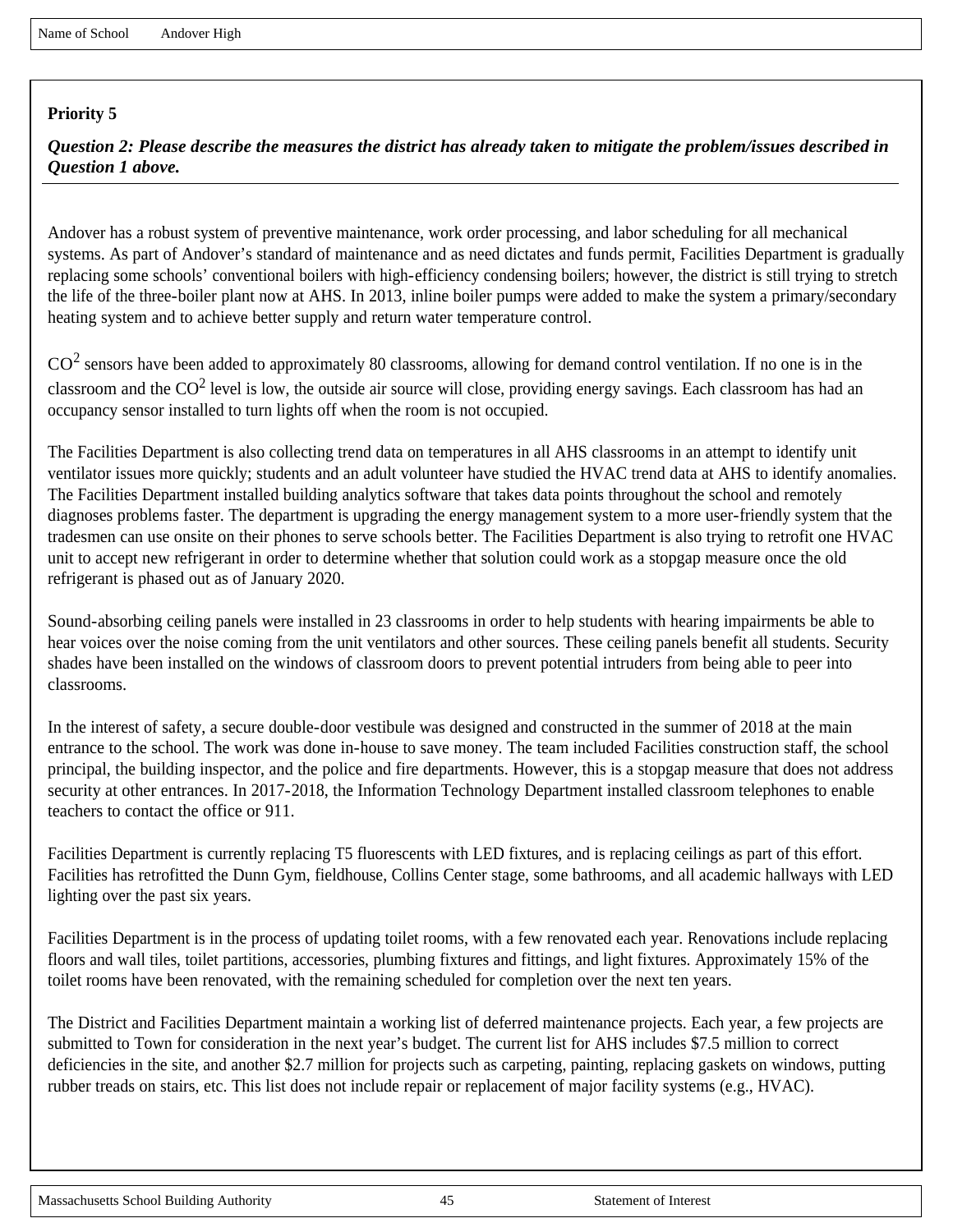Name of School Andover High

**Priority 5**

***Question 2: Please describe the measures the district has already taken to mitigate the problem/issues described in Question 1 above.***

Andover has a robust system of preventive maintenance, work order processing, and labor scheduling for all mechanical systems. As part of Andover's standard of maintenance and as need dictates and funds permit, Facilities Department is gradually replacing some schools' conventional boilers with high-efficiency condensing boilers; however, the district is still trying to stretch the life of the three-boiler plant now at AHS. In 2013, inline boiler pumps were added to make the system a primary/secondary heating system and to achieve better supply and return water temperature control.

$CO^2$ sensors have been added to approximately 80 classrooms, allowing for demand control ventilation. If no one is in the classroom and the $CO^2$ level is low, the outside air source will close, providing energy savings. Each classroom has had an occupancy sensor installed to turn lights off when the room is not occupied.

The Facilities Department is also collecting trend data on temperatures in all AHS classrooms in an attempt to identify unit ventilator issues more quickly; students and an adult volunteer have studied the HVAC trend data at AHS to identify anomalies. The Facilities Department installed building analytics software that takes data points throughout the school and remotely diagnoses problems faster. The department is upgrading the energy management system to a more user-friendly system that the tradesmen can use onsite on their phones to serve schools better. The Facilities Department is also trying to retrofit one HVAC unit to accept new refrigerant in order to determine whether that solution could work as a stopgap measure once the old refrigerant is phased out as of January 2020.

Sound-absorbing ceiling panels were installed in 23 classrooms in order to help students with hearing impairments be able to hear voices over the noise coming from the unit ventilators and other sources. These ceiling panels benefit all students. Security shades have been installed on the windows of classroom doors to prevent potential intruders from being able to peer into classrooms.

In the interest of safety, a secure double-door vestibule was designed and constructed in the summer of 2018 at the main entrance to the school. The work was done in-house to save money. The team included Facilities construction staff, the school principal, the building inspector, and the police and fire departments. However, this is a stopgap measure that does not address security at other entrances. In 2017-2018, the Information Technology Department installed classroom telephones to enable teachers to contact the office or 911.

Facilities Department is currently replacing T5 fluorescents with LED fixtures, and is replacing ceilings as part of this effort. Facilities has retrofitted the Dunn Gym, fieldhouse, Collins Center stage, some bathrooms, and all academic hallways with LED lighting over the past six years.

Facilities Department is in the process of updating toilet rooms, with a few renovated each year. Renovations include replacing floors and wall tiles, toilet partitions, accessories, plumbing fixtures and fittings, and light fixtures. Approximately 15% of the toilet rooms have been renovated, with the remaining scheduled for completion over the next ten years.

The District and Facilities Department maintain a working list of deferred maintenance projects. Each year, a few projects are submitted to Town for consideration in the next year's budget. The current list for AHS includes $7.5 million to correct deficiencies in the site, and another $2.7 million for projects such as carpeting, painting, replacing gaskets on windows, putting rubber treads on stairs, etc. This list does not include repair or replacement of major facility systems (e.g., HVAC).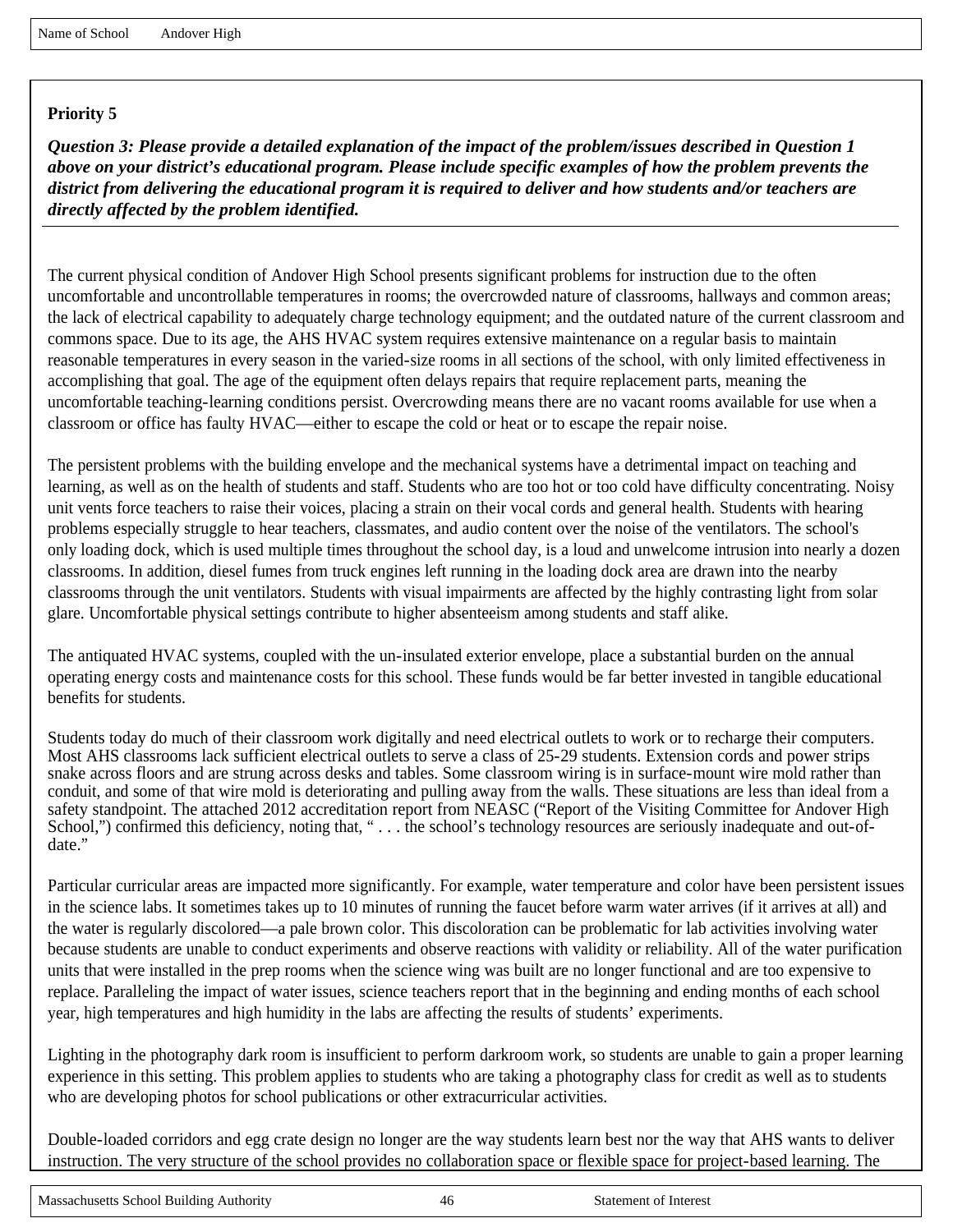Name of School Andover High

**Priority 5**

***Question 3: Please provide a detailed explanation of the impact of the problem/issues described in Question 1 above on your district's educational program. Please include specific examples of how the problem prevents the district from delivering the educational program it is required to deliver and how students and/or teachers are directly affected by the problem identified.***

The current physical condition of Andover High School presents significant problems for instruction due to the often uncomfortable and uncontrollable temperatures in rooms; the overcrowded nature of classrooms, hallways and common areas; the lack of electrical capability to adequately charge technology equipment; and the outdated nature of the current classroom and commons space. Due to its age, the AHS HVAC system requires extensive maintenance on a regular basis to maintain reasonable temperatures in every season in the varied-size rooms in all sections of the school, with only limited effectiveness in accomplishing that goal. The age of the equipment often delays repairs that require replacement parts, meaning the uncomfortable teaching-learning conditions persist. Overcrowding means there are no vacant rooms available for use when a classroom or office has faulty HVAC—either to escape the cold or heat or to escape the repair noise.

The persistent problems with the building envelope and the mechanical systems have a detrimental impact on teaching and learning, as well as on the health of students and staff. Students who are too hot or too cold have difficulty concentrating. Noisy unit vents force teachers to raise their voices, placing a strain on their vocal cords and general health. Students with hearing problems especially struggle to hear teachers, classmates, and audio content over the noise of the ventilators. The school's only loading dock, which is used multiple times throughout the school day, is a loud and unwelcome intrusion into nearly a dozen classrooms. In addition, diesel fumes from truck engines left running in the loading dock area are drawn into the nearby classrooms through the unit ventilators. Students with visual impairments are affected by the highly contrasting light from solar glare. Uncomfortable physical settings contribute to higher absenteeism among students and staff alike.

The antiquated HVAC systems, coupled with the un-insulated exterior envelope, place a substantial burden on the annual operating energy costs and maintenance costs for this school. These funds would be far better invested in tangible educational benefits for students.

Students today do much of their classroom work digitally and need electrical outlets to work or to recharge their computers. Most AHS classrooms lack sufficient electrical outlets to serve a class of 25-29 students. Extension cords and power strips snake across floors and are strung across desks and tables. Some classroom wiring is in surface-mount wire mold rather than conduit, and some of that wire mold is deteriorating and pulling away from the walls. These situations are less than ideal from a safety standpoint. The attached 2012 accreditation report from NEASC ("Report of the Visiting Committee for Andover High School,") confirmed this deficiency, noting that, " . . . the school's technology resources are seriously inadequate and out-of-date."

Particular curricular areas are impacted more significantly. For example, water temperature and color have been persistent issues in the science labs. It sometimes takes up to 10 minutes of running the faucet before warm water arrives (if it arrives at all) and the water is regularly discolored—a pale brown color. This discoloration can be problematic for lab activities involving water because students are unable to conduct experiments and observe reactions with validity or reliability. All of the water purification units that were installed in the prep rooms when the science wing was built are no longer functional and are too expensive to replace. Paralleling the impact of water issues, science teachers report that in the beginning and ending months of each school year, high temperatures and high humidity in the labs are affecting the results of students' experiments.

Lighting in the photography dark room is insufficient to perform darkroom work, so students are unable to gain a proper learning experience in this setting. This problem applies to students who are taking a photography class for credit as well as to students who are developing photos for school publications or other extracurricular activities.

Double-loaded corridors and egg crate design no longer are the way students learn best nor the way that AHS wants to deliver instruction. The very structure of the school provides no collaboration space or flexible space for project-based learning. The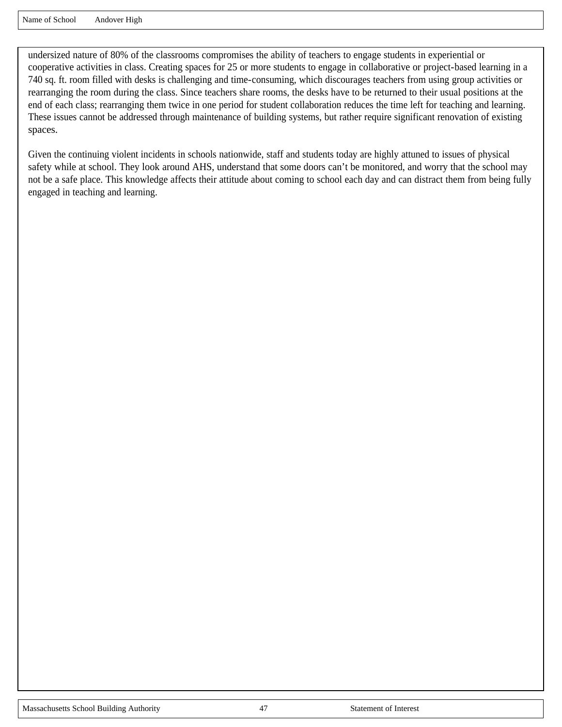undersized nature of 80% of the classrooms compromises the ability of teachers to engage students in experiential or cooperative activities in class. Creating spaces for 25 or more students to engage in collaborative or project-based learning in a 740 sq. ft. room filled with desks is challenging and time-consuming, which discourages teachers from using group activities or rearranging the room during the class. Since teachers share rooms, the desks have to be returned to their usual positions at the end of each class; rearranging them twice in one period for student collaboration reduces the time left for teaching and learning. These issues cannot be addressed through maintenance of building systems, but rather require significant renovation of existing spaces.

Given the continuing violent incidents in schools nationwide, staff and students today are highly attuned to issues of physical safety while at school. They look around AHS, understand that some doors can't be monitored, and worry that the school may not be a safe place. This knowledge affects their attitude about coming to school each day and can distract them from being fully engaged in teaching and learning.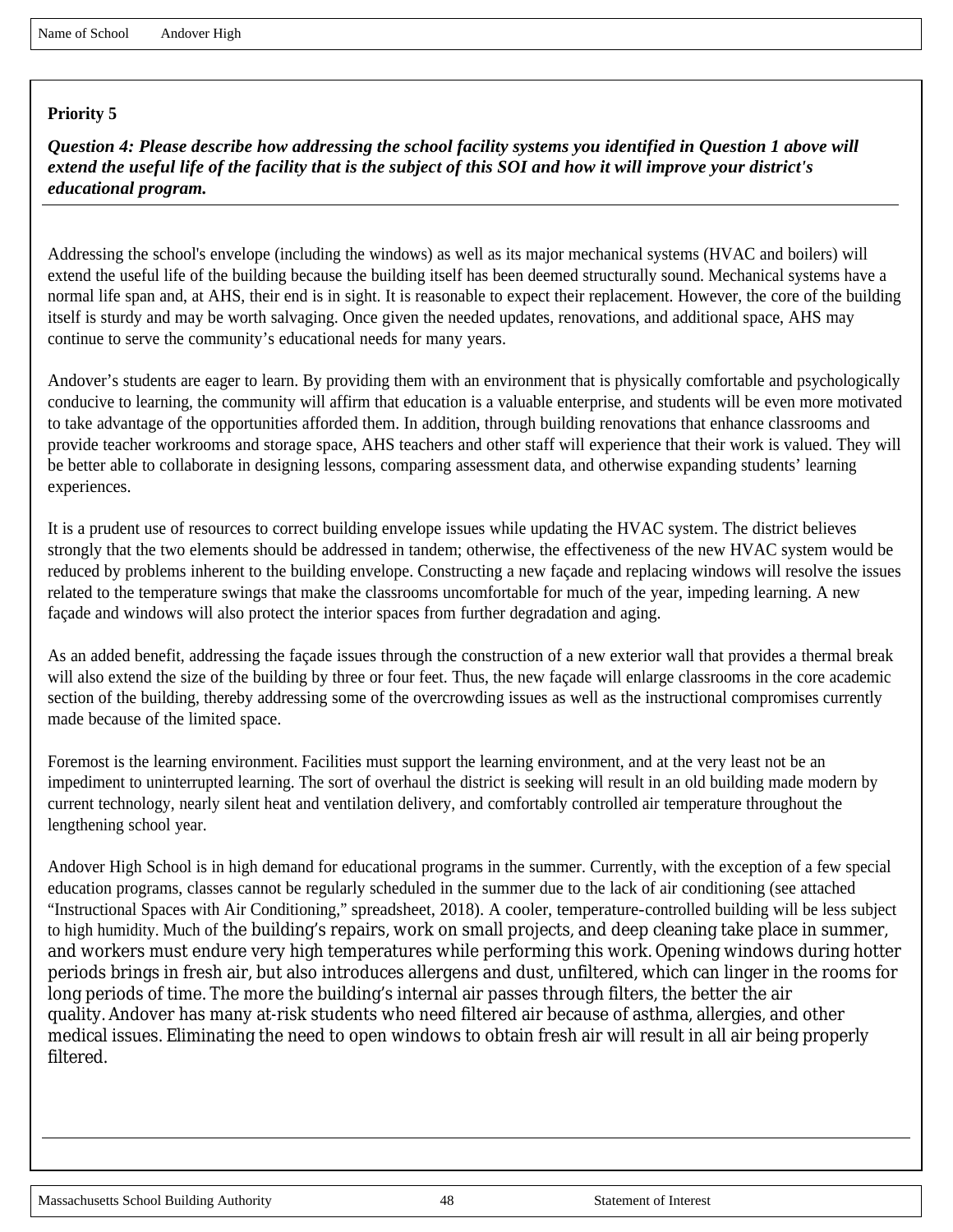Name of School Andover High

**Priority 5**

***Question 4: Please describe how addressing the school facility systems you identified in Question 1 above will extend the useful life of the facility that is the subject of this SOI and how it will improve your district's educational program.***

Addressing the school's envelope (including the windows) as well as its major mechanical systems (HVAC and boilers) will extend the useful life of the building because the building itself has been deemed structurally sound. Mechanical systems have a normal life span and, at AHS, their end is in sight. It is reasonable to expect their replacement. However, the core of the building itself is sturdy and may be worth salvaging. Once given the needed updates, renovations, and additional space, AHS may continue to serve the community's educational needs for many years.

Andover's students are eager to learn. By providing them with an environment that is physically comfortable and psychologically conducive to learning, the community will affirm that education is a valuable enterprise, and students will be even more motivated to take advantage of the opportunities afforded them. In addition, through building renovations that enhance classrooms and provide teacher workrooms and storage space, AHS teachers and other staff will experience that their work is valued. They will be better able to collaborate in designing lessons, comparing assessment data, and otherwise expanding students' learning experiences.

It is a prudent use of resources to correct building envelope issues while updating the HVAC system. The district believes strongly that the two elements should be addressed in tandem; otherwise, the effectiveness of the new HVAC system would be reduced by problems inherent to the building envelope. Constructing a new façade and replacing windows will resolve the issues related to the temperature swings that make the classrooms uncomfortable for much of the year, impeding learning. A new façade and windows will also protect the interior spaces from further degradation and aging.

As an added benefit, addressing the façade issues through the construction of a new exterior wall that provides a thermal break will also extend the size of the building by three or four feet. Thus, the new façade will enlarge classrooms in the core academic section of the building, thereby addressing some of the overcrowding issues as well as the instructional compromises currently made because of the limited space.

Foremost is the learning environment. Facilities must support the learning environment, and at the very least not be an impediment to uninterrupted learning. The sort of overhaul the district is seeking will result in an old building made modern by current technology, nearly silent heat and ventilation delivery, and comfortably controlled air temperature throughout the lengthening school year.

Andover High School is in high demand for educational programs in the summer. Currently, with the exception of a few special education programs, classes cannot be regularly scheduled in the summer due to the lack of air conditioning (see attached "Instructional Spaces with Air Conditioning," spreadsheet, 2018). A cooler, temperature-controlled building will be less subject to high humidity. Much of the building's repairs, work on small projects, and deep cleaning take place in summer, and workers must endure very high temperatures while performing this work. Opening windows during hotter periods brings in fresh air, but also introduces allergens and dust, unfiltered, which can linger in the rooms for long periods of time. The more the building's internal air passes through filters, the better the air quality. Andover has many at-risk students who need filtered air because of asthma, allergies, and other medical issues. Eliminating the need to open windows to obtain fresh air will result in all air being properly filtered.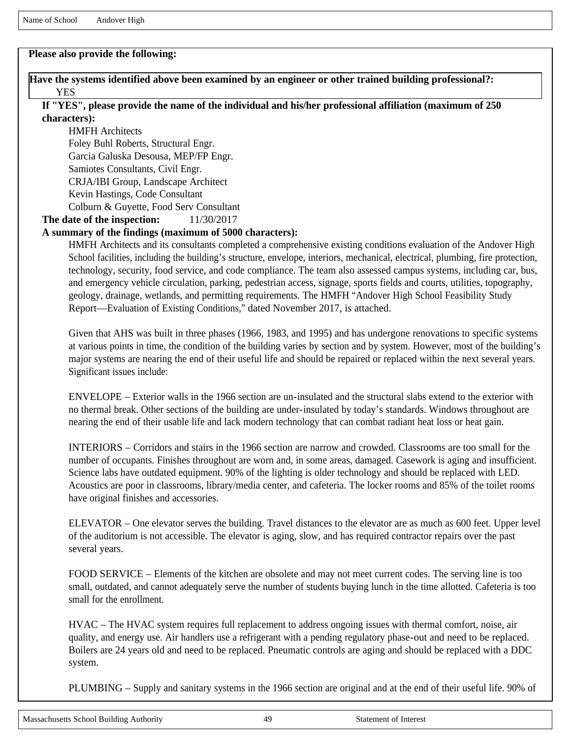Name of School Andover High

**Please also provide the following:**

**Have the systems identified above been examined by an engineer or other trained building professional?:**
YES

**If "YES", please provide the name of the individual and his/her professional affiliation (maximum of 250 characters):**

HMFH Architects
Foley Buhl Roberts, Structural Engr.
Garcia Galuska Desousa, MEP/FP Engr.
Samiotes Consultants, Civil Engr.
CRJA/IBI Group, Landscape Architect
Kevin Hastings, Code Consultant
Colburn & Guyette, Food Serv Consultant

**The date of the inspection:** 11/30/2017

**A summary of the findings (maximum of 5000 characters):**

HMFH Architects and its consultants completed a comprehensive existing conditions evaluation of the Andover High School facilities, including the building's structure, envelope, interiors, mechanical, electrical, plumbing, fire protection, technology, security, food service, and code compliance. The team also assessed campus systems, including car, bus, and emergency vehicle circulation, parking, pedestrian access, signage, sports fields and courts, utilities, topography, geology, drainage, wetlands, and permitting requirements. The HMFH "Andover High School Feasibility Study Report—Evaluation of Existing Conditions," dated November 2017, is attached.

Given that AHS was built in three phases (1966, 1983, and 1995) and has undergone renovations to specific systems at various points in time, the condition of the building varies by section and by system. However, most of the building's major systems are nearing the end of their useful life and should be repaired or replaced within the next several years. Significant issues include:

ENVELOPE – Exterior walls in the 1966 section are un-insulated and the structural slabs extend to the exterior with no thermal break. Other sections of the building are under-insulated by today's standards. Windows throughout are nearing the end of their usable life and lack modern technology that can combat radiant heat loss or heat gain.

INTERIORS – Corridors and stairs in the 1966 section are narrow and crowded. Classrooms are too small for the number of occupants. Finishes throughout are worn and, in some areas, damaged. Casework is aging and insufficient. Science labs have outdated equipment. 90% of the lighting is older technology and should be replaced with LED. Acoustics are poor in classrooms, library/media center, and cafeteria. The locker rooms and 85% of the toilet rooms have original finishes and accessories.

ELEVATOR – One elevator serves the building. Travel distances to the elevator are as much as 600 feet. Upper level of the auditorium is not accessible. The elevator is aging, slow, and has required contractor repairs over the past several years.

FOOD SERVICE – Elements of the kitchen are obsolete and may not meet current codes. The serving line is too small, outdated, and cannot adequately serve the number of students buying lunch in the time allotted. Cafeteria is too small for the enrollment.

HVAC – The HVAC system requires full replacement to address ongoing issues with thermal comfort, noise, air quality, and energy use. Air handlers use a refrigerant with a pending regulatory phase-out and need to be replaced. Boilers are 24 years old and need to be replaced. Pneumatic controls are aging and should be replaced with a DDC system.

PLUMBING – Supply and sanitary systems in the 1966 section are original and at the end of their useful life. 90% of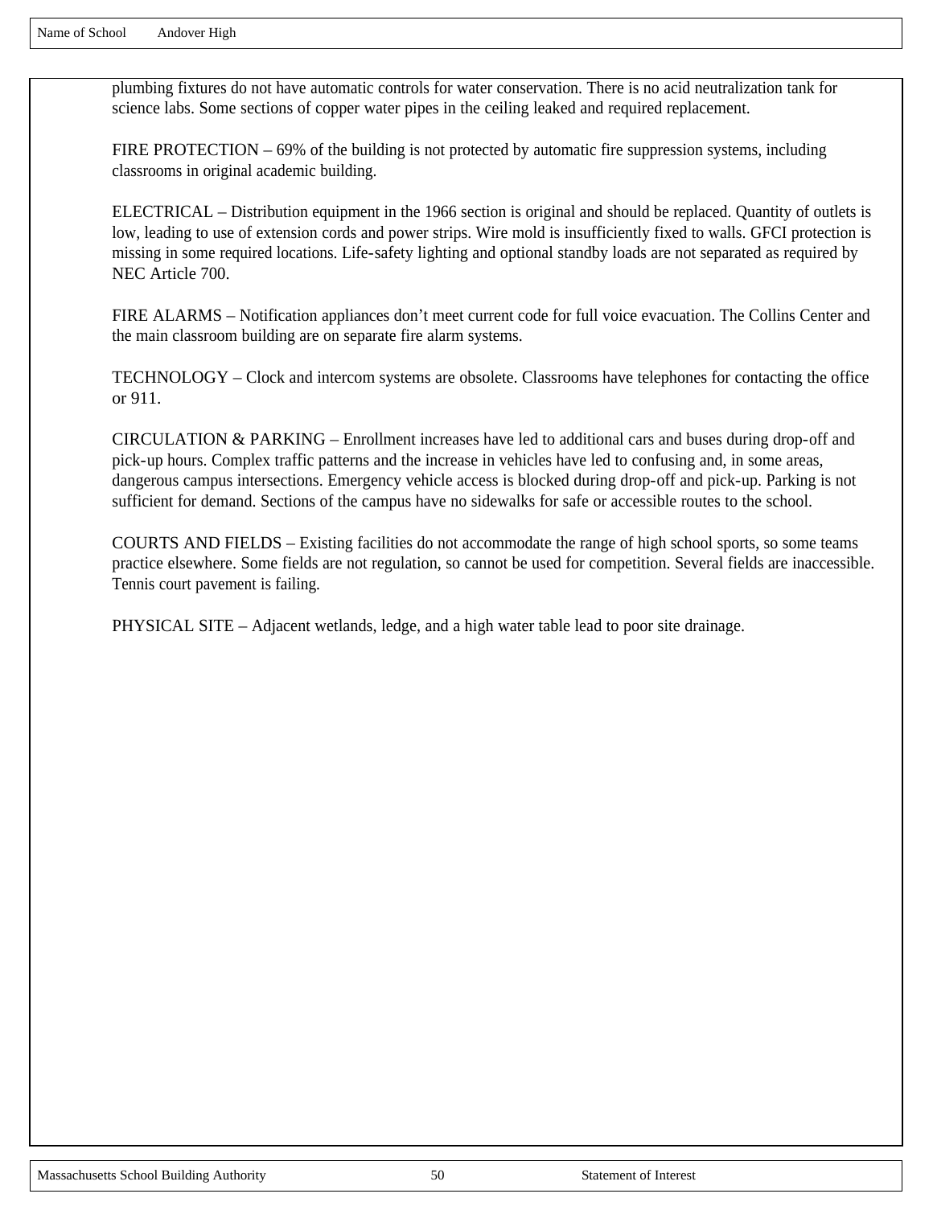plumbing fixtures do not have automatic controls for water conservation. There is no acid neutralization tank for science labs. Some sections of copper water pipes in the ceiling leaked and required replacement.

FIRE PROTECTION – 69% of the building is not protected by automatic fire suppression systems, including classrooms in original academic building.

ELECTRICAL – Distribution equipment in the 1966 section is original and should be replaced. Quantity of outlets is low, leading to use of extension cords and power strips. Wire mold is insufficiently fixed to walls. GFCI protection is missing in some required locations. Life-safety lighting and optional standby loads are not separated as required by NEC Article 700.

FIRE ALARMS – Notification appliances don't meet current code for full voice evacuation. The Collins Center and the main classroom building are on separate fire alarm systems.

TECHNOLOGY – Clock and intercom systems are obsolete. Classrooms have telephones for contacting the office or 911.

CIRCULATION & PARKING – Enrollment increases have led to additional cars and buses during drop-off and pick-up hours. Complex traffic patterns and the increase in vehicles have led to confusing and, in some areas, dangerous campus intersections. Emergency vehicle access is blocked during drop-off and pick-up. Parking is not sufficient for demand. Sections of the campus have no sidewalks for safe or accessible routes to the school.

COURTS AND FIELDS – Existing facilities do not accommodate the range of high school sports, so some teams practice elsewhere. Some fields are not regulation, so cannot be used for competition. Several fields are inaccessible. Tennis court pavement is failing.

PHYSICAL SITE – Adjacent wetlands, ledge, and a high water table lead to poor site drainage.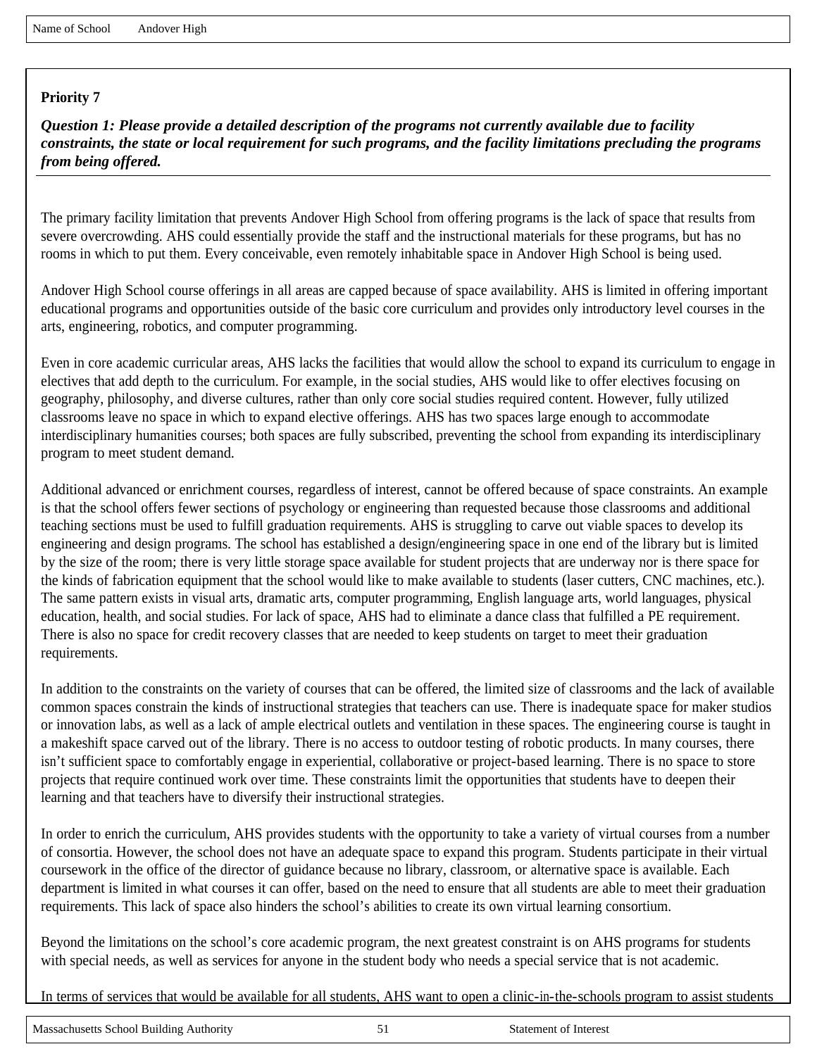Name of School Andover High

**Priority 7**

***Question 1: Please provide a detailed description of the programs not currently available due to facility constraints, the state or local requirement for such programs, and the facility limitations precluding the programs from being offered.***

The primary facility limitation that prevents Andover High School from offering programs is the lack of space that results from severe overcrowding. AHS could essentially provide the staff and the instructional materials for these programs, but has no rooms in which to put them. Every conceivable, even remotely inhabitable space in Andover High School is being used.

Andover High School course offerings in all areas are capped because of space availability. AHS is limited in offering important educational programs and opportunities outside of the basic core curriculum and provides only introductory level courses in the arts, engineering, robotics, and computer programming.

Even in core academic curricular areas, AHS lacks the facilities that would allow the school to expand its curriculum to engage in electives that add depth to the curriculum. For example, in the social studies, AHS would like to offer electives focusing on geography, philosophy, and diverse cultures, rather than only core social studies required content. However, fully utilized classrooms leave no space in which to expand elective offerings. AHS has two spaces large enough to accommodate interdisciplinary humanities courses; both spaces are fully subscribed, preventing the school from expanding its interdisciplinary program to meet student demand.

Additional advanced or enrichment courses, regardless of interest, cannot be offered because of space constraints. An example is that the school offers fewer sections of psychology or engineering than requested because those classrooms and additional teaching sections must be used to fulfill graduation requirements. AHS is struggling to carve out viable spaces to develop its engineering and design programs. The school has established a design/engineering space in one end of the library but is limited by the size of the room; there is very little storage space available for student projects that are underway nor is there space for the kinds of fabrication equipment that the school would like to make available to students (laser cutters, CNC machines, etc.). The same pattern exists in visual arts, dramatic arts, computer programming, English language arts, world languages, physical education, health, and social studies. For lack of space, AHS had to eliminate a dance class that fulfilled a PE requirement. There is also no space for credit recovery classes that are needed to keep students on target to meet their graduation requirements.

In addition to the constraints on the variety of courses that can be offered, the limited size of classrooms and the lack of available common spaces constrain the kinds of instructional strategies that teachers can use. There is inadequate space for maker studios or innovation labs, as well as a lack of ample electrical outlets and ventilation in these spaces. The engineering course is taught in a makeshift space carved out of the library. There is no access to outdoor testing of robotic products. In many courses, there isn't sufficient space to comfortably engage in experiential, collaborative or project-based learning. There is no space to store projects that require continued work over time. These constraints limit the opportunities that students have to deepen their learning and that teachers have to diversify their instructional strategies.

In order to enrich the curriculum, AHS provides students with the opportunity to take a variety of virtual courses from a number of consortia. However, the school does not have an adequate space to expand this program. Students participate in their virtual coursework in the office of the director of guidance because no library, classroom, or alternative space is available. Each department is limited in what courses it can offer, based on the need to ensure that all students are able to meet their graduation requirements. This lack of space also hinders the school's abilities to create its own virtual learning consortium.

Beyond the limitations on the school's core academic program, the next greatest constraint is on AHS programs for students with special needs, as well as services for anyone in the student body who needs a special service that is not academic.

In terms of services that would be available for all students, AHS want to open a clinic-in-the-schools program to assist students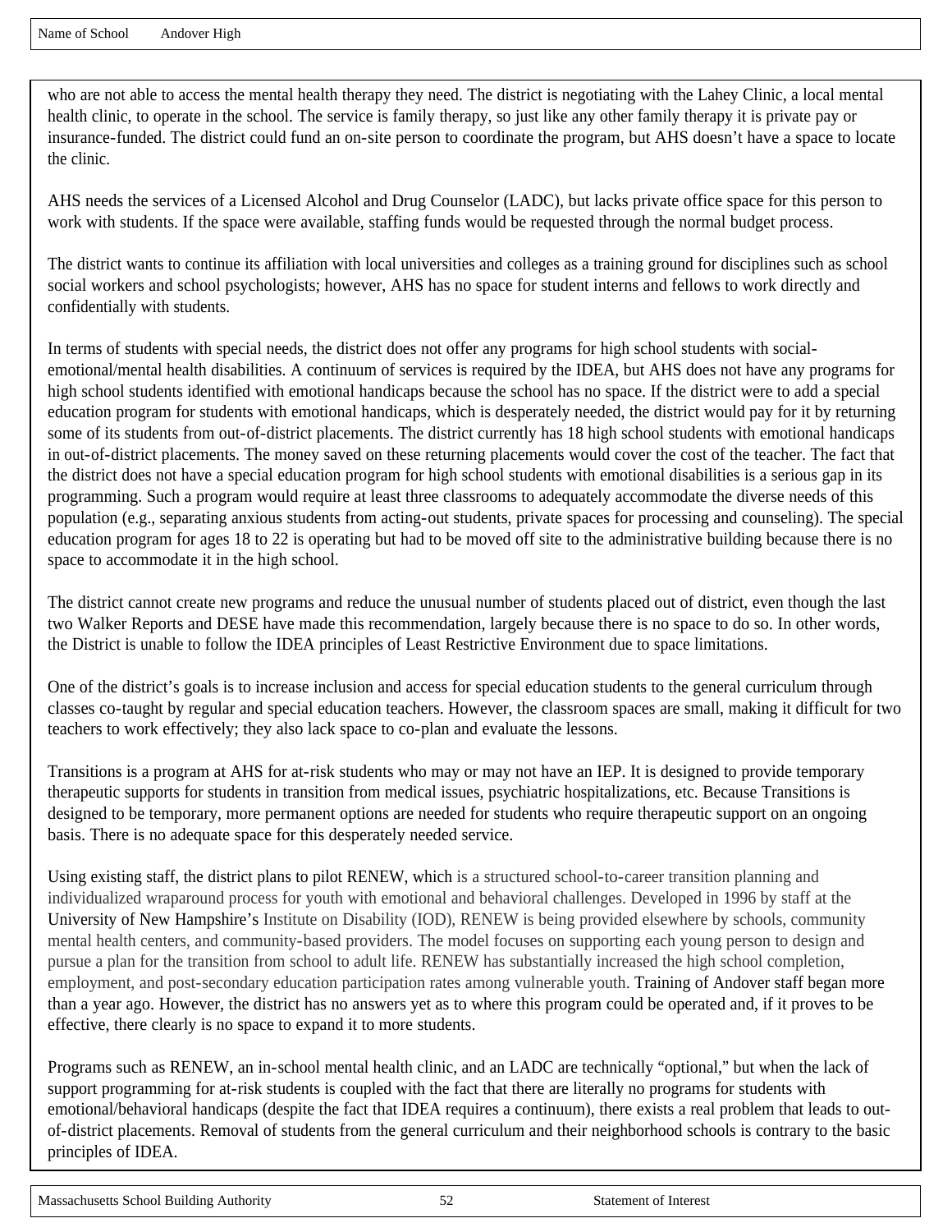who are not able to access the mental health therapy they need. The district is negotiating with the Lahey Clinic, a local mental health clinic, to operate in the school. The service is family therapy, so just like any other family therapy it is private pay or insurance-funded. The district could fund an on-site person to coordinate the program, but AHS doesn't have a space to locate the clinic.

AHS needs the services of a Licensed Alcohol and Drug Counselor (LADC), but lacks private office space for this person to work with students. If the space were available, staffing funds would be requested through the normal budget process.

The district wants to continue its affiliation with local universities and colleges as a training ground for disciplines such as school social workers and school psychologists; however, AHS has no space for student interns and fellows to work directly and confidentially with students.

In terms of students with special needs, the district does not offer any programs for high school students with social-emotional/mental health disabilities. A continuum of services is required by the IDEA, but AHS does not have any programs for high school students identified with emotional handicaps because the school has no space. If the district were to add a special education program for students with emotional handicaps, which is desperately needed, the district would pay for it by returning some of its students from out-of-district placements. The district currently has 18 high school students with emotional handicaps in out-of-district placements. The money saved on these returning placements would cover the cost of the teacher. The fact that the district does not have a special education program for high school students with emotional disabilities is a serious gap in its programming. Such a program would require at least three classrooms to adequately accommodate the diverse needs of this population (e.g., separating anxious students from acting-out students, private spaces for processing and counseling). The special education program for ages 18 to 22 is operating but had to be moved off site to the administrative building because there is no space to accommodate it in the high school.

The district cannot create new programs and reduce the unusual number of students placed out of district, even though the last two Walker Reports and DESE have made this recommendation, largely because there is no space to do so. In other words, the District is unable to follow the IDEA principles of Least Restrictive Environment due to space limitations.

One of the district's goals is to increase inclusion and access for special education students to the general curriculum through classes co-taught by regular and special education teachers. However, the classroom spaces are small, making it difficult for two teachers to work effectively; they also lack space to co-plan and evaluate the lessons.

Transitions is a program at AHS for at-risk students who may or may not have an IEP. It is designed to provide temporary therapeutic supports for students in transition from medical issues, psychiatric hospitalizations, etc. Because Transitions is designed to be temporary, more permanent options are needed for students who require therapeutic support on an ongoing basis. There is no adequate space for this desperately needed service.

Using existing staff, the district plans to pilot RENEW, which is a structured school-to-career transition planning and individualized wraparound process for youth with emotional and behavioral challenges. Developed in 1996 by staff at the University of New Hampshire's Institute on Disability (IOD), RENEW is being provided elsewhere by schools, community mental health centers, and community-based providers. The model focuses on supporting each young person to design and pursue a plan for the transition from school to adult life. RENEW has substantially increased the high school completion, employment, and post-secondary education participation rates among vulnerable youth. Training of Andover staff began more than a year ago. However, the district has no answers yet as to where this program could be operated and, if it proves to be effective, there clearly is no space to expand it to more students.

Programs such as RENEW, an in-school mental health clinic, and an LADC are technically "optional," but when the lack of support programming for at-risk students is coupled with the fact that there are literally no programs for students with emotional/behavioral handicaps (despite the fact that IDEA requires a continuum), there exists a real problem that leads to out-of-district placements. Removal of students from the general curriculum and their neighborhood schools is contrary to the basic principles of IDEA.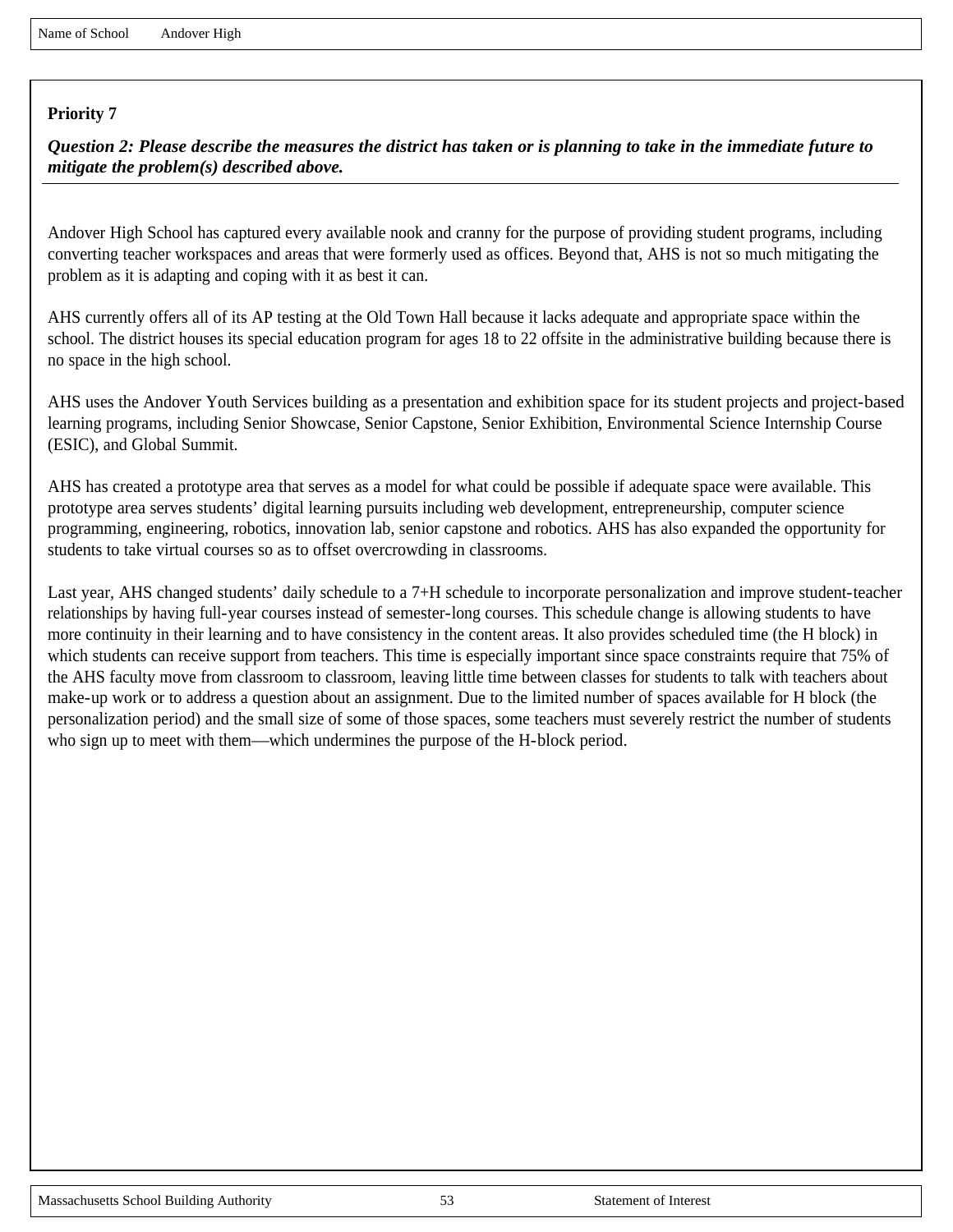Name of School Andover High

**Priority 7**

***Question 2: Please describe the measures the district has taken or is planning to take in the immediate future to mitigate the problem(s) described above.***

Andover High School has captured every available nook and cranny for the purpose of providing student programs, including converting teacher workspaces and areas that were formerly used as offices. Beyond that, AHS is not so much mitigating the problem as it is adapting and coping with it as best it can.

AHS currently offers all of its AP testing at the Old Town Hall because it lacks adequate and appropriate space within the school. The district houses its special education program for ages 18 to 22 offsite in the administrative building because there is no space in the high school.

AHS uses the Andover Youth Services building as a presentation and exhibition space for its student projects and project-based learning programs, including Senior Showcase, Senior Capstone, Senior Exhibition, Environmental Science Internship Course (ESIC), and Global Summit.

AHS has created a prototype area that serves as a model for what could be possible if adequate space were available. This prototype area serves students' digital learning pursuits including web development, entrepreneurship, computer science programming, engineering, robotics, innovation lab, senior capstone and robotics. AHS has also expanded the opportunity for students to take virtual courses so as to offset overcrowding in classrooms.

Last year, AHS changed students' daily schedule to a 7+H schedule to incorporate personalization and improve student-teacher relationships by having full-year courses instead of semester-long courses. This schedule change is allowing students to have more continuity in their learning and to have consistency in the content areas. It also provides scheduled time (the H block) in which students can receive support from teachers. This time is especially important since space constraints require that 75% of the AHS faculty move from classroom to classroom, leaving little time between classes for students to talk with teachers about make-up work or to address a question about an assignment. Due to the limited number of spaces available for H block (the personalization period) and the small size of some of those spaces, some teachers must severely restrict the number of students who sign up to meet with them—which undermines the purpose of the H-block period.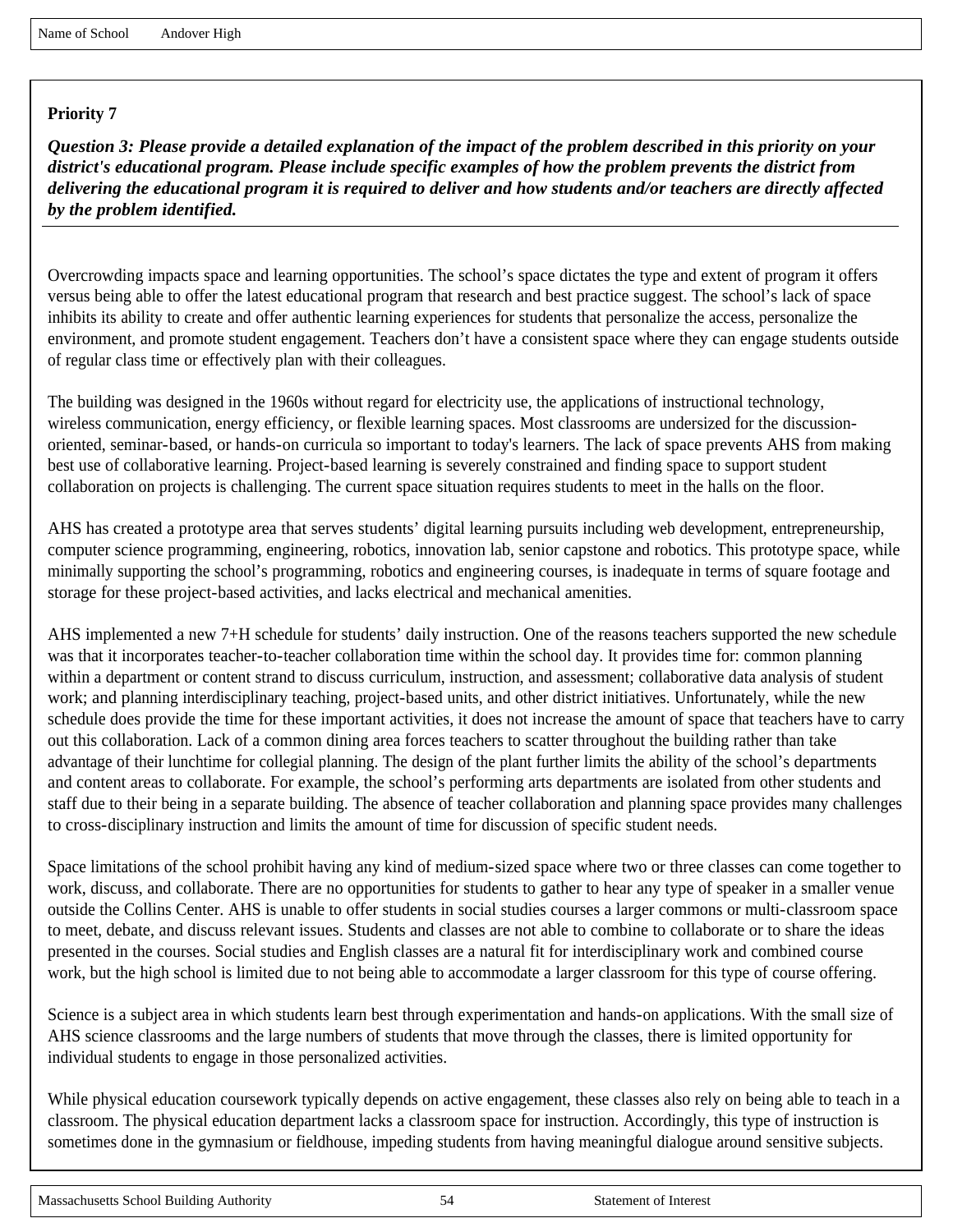Name of School Andover High

**Priority 7**

***Question 3: Please provide a detailed explanation of the impact of the problem described in this priority on your district's educational program. Please include specific examples of how the problem prevents the district from delivering the educational program it is required to deliver and how students and/or teachers are directly affected by the problem identified.***

Overcrowding impacts space and learning opportunities. The school's space dictates the type and extent of program it offers versus being able to offer the latest educational program that research and best practice suggest. The school's lack of space inhibits its ability to create and offer authentic learning experiences for students that personalize the access, personalize the environment, and promote student engagement. Teachers don't have a consistent space where they can engage students outside of regular class time or effectively plan with their colleagues.

The building was designed in the 1960s without regard for electricity use, the applications of instructional technology, wireless communication, energy efficiency, or flexible learning spaces. Most classrooms are undersized for the discussion-oriented, seminar-based, or hands-on curricula so important to today's learners. The lack of space prevents AHS from making best use of collaborative learning. Project-based learning is severely constrained and finding space to support student collaboration on projects is challenging. The current space situation requires students to meet in the halls on the floor.

AHS has created a prototype area that serves students' digital learning pursuits including web development, entrepreneurship, computer science programming, engineering, robotics, innovation lab, senior capstone and robotics. This prototype space, while minimally supporting the school's programming, robotics and engineering courses, is inadequate in terms of square footage and storage for these project-based activities, and lacks electrical and mechanical amenities.

AHS implemented a new 7+H schedule for students' daily instruction. One of the reasons teachers supported the new schedule was that it incorporates teacher-to-teacher collaboration time within the school day. It provides time for: common planning within a department or content strand to discuss curriculum, instruction, and assessment; collaborative data analysis of student work; and planning interdisciplinary teaching, project-based units, and other district initiatives. Unfortunately, while the new schedule does provide the time for these important activities, it does not increase the amount of space that teachers have to carry out this collaboration. Lack of a common dining area forces teachers to scatter throughout the building rather than take advantage of their lunchtime for collegial planning. The design of the plant further limits the ability of the school's departments and content areas to collaborate. For example, the school's performing arts departments are isolated from other students and staff due to their being in a separate building. The absence of teacher collaboration and planning space provides many challenges to cross-disciplinary instruction and limits the amount of time for discussion of specific student needs.

Space limitations of the school prohibit having any kind of medium-sized space where two or three classes can come together to work, discuss, and collaborate. There are no opportunities for students to gather to hear any type of speaker in a smaller venue outside the Collins Center. AHS is unable to offer students in social studies courses a larger commons or multi-classroom space to meet, debate, and discuss relevant issues. Students and classes are not able to combine to collaborate or to share the ideas presented in the courses. Social studies and English classes are a natural fit for interdisciplinary work and combined course work, but the high school is limited due to not being able to accommodate a larger classroom for this type of course offering.

Science is a subject area in which students learn best through experimentation and hands-on applications. With the small size of AHS science classrooms and the large numbers of students that move through the classes, there is limited opportunity for individual students to engage in those personalized activities.

While physical education coursework typically depends on active engagement, these classes also rely on being able to teach in a classroom. The physical education department lacks a classroom space for instruction. Accordingly, this type of instruction is sometimes done in the gymnasium or fieldhouse, impeding students from having meaningful dialogue around sensitive subjects.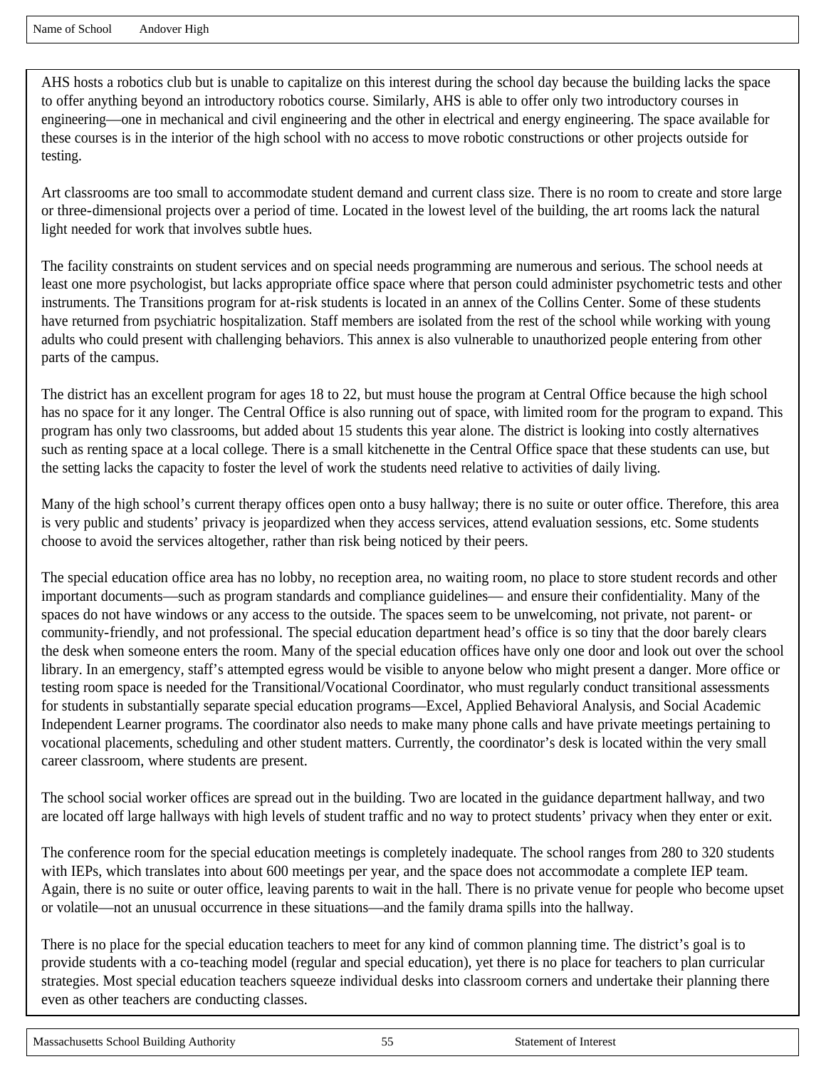AHS hosts a robotics club but is unable to capitalize on this interest during the school day because the building lacks the space to offer anything beyond an introductory robotics course. Similarly, AHS is able to offer only two introductory courses in engineering—one in mechanical and civil engineering and the other in electrical and energy engineering. The space available for these courses is in the interior of the high school with no access to move robotic constructions or other projects outside for testing.

Art classrooms are too small to accommodate student demand and current class size. There is no room to create and store large or three-dimensional projects over a period of time. Located in the lowest level of the building, the art rooms lack the natural light needed for work that involves subtle hues.

The facility constraints on student services and on special needs programming are numerous and serious. The school needs at least one more psychologist, but lacks appropriate office space where that person could administer psychometric tests and other instruments. The Transitions program for at-risk students is located in an annex of the Collins Center. Some of these students have returned from psychiatric hospitalization. Staff members are isolated from the rest of the school while working with young adults who could present with challenging behaviors. This annex is also vulnerable to unauthorized people entering from other parts of the campus.

The district has an excellent program for ages 18 to 22, but must house the program at Central Office because the high school has no space for it any longer. The Central Office is also running out of space, with limited room for the program to expand. This program has only two classrooms, but added about 15 students this year alone. The district is looking into costly alternatives such as renting space at a local college. There is a small kitchenette in the Central Office space that these students can use, but the setting lacks the capacity to foster the level of work the students need relative to activities of daily living.

Many of the high school's current therapy offices open onto a busy hallway; there is no suite or outer office. Therefore, this area is very public and students' privacy is jeopardized when they access services, attend evaluation sessions, etc. Some students choose to avoid the services altogether, rather than risk being noticed by their peers.

The special education office area has no lobby, no reception area, no waiting room, no place to store student records and other important documents—such as program standards and compliance guidelines— and ensure their confidentiality. Many of the spaces do not have windows or any access to the outside. The spaces seem to be unwelcoming, not private, not parent- or community-friendly, and not professional. The special education department head's office is so tiny that the door barely clears the desk when someone enters the room. Many of the special education offices have only one door and look out over the school library. In an emergency, staff's attempted egress would be visible to anyone below who might present a danger. More office or testing room space is needed for the Transitional/Vocational Coordinator, who must regularly conduct transitional assessments for students in substantially separate special education programs—Excel, Applied Behavioral Analysis, and Social Academic Independent Learner programs. The coordinator also needs to make many phone calls and have private meetings pertaining to vocational placements, scheduling and other student matters. Currently, the coordinator's desk is located within the very small career classroom, where students are present.

The school social worker offices are spread out in the building. Two are located in the guidance department hallway, and two are located off large hallways with high levels of student traffic and no way to protect students' privacy when they enter or exit.

The conference room for the special education meetings is completely inadequate. The school ranges from 280 to 320 students with IEPs, which translates into about 600 meetings per year, and the space does not accommodate a complete IEP team. Again, there is no suite or outer office, leaving parents to wait in the hall. There is no private venue for people who become upset or volatile—not an unusual occurrence in these situations—and the family drama spills into the hallway.

There is no place for the special education teachers to meet for any kind of common planning time. The district's goal is to provide students with a co-teaching model (regular and special education), yet there is no place for teachers to plan curricular strategies. Most special education teachers squeeze individual desks into classroom corners and undertake their planning there even as other teachers are conducting classes.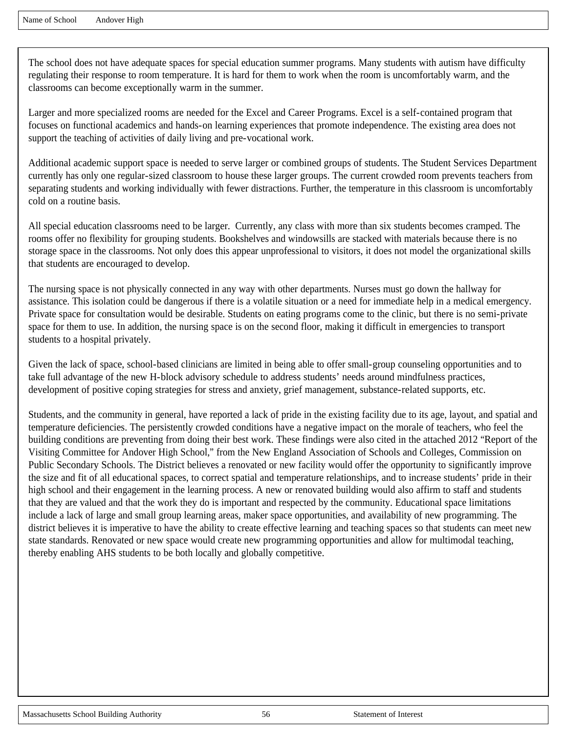The school does not have adequate spaces for special education summer programs. Many students with autism have difficulty regulating their response to room temperature. It is hard for them to work when the room is uncomfortably warm, and the classrooms can become exceptionally warm in the summer.

Larger and more specialized rooms are needed for the Excel and Career Programs. Excel is a self-contained program that focuses on functional academics and hands-on learning experiences that promote independence. The existing area does not support the teaching of activities of daily living and pre-vocational work.

Additional academic support space is needed to serve larger or combined groups of students. The Student Services Department currently has only one regular-sized classroom to house these larger groups. The current crowded room prevents teachers from separating students and working individually with fewer distractions. Further, the temperature in this classroom is uncomfortably cold on a routine basis.

All special education classrooms need to be larger. Currently, any class with more than six students becomes cramped. The rooms offer no flexibility for grouping students. Bookshelves and windowsills are stacked with materials because there is no storage space in the classrooms. Not only does this appear unprofessional to visitors, it does not model the organizational skills that students are encouraged to develop.

The nursing space is not physically connected in any way with other departments. Nurses must go down the hallway for assistance. This isolation could be dangerous if there is a volatile situation or a need for immediate help in a medical emergency. Private space for consultation would be desirable. Students on eating programs come to the clinic, but there is no semi-private space for them to use. In addition, the nursing space is on the second floor, making it difficult in emergencies to transport students to a hospital privately.

Given the lack of space, school-based clinicians are limited in being able to offer small-group counseling opportunities and to take full advantage of the new H-block advisory schedule to address students' needs around mindfulness practices, development of positive coping strategies for stress and anxiety, grief management, substance-related supports, etc.

Students, and the community in general, have reported a lack of pride in the existing facility due to its age, layout, and spatial and temperature deficiencies. The persistently crowded conditions have a negative impact on the morale of teachers, who feel the building conditions are preventing from doing their best work. These findings were also cited in the attached 2012 "Report of the Visiting Committee for Andover High School," from the New England Association of Schools and Colleges, Commission on Public Secondary Schools. The District believes a renovated or new facility would offer the opportunity to significantly improve the size and fit of all educational spaces, to correct spatial and temperature relationships, and to increase students' pride in their high school and their engagement in the learning process. A new or renovated building would also affirm to staff and students that they are valued and that the work they do is important and respected by the community. Educational space limitations include a lack of large and small group learning areas, maker space opportunities, and availability of new programming. The district believes it is imperative to have the ability to create effective learning and teaching spaces so that students can meet new state standards. Renovated or new space would create new programming opportunities and allow for multimodal teaching, thereby enabling AHS students to be both locally and globally competitive.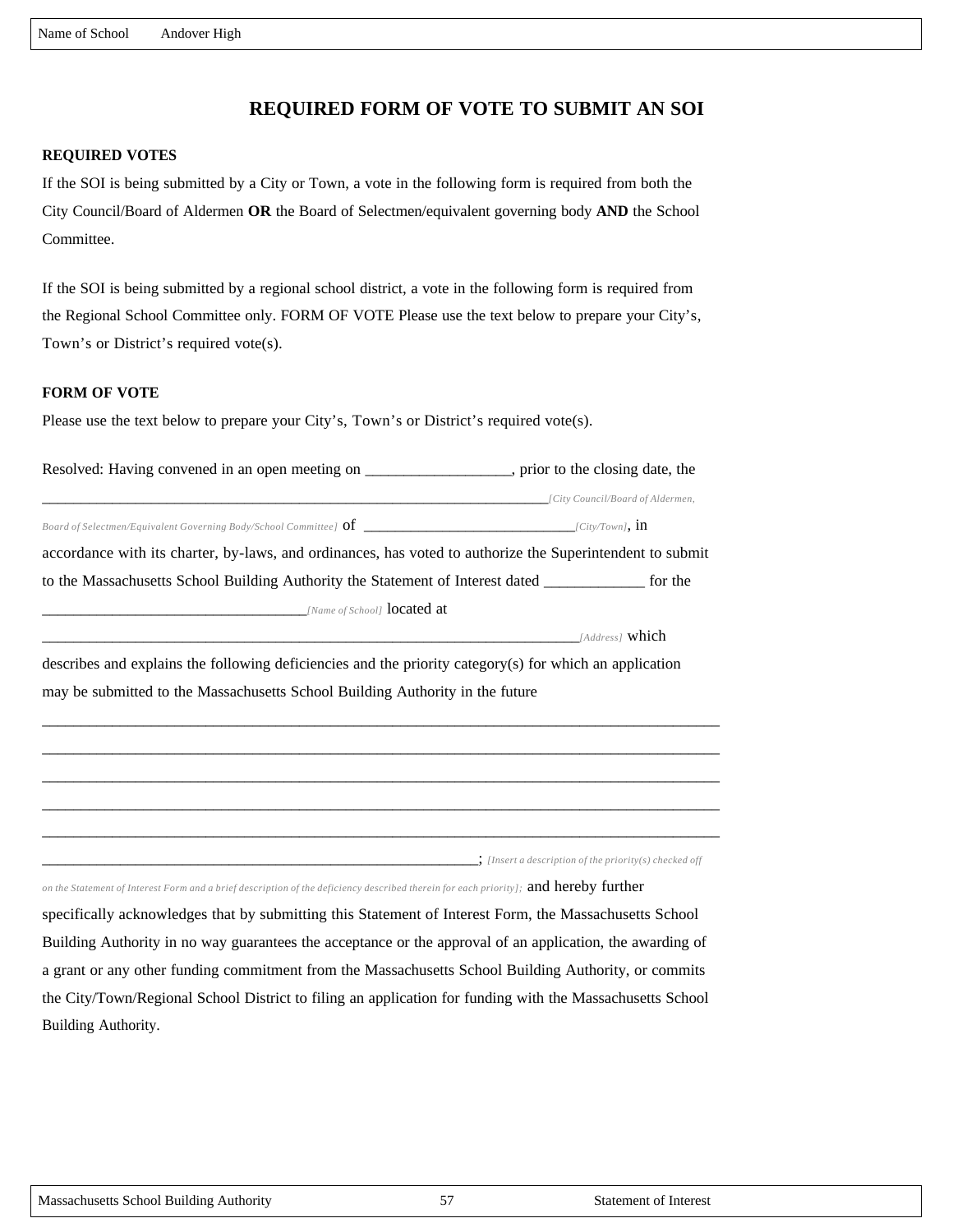Name of School Andover High

# REQUIRED FORM OF VOTE TO SUBMIT AN SOI

**REQUIRED VOTES**

If the SOI is being submitted by a City or Town, a vote in the following form is required from both the City Council/Board of Aldermen **OR** the Board of Selectmen/equivalent governing body **AND** the School Committee.

If the SOI is being submitted by a regional school district, a vote in the following form is required from the Regional School Committee only. FORM OF VOTE Please use the text below to prepare your City's, Town's or District's required vote(s).

**FORM OF VOTE**

Please use the text below to prepare your City's, Town's or District's required vote(s).

Resolved: Having convened in an open meeting on ___________________, prior to the closing date, the _______________________________________________________________________*[City Council/Board of Aldermen, Board of Selectmen/Equivalent Governing Body/School Committee]* of ____________________________*[City/Town]*, in accordance with its charter, by-laws, and ordinances, has voted to authorize the Superintendent to submit to the Massachusetts School Building Authority the Statement of Interest dated _____________ for the ___________________________________*[Name of School]* located at _________________________________________________________________________*[Address]* which describes and explains the following deficiencies and the priority category(s) for which an application may be submitted to the Massachusetts School Building Authority in the future

_____________________________________________________________________________________

_____________________________________________________________________________________

_____________________________________________________________________________________

_____________________________________________________________________________________

_____________________________________________________________________________________

_____________________________________________________________; *[Insert a description of the priority(s) checked off on the Statement of Interest Form and a brief description of the deficiency described therein for each priority];* and hereby further specifically acknowledges that by submitting this Statement of Interest Form, the Massachusetts School Building Authority in no way guarantees the acceptance or the approval of an application, the awarding of a grant or any other funding commitment from the Massachusetts School Building Authority, or commits the City/Town/Regional School District to filing an application for funding with the Massachusetts School Building Authority.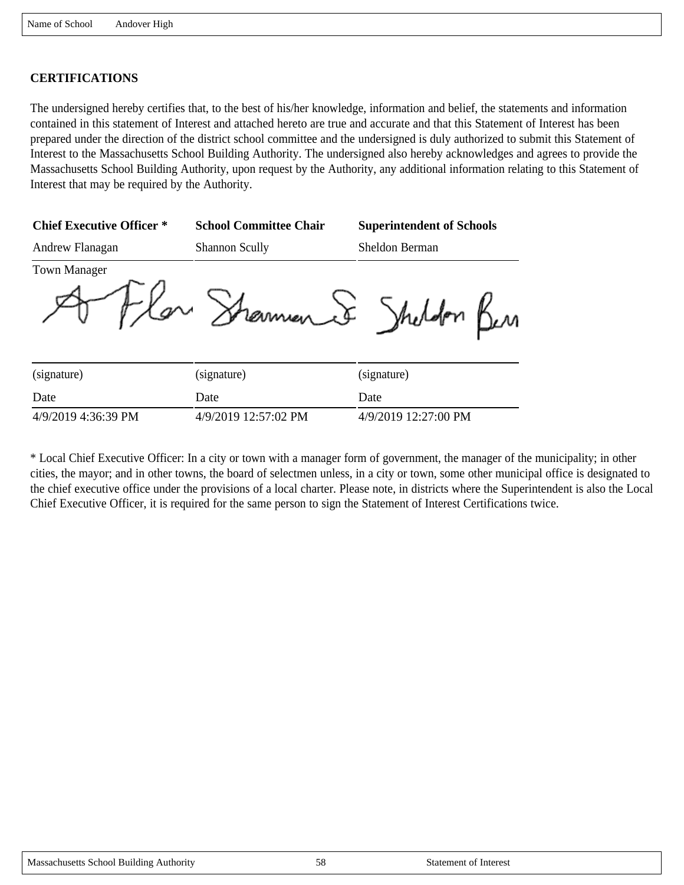Name of School Andover High

**CERTIFICATIONS**

The undersigned hereby certifies that, to the best of his/her knowledge, information and belief, the statements and information contained in this statement of Interest and attached hereto are true and accurate and that this Statement of Interest has been prepared under the direction of the district school committee and the undersigned is duly authorized to submit this Statement of Interest to the Massachusetts School Building Authority. The undersigned also hereby acknowledges and agrees to provide the Massachusetts School Building Authority, upon request by the Authority, any additional information relating to this Statement of Interest that may be required by the Authority.

| **Chief Executive Officer *** | **School Committee Chair** | **Superintendent of Schools** |
| --- | --- | --- |
| Andrew Flanagan | Shannon Scully | Sheldon Berman |
| Town Manager | | |
| (signature) | (signature) | (signature) |
| Date | Date | Date |
| 4/9/2019 4:36:39 PM | 4/9/2019 12:57:02 PM | 4/9/2019 12:27:00 PM |

* Local Chief Executive Officer: In a city or town with a manager form of government, the manager of the municipality; in other cities, the mayor; and in other towns, the board of selectmen unless, in a city or town, some other municipal office is designated to the chief executive office under the provisions of a local charter. Please note, in districts where the Superintendent is also the Local Chief Executive Officer, it is required for the same person to sign the Statement of Interest Certifications twice.